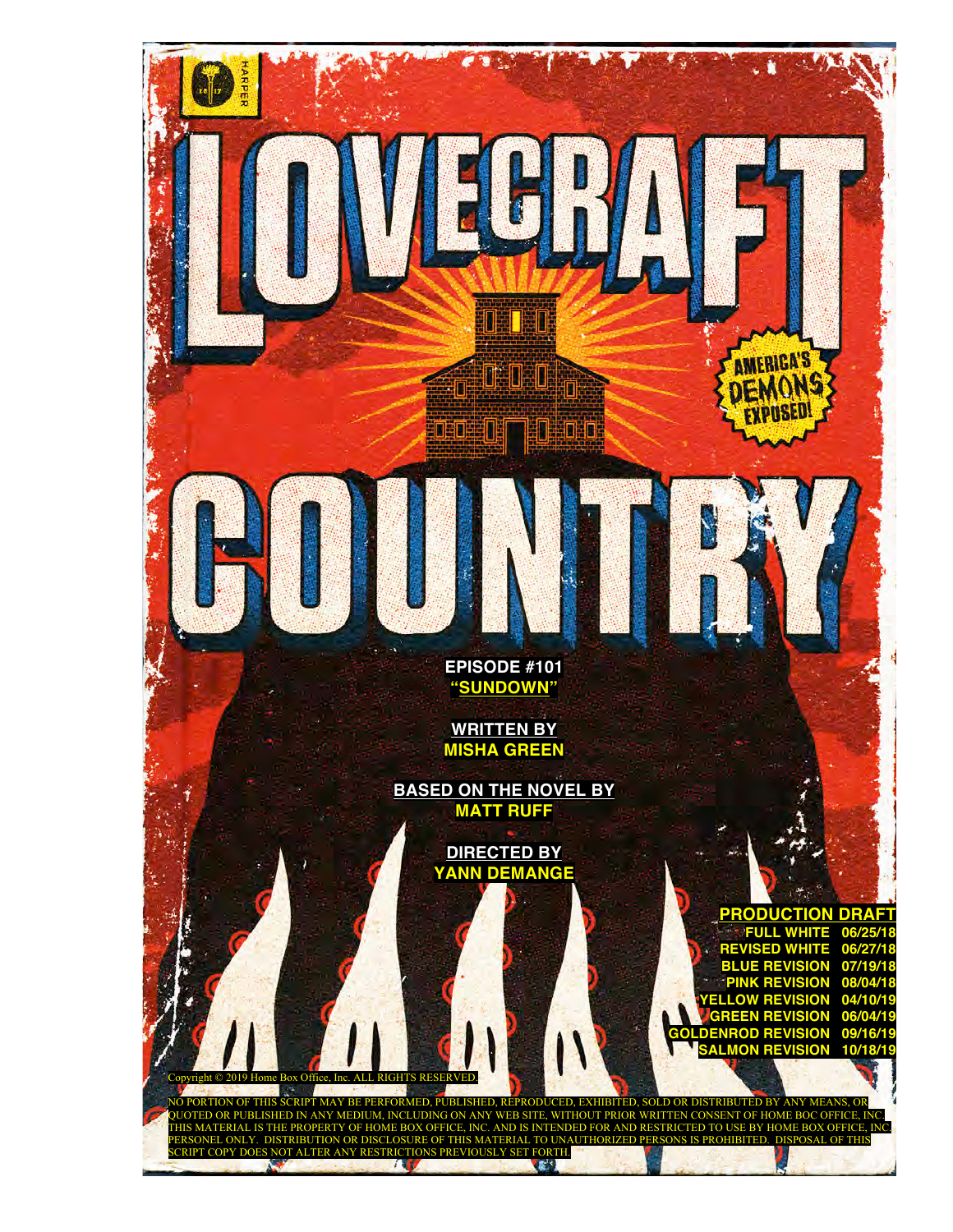HARPER

# LOVECRAFT COUNTRY

AMERICA'S DEMONS EXPOSED!

**EPISODE #101**
**"SUNDOWN"**

**WRITTEN BY**
**MISHA GREEN**

**BASED ON THE NOVEL BY**
**MATT RUFF**

**DIRECTED BY**
**YANN DEMANGE**

**PRODUCTION DRAFT**

| | |
|---|---|
| **FULL WHITE** | **06/25/18** |
| **REVISED WHITE** | **06/27/18** |
| **BLUE REVISION** | **07/19/18** |
| **PINK REVISION** | **08/04/18** |
| **YELLOW REVISION** | **04/10/19** |
| **GREEN REVISION** | **06/04/19** |
| **GOLDENROD REVISION** | **09/16/19** |
| **SALMON REVISION** | **10/18/19** |

Copyright © 2019 Home Box Office, Inc. ALL RIGHTS RESERVED.

NO PORTION OF THIS SCRIPT MAY BE PERFORMED, PUBLISHED, REPRODUCED, EXHIBITED, SOLD OR DISTRIBUTED BY ANY MEANS, OR QUOTED OR PUBLISHED IN ANY MEDIUM, INCLUDING ON ANY WEB SITE, WITHOUT PRIOR WRITTEN CONSENT OF HOME BOC OFFICE, INC. THIS MATERIAL IS THE PROPERTY OF HOME BOX OFFICE, INC. AND IS INTENDED FOR AND RESTRICTED TO USE BY HOME BOX OFFICE, INC. PERSONEL ONLY. DISTRIBUTION OR DISCLOSURE OF THIS MATERIAL TO UNAUTHORIZED PERSONS IS PROHIBITED. DISPOSAL OF THIS SCRIPT COPY DOES NOT ALTER ANY RESTRICTIONS PREVIOUSLY SET FORTH.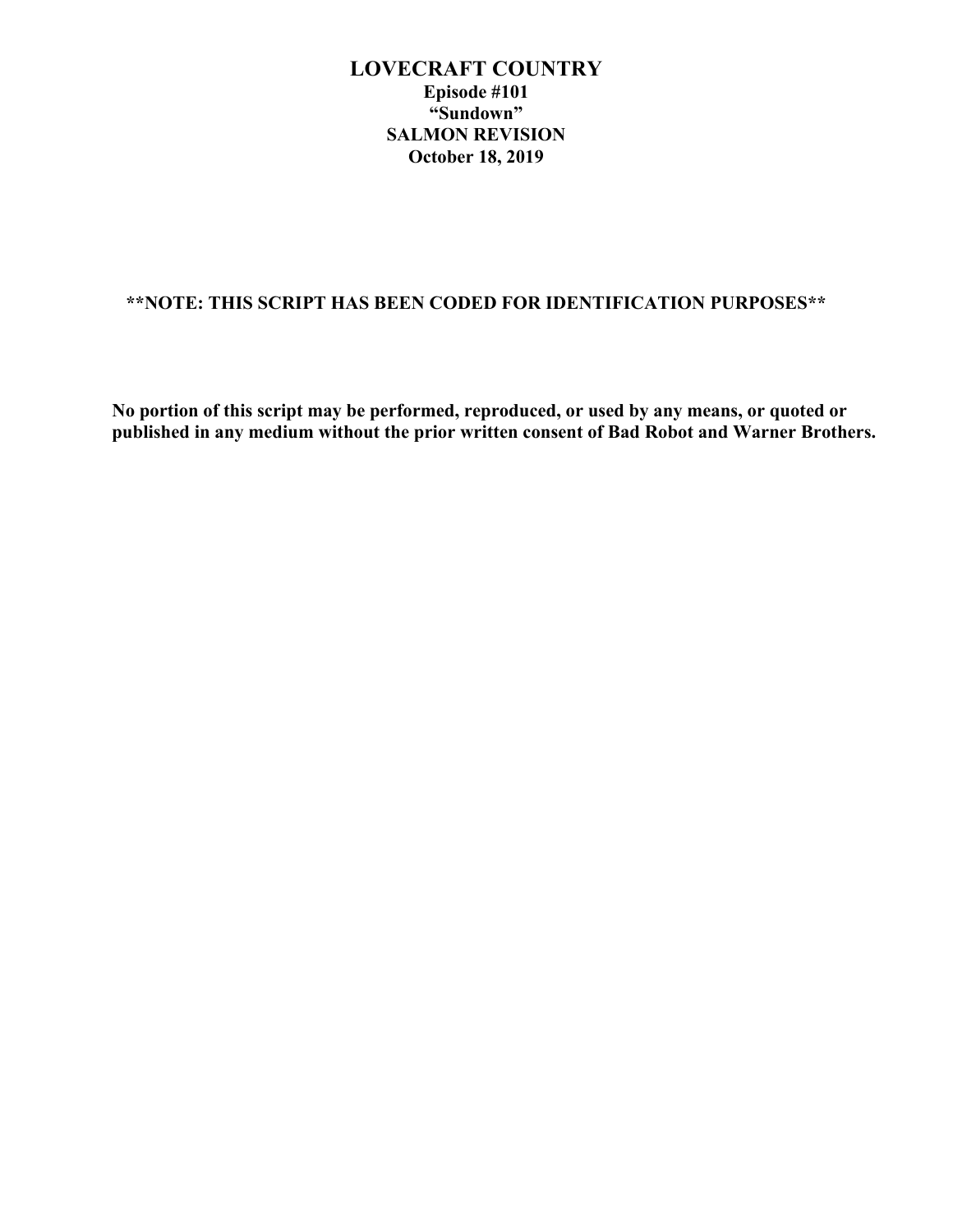# LOVECRAFT COUNTRY

**Episode #101**

**"Sundown"**

**SALMON REVISION**

**October 18, 2019**

**\*\*NOTE: THIS SCRIPT HAS BEEN CODED FOR IDENTIFICATION PURPOSES\*\***

**No portion of this script may be performed, reproduced, or used by any means, or quoted or published in any medium without the prior written consent of Bad Robot and Warner Brothers.**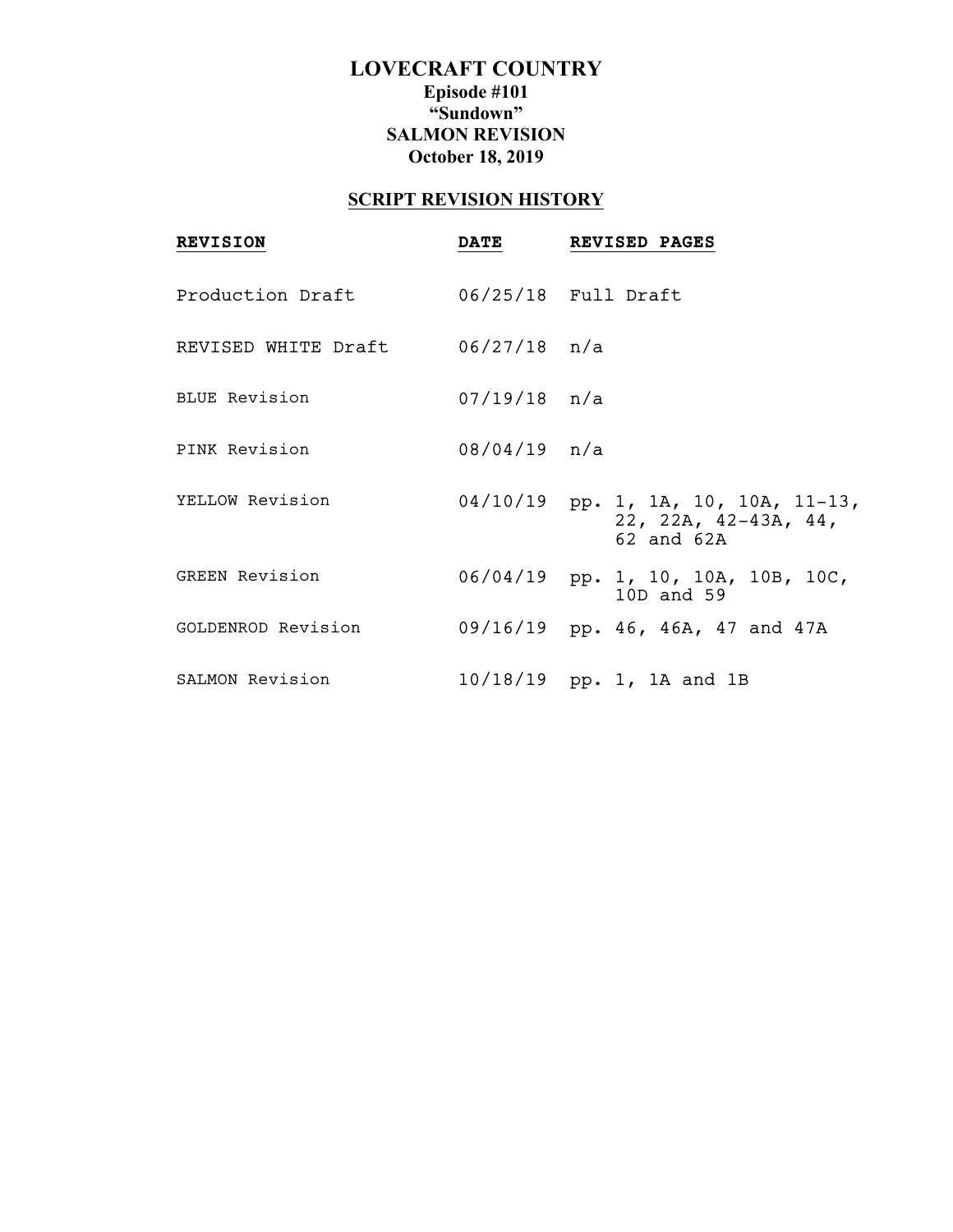# LOVECRAFT COUNTRY

**Episode #101**
**"Sundown"**
**SALMON REVISION**
**October 18, 2019**

## SCRIPT REVISION HISTORY

| REVISION | DATE | REVISED PAGES |
|---|---|---|
| Production Draft | 06/25/18 | Full Draft |
| REVISED WHITE Draft | 06/27/18 | n/a |
| BLUE Revision | 07/19/18 | n/a |
| PINK Revision | 08/04/19 | n/a |
| YELLOW Revision | 04/10/19 | pp. 1, 1A, 10, 10A, 11-13, 22, 22A, 42-43A, 44, 62 and 62A |
| GREEN Revision | 06/04/19 | pp. 1, 10, 10A, 10B, 10C, 10D and 59 |
| GOLDENROD Revision | 09/16/19 | pp. 46, 46A, 47 and 47A |
| SALMON Revision | 10/18/19 | pp. 1, 1A and 1B |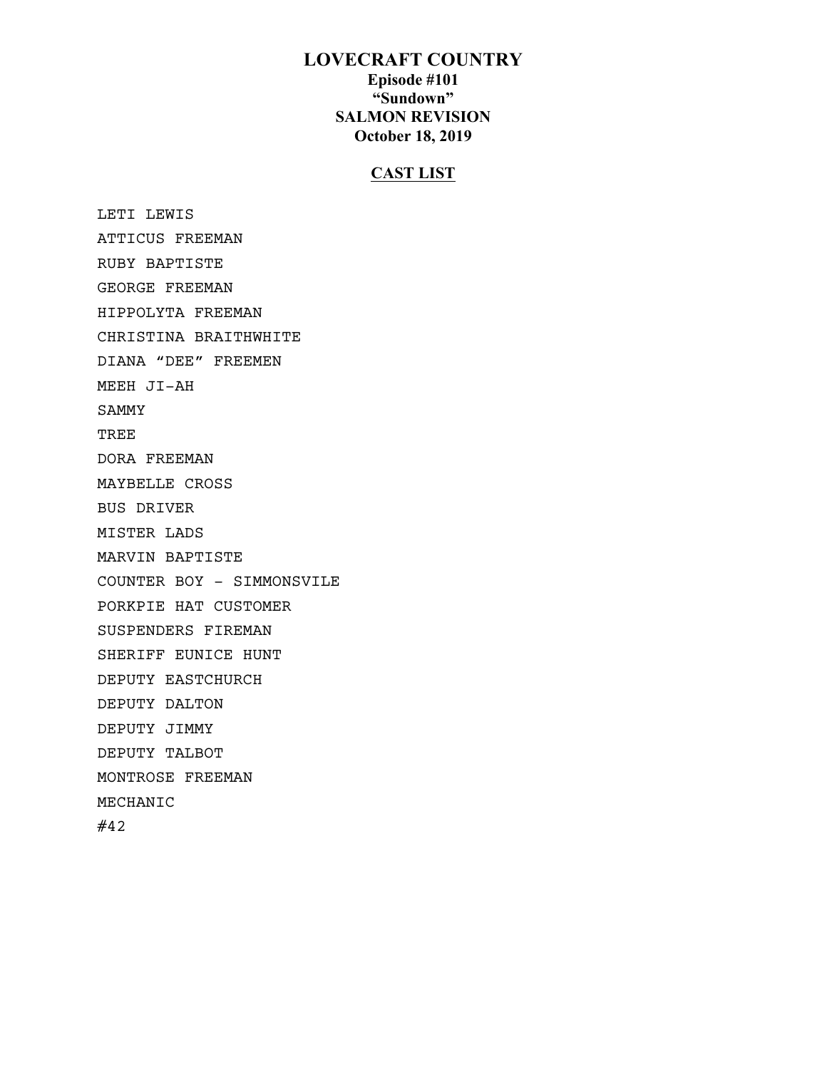# LOVECRAFT COUNTRY

**Episode #101**
**"Sundown"**
**SALMON REVISION**
**October 18, 2019**

## CAST LIST

LETI LEWIS
ATTICUS FREEMAN
RUBY BAPTISTE
GEORGE FREEMAN
HIPPOLYTA FREEMAN
CHRISTINA BRAITHWHITE
DIANA "DEE" FREEMEN
MEEH JI-AH
SAMMY
TREE
DORA FREEMAN
MAYBELLE CROSS
BUS DRIVER
MISTER LADS
MARVIN BAPTISTE
COUNTER BOY - SIMMONSVILE
PORKPIE HAT CUSTOMER
SUSPENDERS FIREMAN
SHERIFF EUNICE HUNT
DEPUTY EASTCHURCH
DEPUTY DALTON
DEPUTY JIMMY
DEPUTY TALBOT
MONTROSE FREEMAN
MECHANIC
#42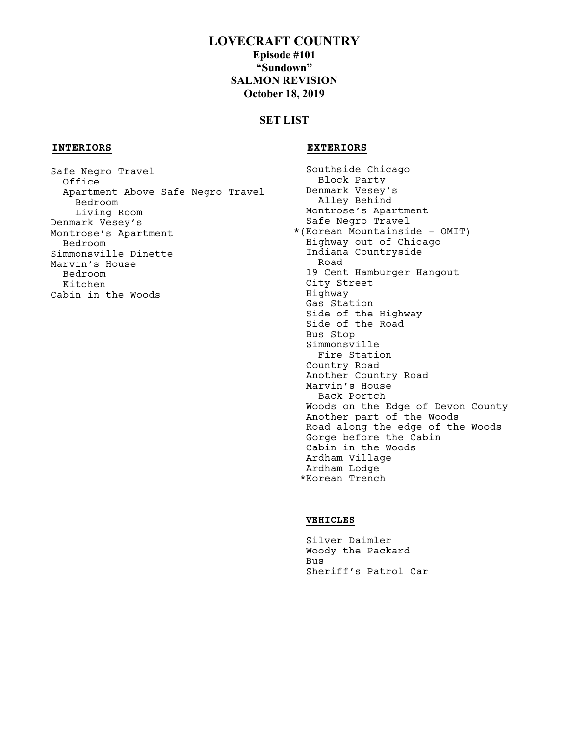# LOVECRAFT COUNTRY

**Episode #101**

**"Sundown"**

**SALMON REVISION**

**October 18, 2019**

## SET LIST

### INTERIORS

- Safe Negro Travel
  - Office
  - Apartment Above Safe Negro Travel
    - Bedroom
    - Living Room
- Denmark Vesey's
- Montrose's Apartment
  - Bedroom
- Simmonsville Dinette
- Marvin's House
  - Bedroom
  - Kitchen
- Cabin in the Woods

### EXTERIORS

- Southside Chicago
  - Block Party
- Denmark Vesey's
  - Alley Behind
- Montrose's Apartment
- Safe Negro Travel
- *(Korean Mountainside - OMIT)
- Highway out of Chicago
- Indiana Countryside
  - Road
- 19 Cent Hamburger Hangout
- City Street
- Highway
- Gas Station
- Side of the Highway
- Side of the Road
- Bus Stop
- Simmonsville
  - Fire Station
- Country Road
- Another Country Road
- Marvin's House
  - Back Portch
- Woods on the Edge of Devon County
- Another part of the Woods
- Road along the edge of the Woods
- Gorge before the Cabin
- Cabin in the Woods
- Ardham Village
- Ardham Lodge
- *Korean Trench

### VEHICLES

- Silver Daimler
- Woody the Packard
- Bus
- Sheriff's Patrol Car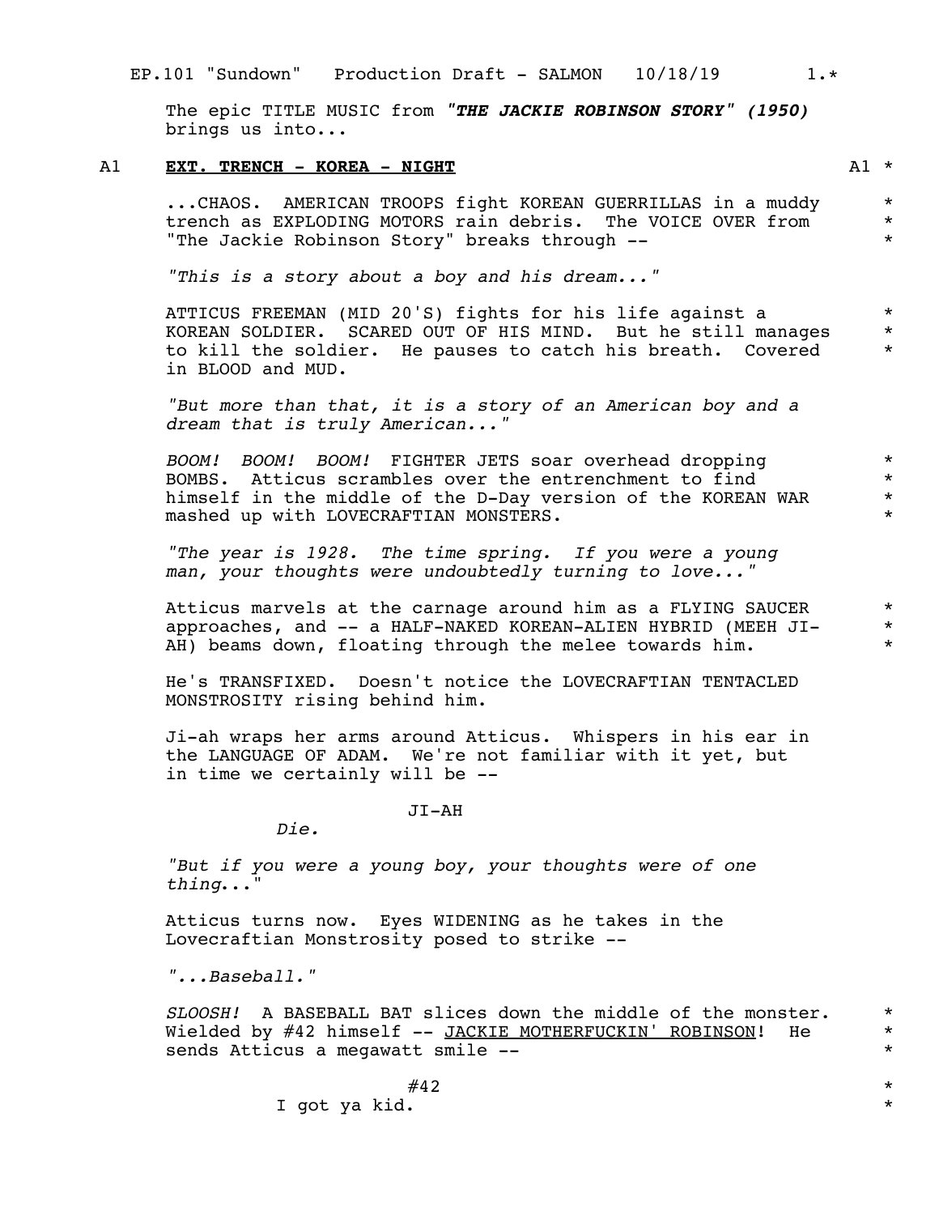The epic TITLE MUSIC from ***"THE JACKIE ROBINSON STORY" (1950)*** brings us into...

A1 **EXT. TRENCH - KOREA - NIGHT** A1 *

...CHAOS. AMERICAN TROOPS fight KOREAN GUERRILLAS in a muddy trench as EXPLODING MOTORS rain debris. The VOICE OVER from "The Jackie Robinson Story" breaks through -- *

*"This is a story about a boy and his dream..."*

ATTICUS FREEMAN (MID 20'S) fights for his life against a KOREAN SOLDIER. SCARED OUT OF HIS MIND. But he still manages to kill the soldier. He pauses to catch his breath. Covered in BLOOD and MUD. *

*"But more than that, it is a story of an American boy and a dream that is truly American..."*

*BOOM! BOOM! BOOM!* FIGHTER JETS soar overhead dropping BOMBS. Atticus scrambles over the entrenchment to find himself in the middle of the D-Day version of the KOREAN WAR mashed up with LOVECRAFTIAN MONSTERS. *

*"The year is 1928. The time spring. If you were a young man, your thoughts were undoubtedly turning to love..."*

Atticus marvels at the carnage around him as a FLYING SAUCER approaches, and -- a HALF-NAKED KOREAN-ALIEN HYBRID (MEEH JI-AH) beams down, floating through the melee towards him. *

He's TRANSFIXED. Doesn't notice the LOVECRAFTIAN TENTACLED MONSTROSITY rising behind him.

Ji-ah wraps her arms around Atticus. Whispers in his ear in the LANGUAGE OF ADAM. We're not familiar with it yet, but in time we certainly will be --

JI-AH

*Die.*

*"But if you were a young boy, your thoughts were of one thing..."*

Atticus turns now. Eyes WIDENING as he takes in the Lovecraftian Monstrosity posed to strike --

*"...Baseball."*

*SLOOSH!* A BASEBALL BAT slices down the middle of the monster. Wielded by #42 himself -- <u>JACKIE MOTHERFUCKIN' ROBINSON</u>! He sends Atticus a megawatt smile -- *

#42 *

I got ya kid. *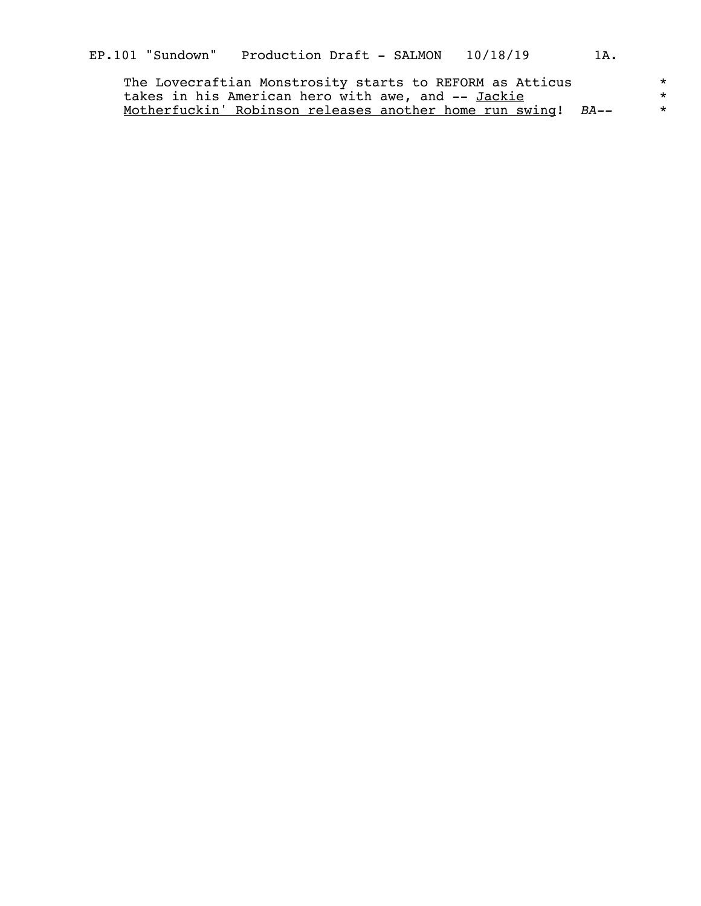The Lovecraftian Monstrosity starts to REFORM as Atticus takes in his American hero with awe, and -- <u>Jackie Motherfuckin' Robinson releases another home run swing</u>! *BA--*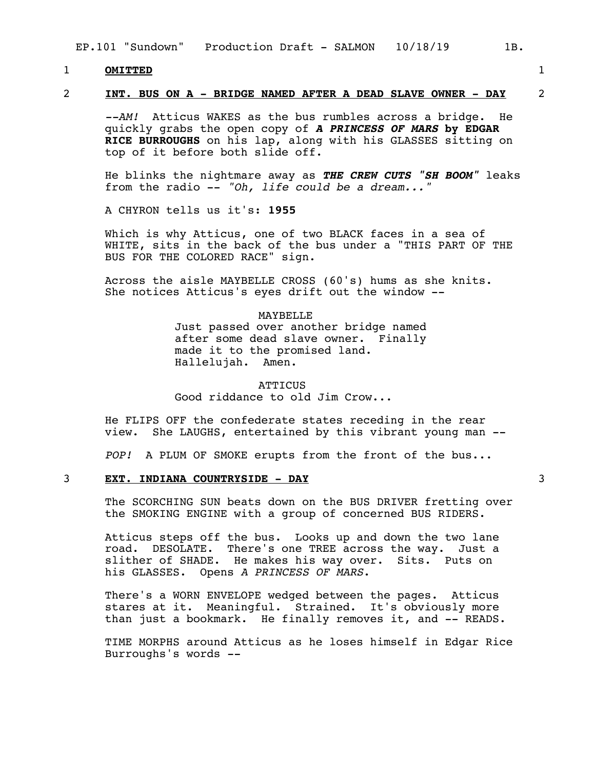1 **OMITTED** 1

2 **INT. BUS ON A - BRIDGE NAMED AFTER A DEAD SLAVE OWNER - DAY** 2

*--AM!* Atticus WAKES as the bus rumbles across a bridge. He quickly grabs the open copy of ***A PRINCESS OF MARS* by EDGAR RICE BURROUGHS** on his lap, along with his GLASSES sitting on top of it before both slide off.

He blinks the nightmare away as ***THE CREW CUTS "SH BOOM"*** leaks from the radio -- *"Oh, life could be a dream..."*

A CHYRON tells us it's: **1955**

Which is why Atticus, one of two BLACK faces in a sea of WHITE, sits in the back of the bus under a "THIS PART OF THE BUS FOR THE COLORED RACE" sign.

Across the aisle MAYBELLE CROSS (60's) hums as she knits. She notices Atticus's eyes drift out the window --

MAYBELLE
Just passed over another bridge named after some dead slave owner. Finally made it to the promised land. Hallelujah. Amen.

ATTICUS
Good riddance to old Jim Crow...

He FLIPS OFF the confederate states receding in the rear view. She LAUGHS, entertained by this vibrant young man --

*POP!* A PLUM OF SMOKE erupts from the front of the bus...

3 **EXT. INDIANA COUNTRYSIDE - DAY** 3

The SCORCHING SUN beats down on the BUS DRIVER fretting over the SMOKING ENGINE with a group of concerned BUS RIDERS.

Atticus steps off the bus. Looks up and down the two lane road. DESOLATE. There's one TREE across the way. Just a slither of SHADE. He makes his way over. Sits. Puts on his GLASSES. Opens *A PRINCESS OF MARS*.

There's a WORN ENVELOPE wedged between the pages. Atticus stares at it. Meaningful. Strained. It's obviously more than just a bookmark. He finally removes it, and -- READS.

TIME MORPHS around Atticus as he loses himself in Edgar Rice Burroughs's words --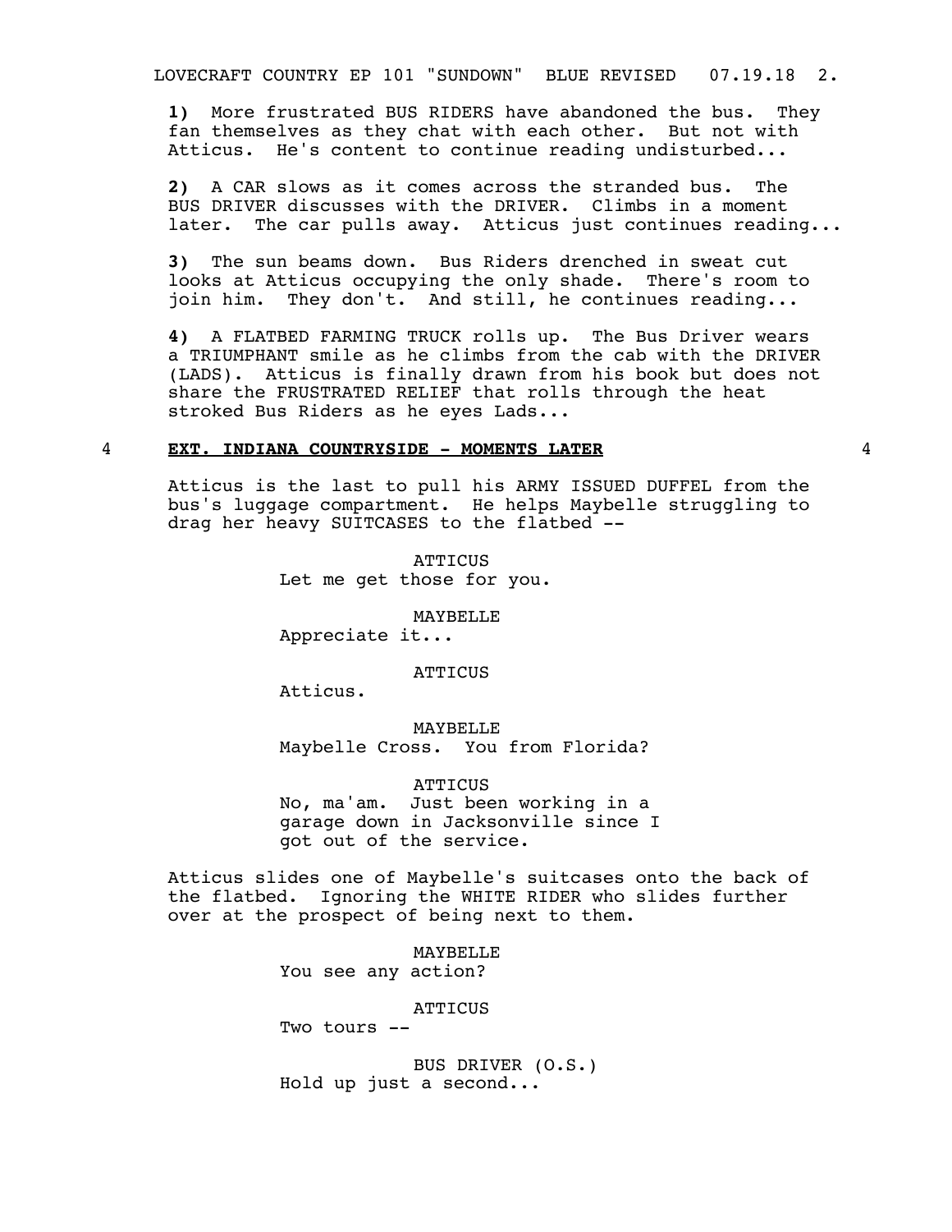**1)** More frustrated BUS RIDERS have abandoned the bus. They fan themselves as they chat with each other. But not with Atticus. He's content to continue reading undisturbed...

**2)** A CAR slows as it comes across the stranded bus. The BUS DRIVER discusses with the DRIVER. Climbs in a moment later. The car pulls away. Atticus just continues reading...

**3)** The sun beams down. Bus Riders drenched in sweat cut looks at Atticus occupying the only shade. There's room to join him. They don't. And still, he continues reading...

**4)** A FLATBED FARMING TRUCK rolls up. The Bus Driver wears a TRIUMPHANT smile as he climbs from the cab with the DRIVER (LADS). Atticus is finally drawn from his book but does not share the FRUSTRATED RELIEF that rolls through the heat stroked Bus Riders as he eyes Lads...

4 **EXT. INDIANA COUNTRYSIDE - MOMENTS LATER** 4

Atticus is the last to pull his ARMY ISSUED DUFFEL from the bus's luggage compartment. He helps Maybelle struggling to drag her heavy SUITCASES to the flatbed --

ATTICUS
Let me get those for you.

MAYBELLE
Appreciate it...

ATTICUS
Atticus.

MAYBELLE
Maybelle Cross. You from Florida?

ATTICUS
No, ma'am. Just been working in a garage down in Jacksonville since I got out of the service.

Atticus slides one of Maybelle's suitcases onto the back of the flatbed. Ignoring the WHITE RIDER who slides further over at the prospect of being next to them.

MAYBELLE
You see any action?

ATTICUS
Two tours --

BUS DRIVER (O.S.)
Hold up just a second...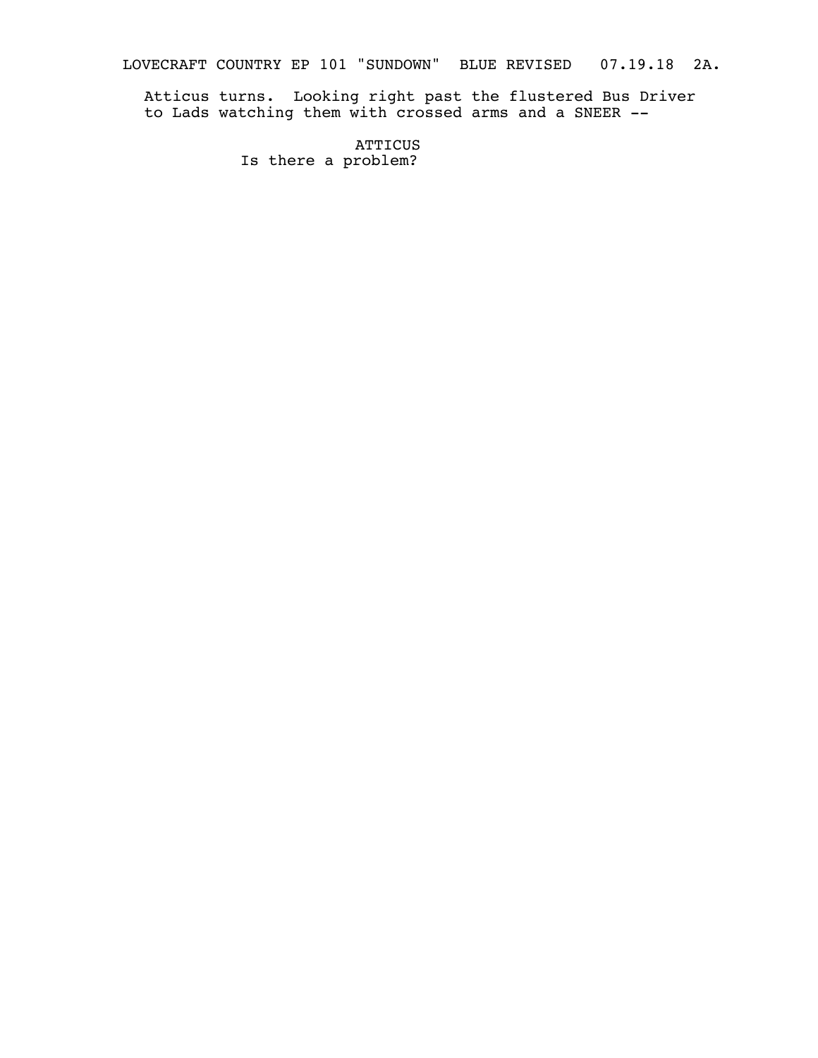Atticus turns. Looking right past the flustered Bus Driver to Lads watching them with crossed arms and a SNEER --

ATTICUS
Is there a problem?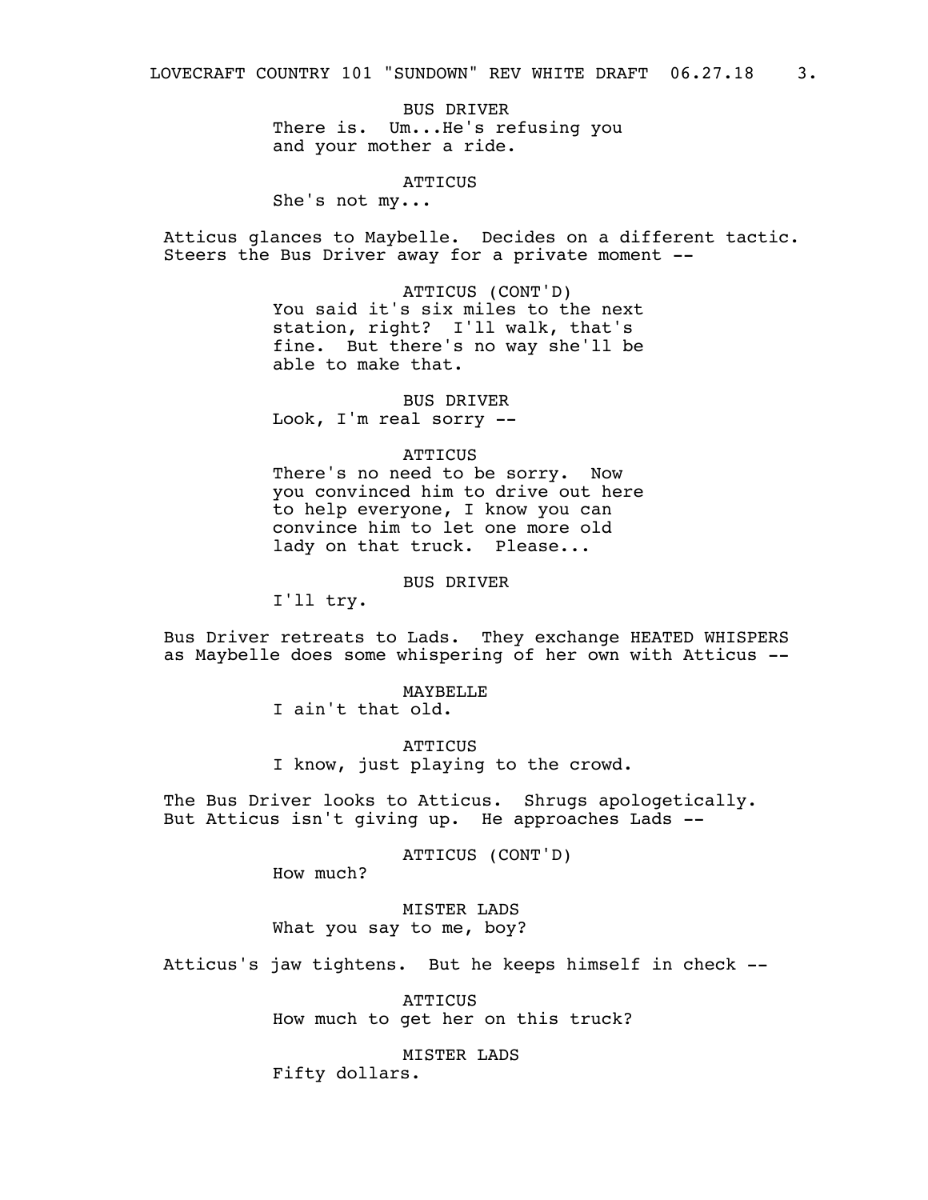BUS DRIVER

There is. Um...He's refusing you and your mother a ride.

ATTICUS

She's not my...

Atticus glances to Maybelle. Decides on a different tactic. Steers the Bus Driver away for a private moment --

ATTICUS (CONT'D)

You said it's six miles to the next station, right? I'll walk, that's fine. But there's no way she'll be able to make that.

BUS DRIVER

Look, I'm real sorry --

ATTICUS

There's no need to be sorry. Now you convinced him to drive out here to help everyone, I know you can convince him to let one more old lady on that truck. Please...

BUS DRIVER

I'll try.

Bus Driver retreats to Lads. They exchange HEATED WHISPERS as Maybelle does some whispering of her own with Atticus --

MAYBELLE

I ain't that old.

ATTICUS

I know, just playing to the crowd.

The Bus Driver looks to Atticus. Shrugs apologetically. But Atticus isn't giving up. He approaches Lads --

ATTICUS (CONT'D)

How much?

MISTER LADS

What you say to me, boy?

Atticus's jaw tightens. But he keeps himself in check --

ATTICUS

How much to get her on this truck?

MISTER LADS

Fifty dollars.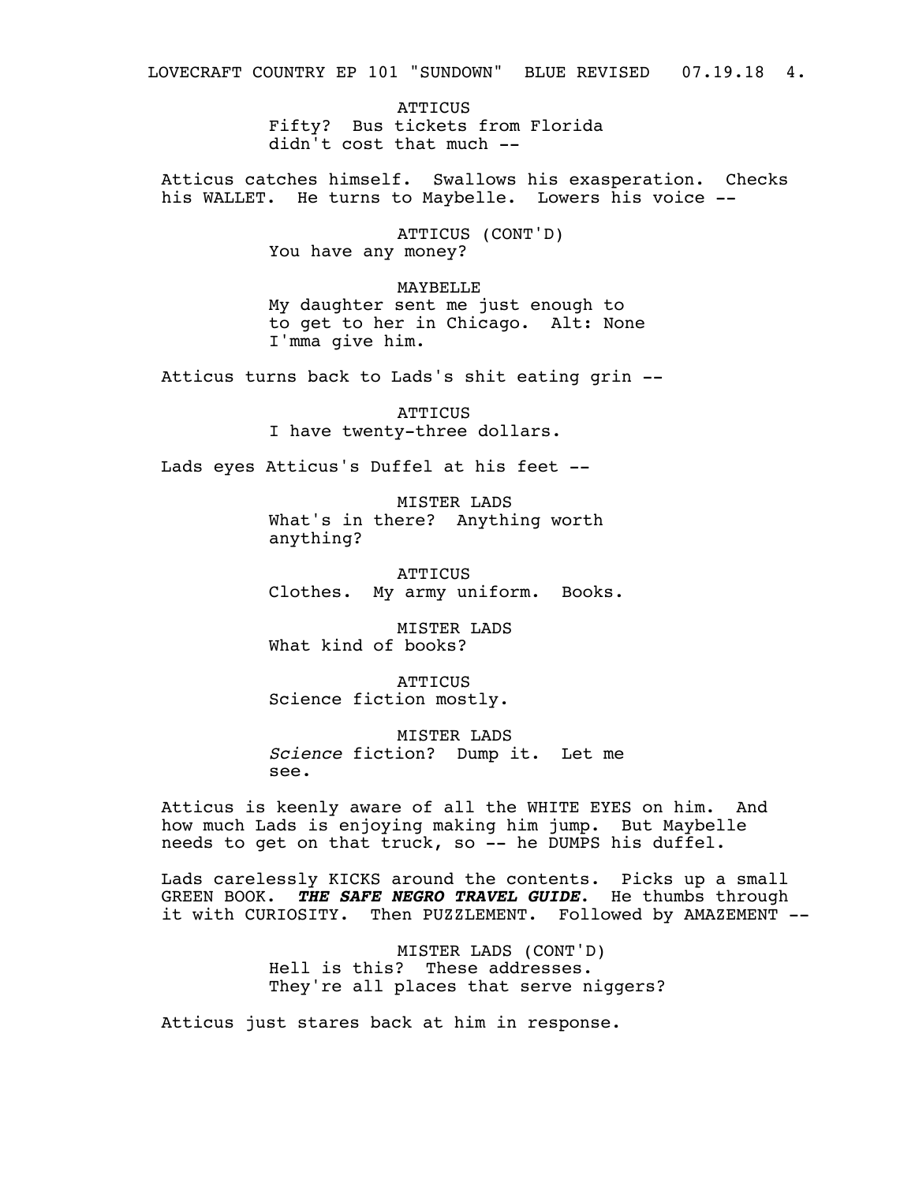ATTICUS
Fifty? Bus tickets from Florida didn't cost that much --

Atticus catches himself. Swallows his exasperation. Checks his WALLET. He turns to Maybelle. Lowers his voice --

ATTICUS (CONT'D)
You have any money?

MAYBELLE
My daughter sent me just enough to to get to her in Chicago. Alt: None I'mma give him.

Atticus turns back to Lads's shit eating grin --

ATTICUS
I have twenty-three dollars.

Lads eyes Atticus's Duffel at his feet --

MISTER LADS
What's in there? Anything worth anything?

ATTICUS
Clothes. My army uniform. Books.

MISTER LADS
What kind of books?

ATTICUS
Science fiction mostly.

MISTER LADS
*Science* fiction? Dump it. Let me see.

Atticus is keenly aware of all the WHITE EYES on him. And how much Lads is enjoying making him jump. But Maybelle needs to get on that truck, so -- he DUMPS his duffel.

Lads carelessly KICKS around the contents. Picks up a small GREEN BOOK. ***THE SAFE NEGRO TRAVEL GUIDE***. He thumbs through it with CURIOSITY. Then PUZZLEMENT. Followed by AMAZEMENT --

MISTER LADS (CONT'D)
Hell is this? These addresses. They're all places that serve niggers?

Atticus just stares back at him in response.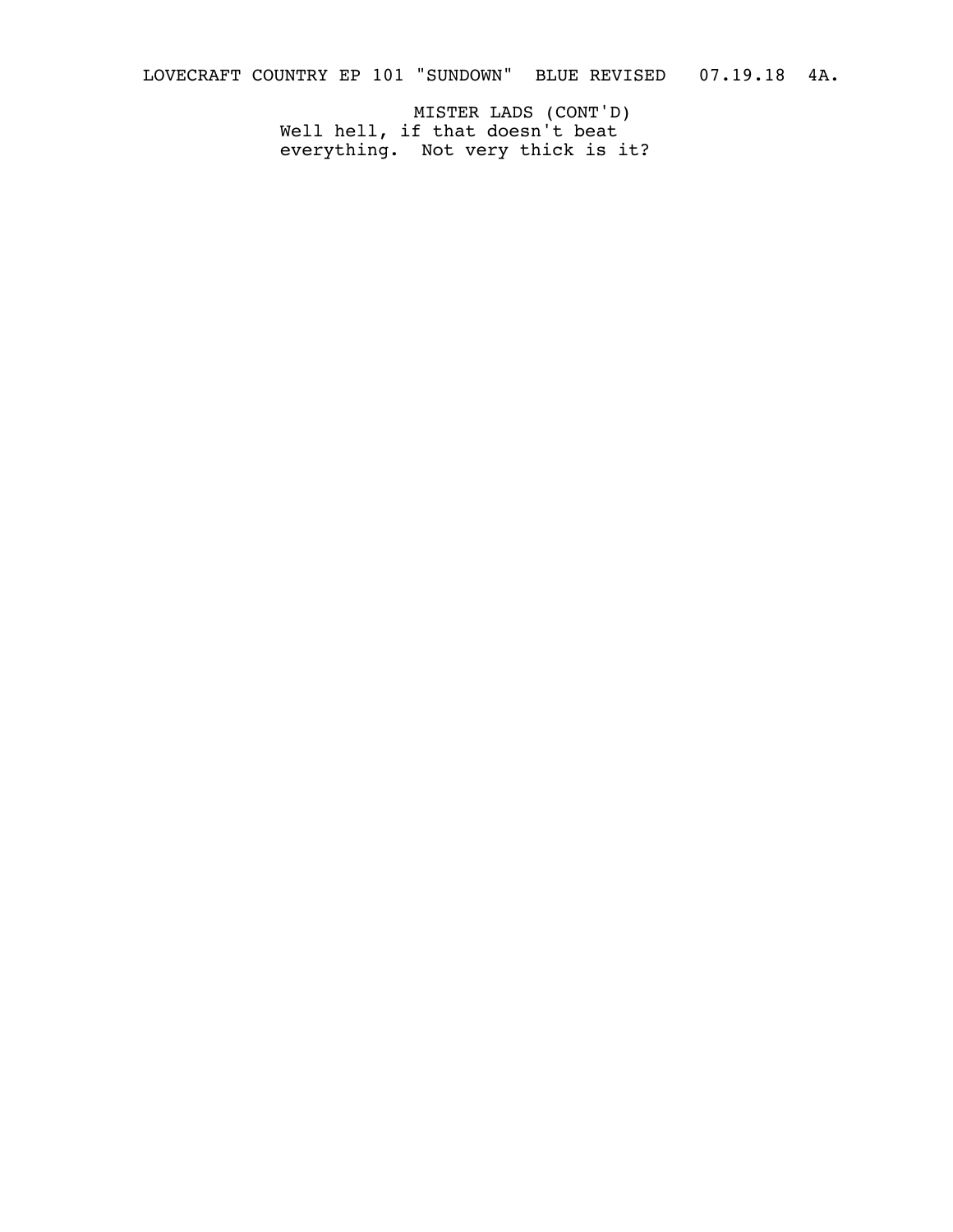MISTER LADS (CONT'D)
Well hell, if that doesn't beat everything. Not very thick is it?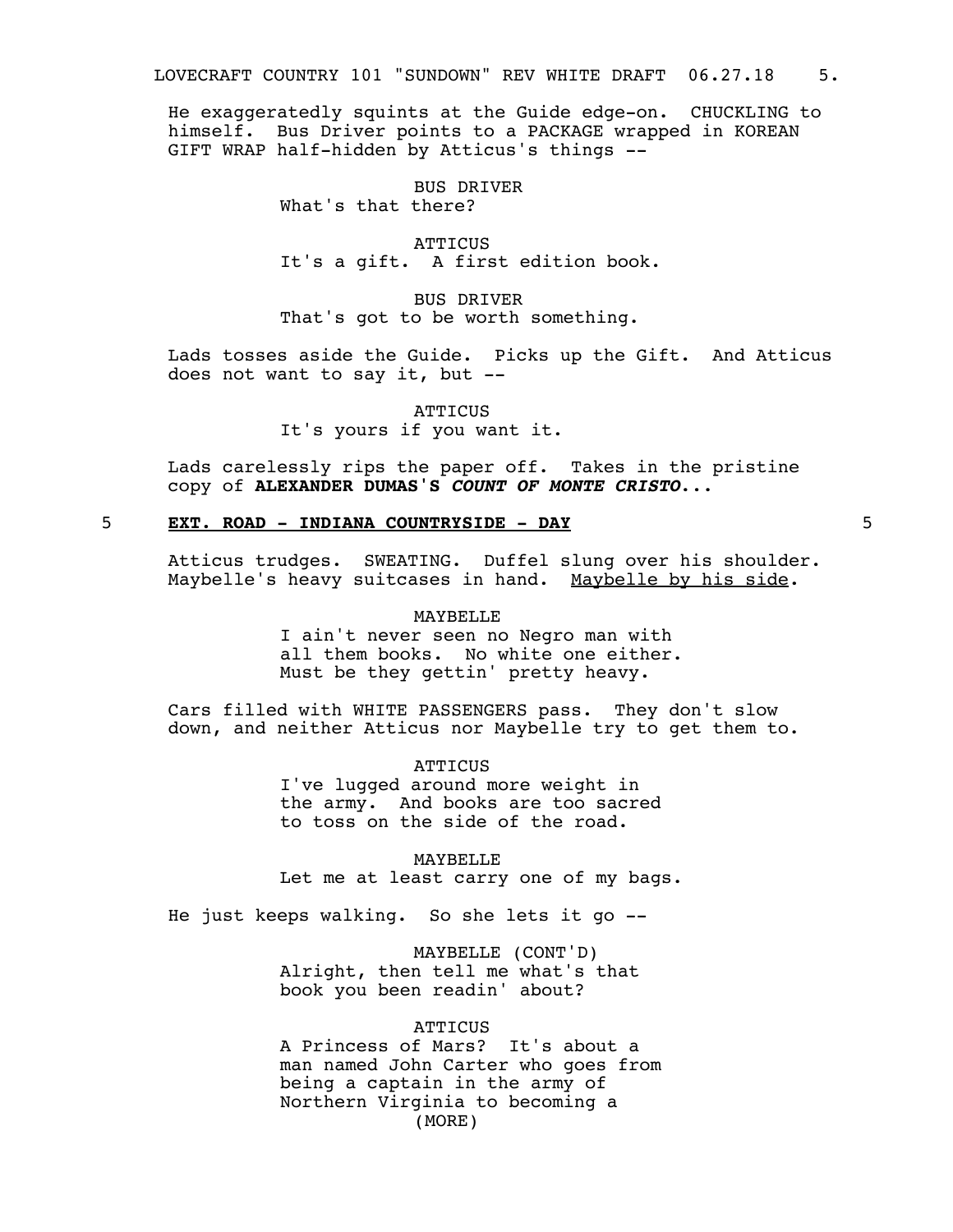He exaggeratedly squints at the Guide edge-on. CHUCKLING to himself. Bus Driver points to a PACKAGE wrapped in KOREAN GIFT WRAP half-hidden by Atticus's things --

BUS DRIVER
What's that there?

ATTICUS
It's a gift. A first edition book.

BUS DRIVER
That's got to be worth something.

Lads tosses aside the Guide. Picks up the Gift. And Atticus does not want to say it, but --

ATTICUS
It's yours if you want it.

Lads carelessly rips the paper off. Takes in the pristine copy of **ALEXANDER DUMAS'S *COUNT OF MONTE CRISTO*...**

5 **EXT. ROAD - INDIANA COUNTRYSIDE - DAY** 5

Atticus trudges. SWEATING. Duffel slung over his shoulder. Maybelle's heavy suitcases in hand. Maybelle by his side.

MAYBELLE
I ain't never seen no Negro man with all them books. No white one either. Must be they gettin' pretty heavy.

Cars filled with WHITE PASSENGERS pass. They don't slow down, and neither Atticus nor Maybelle try to get them to.

ATTICUS
I've lugged around more weight in the army. And books are too sacred to toss on the side of the road.

MAYBELLE
Let me at least carry one of my bags.

He just keeps walking. So she lets it go --

MAYBELLE (CONT'D)
Alright, then tell me what's that book you been readin' about?

ATTICUS
A Princess of Mars? It's about a man named John Carter who goes from being a captain in the army of Northern Virginia to becoming a
(MORE)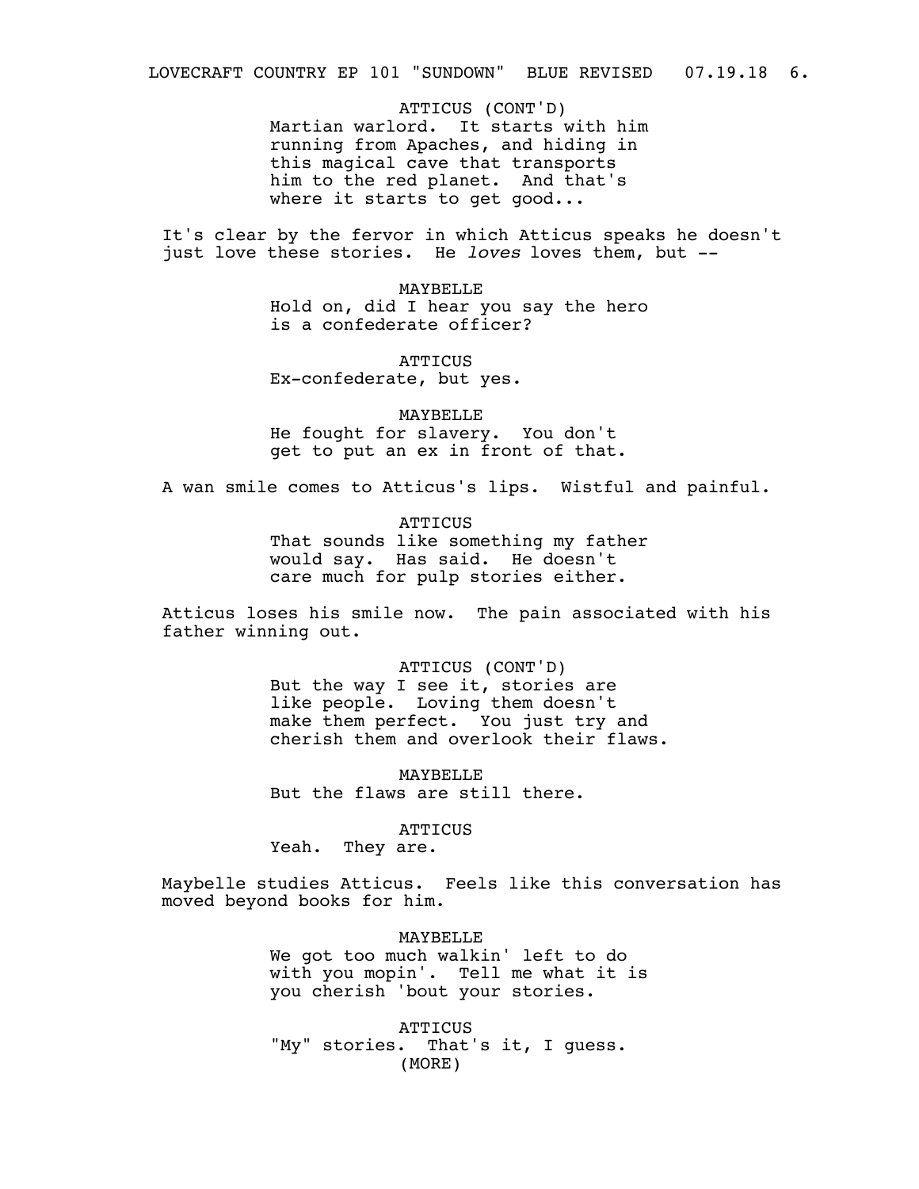ATTICUS (CONT'D)
Martian warlord. It starts with him running from Apaches, and hiding in this magical cave that transports him to the red planet. And that's where it starts to get good...

It's clear by the fervor in which Atticus speaks he doesn't just love these stories. He *loves* loves them, but --

MAYBELLE
Hold on, did I hear you say the hero is a confederate officer?

ATTICUS
Ex-confederate, but yes.

MAYBELLE
He fought for slavery. You don't get to put an ex in front of that.

A wan smile comes to Atticus's lips. Wistful and painful.

ATTICUS
That sounds like something my father would say. Has said. He doesn't care much for pulp stories either.

Atticus loses his smile now. The pain associated with his father winning out.

ATTICUS (CONT'D)
But the way I see it, stories are like people. Loving them doesn't make them perfect. You just try and cherish them and overlook their flaws.

MAYBELLE
But the flaws are still there.

ATTICUS
Yeah. They are.

Maybelle studies Atticus. Feels like this conversation has moved beyond books for him.

MAYBELLE
We got too much walkin' left to do with you mopin'. Tell me what it is you cherish 'bout your stories.

ATTICUS
"My" stories. That's it, I guess.
(MORE)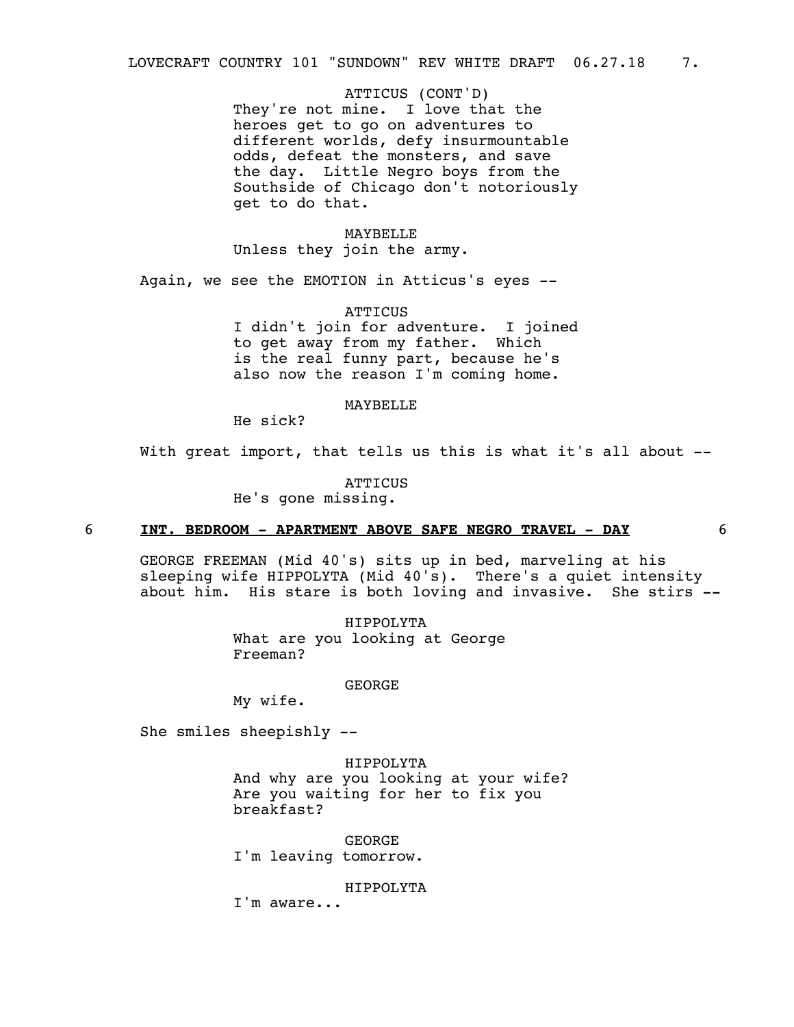ATTICUS (CONT'D)
They're not mine. I love that the heroes get to go on adventures to different worlds, defy insurmountable odds, defeat the monsters, and save the day. Little Negro boys from the Southside of Chicago don't notoriously get to do that.

MAYBELLE
Unless they join the army.

Again, we see the EMOTION in Atticus's eyes --

ATTICUS
I didn't join for adventure. I joined to get away from my father. Which is the real funny part, because he's also now the reason I'm coming home.

MAYBELLE
He sick?

With great import, that tells us this is what it's all about --

ATTICUS
He's gone missing.

6 **INT. BEDROOM - APARTMENT ABOVE SAFE NEGRO TRAVEL - DAY** 6

GEORGE FREEMAN (Mid 40's) sits up in bed, marveling at his sleeping wife HIPPOLYTA (Mid 40's). There's a quiet intensity about him. His stare is both loving and invasive. She stirs --

HIPPOLYTA
What are you looking at George Freeman?

GEORGE
My wife.

She smiles sheepishly --

HIPPOLYTA
And why are you looking at your wife? Are you waiting for her to fix you breakfast?

GEORGE
I'm leaving tomorrow.

HIPPOLYTA
I'm aware...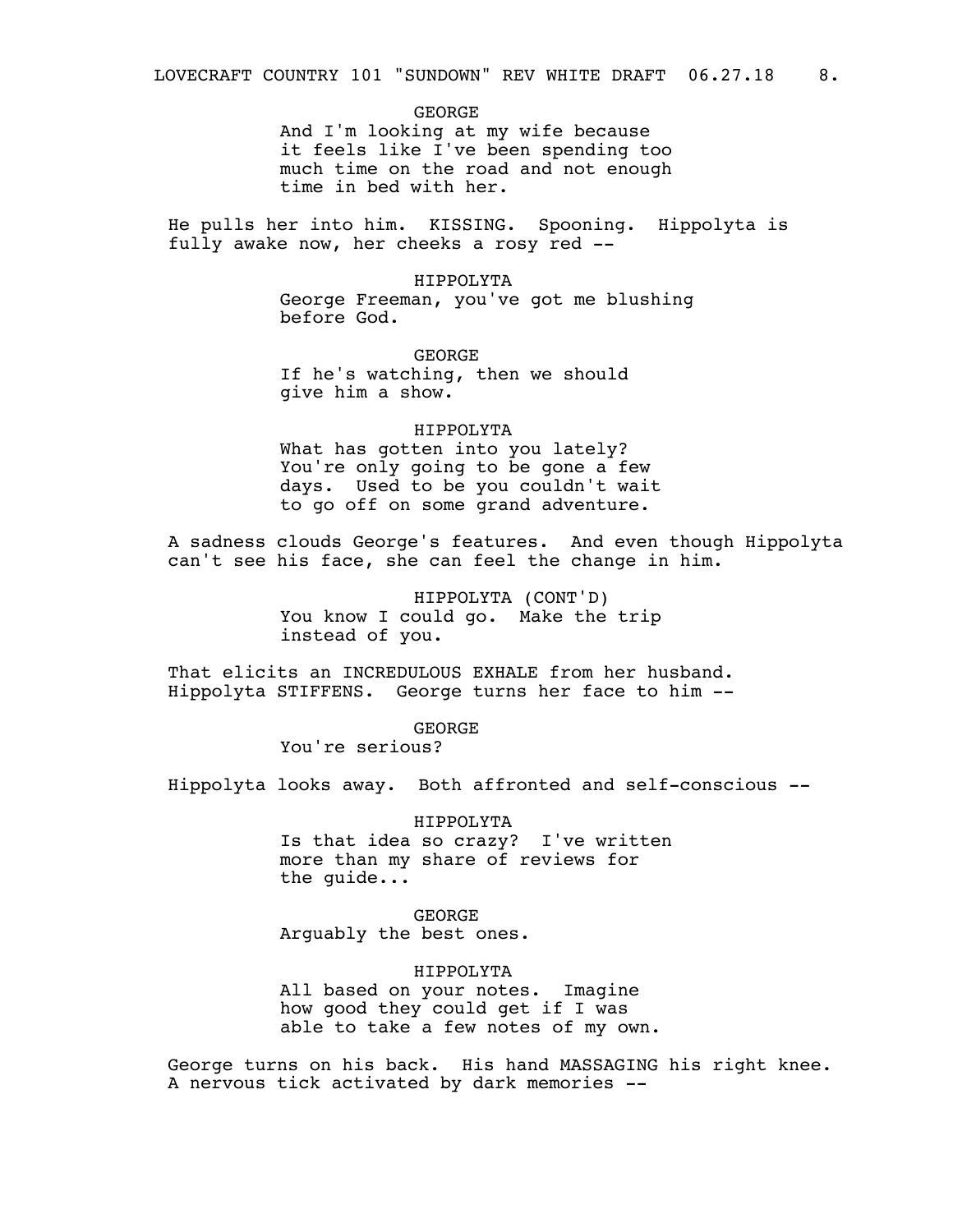GEORGE
And I'm looking at my wife because it feels like I've been spending too much time on the road and not enough time in bed with her.

He pulls her into him. KISSING. Spooning. Hippolyta is fully awake now, her cheeks a rosy red --

HIPPOLYTA
George Freeman, you've got me blushing before God.

GEORGE
If he's watching, then we should give him a show.

HIPPOLYTA
What has gotten into you lately? You're only going to be gone a few days. Used to be you couldn't wait to go off on some grand adventure.

A sadness clouds George's features. And even though Hippolyta can't see his face, she can feel the change in him.

HIPPOLYTA (CONT'D)
You know I could go. Make the trip instead of you.

That elicits an INCREDULOUS EXHALE from her husband. Hippolyta STIFFENS. George turns her face to him --

GEORGE
You're serious?

Hippolyta looks away. Both affronted and self-conscious --

HIPPOLYTA
Is that idea so crazy? I've written more than my share of reviews for the guide...

GEORGE
Arguably the best ones.

HIPPOLYTA
All based on your notes. Imagine how good they could get if I was able to take a few notes of my own.

George turns on his back. His hand MASSAGING his right knee. A nervous tick activated by dark memories --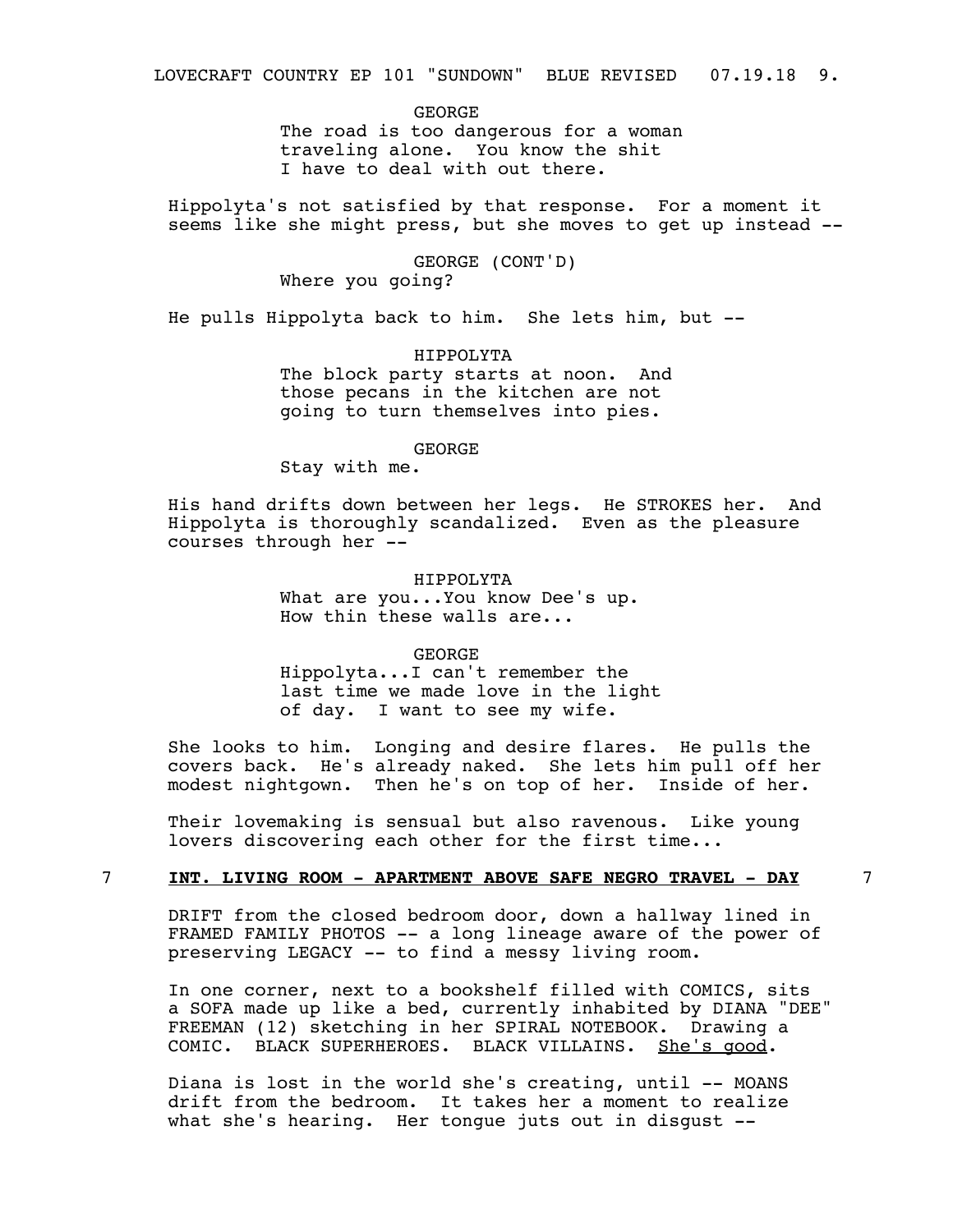GEORGE
The road is too dangerous for a woman traveling alone. You know the shit I have to deal with out there.

Hippolyta's not satisfied by that response. For a moment it seems like she might press, but she moves to get up instead --

GEORGE (CONT'D)
Where you going?

He pulls Hippolyta back to him. She lets him, but --

HIPPOLYTA
The block party starts at noon. And those pecans in the kitchen are not going to turn themselves into pies.

GEORGE
Stay with me.

His hand drifts down between her legs. He STROKES her. And Hippolyta is thoroughly scandalized. Even as the pleasure courses through her --

HIPPOLYTA
What are you...You know Dee's up. How thin these walls are...

GEORGE
Hippolyta...I can't remember the last time we made love in the light of day. I want to see my wife.

She looks to him. Longing and desire flares. He pulls the covers back. He's already naked. She lets him pull off her modest nightgown. Then he's on top of her. Inside of her.

Their lovemaking is sensual but also ravenous. Like young lovers discovering each other for the first time...

7 **INT. LIVING ROOM - APARTMENT ABOVE SAFE NEGRO TRAVEL - DAY** 7

DRIFT from the closed bedroom door, down a hallway lined in FRAMED FAMILY PHOTOS -- a long lineage aware of the power of preserving LEGACY -- to find a messy living room.

In one corner, next to a bookshelf filled with COMICS, sits a SOFA made up like a bed, currently inhabited by DIANA "DEE" FREEMAN (12) sketching in her SPIRAL NOTEBOOK. Drawing a COMIC. BLACK SUPERHEROES. BLACK VILLAINS. She's good.

Diana is lost in the world she's creating, until -- MOANS drift from the bedroom. It takes her a moment to realize what she's hearing. Her tongue juts out in disgust --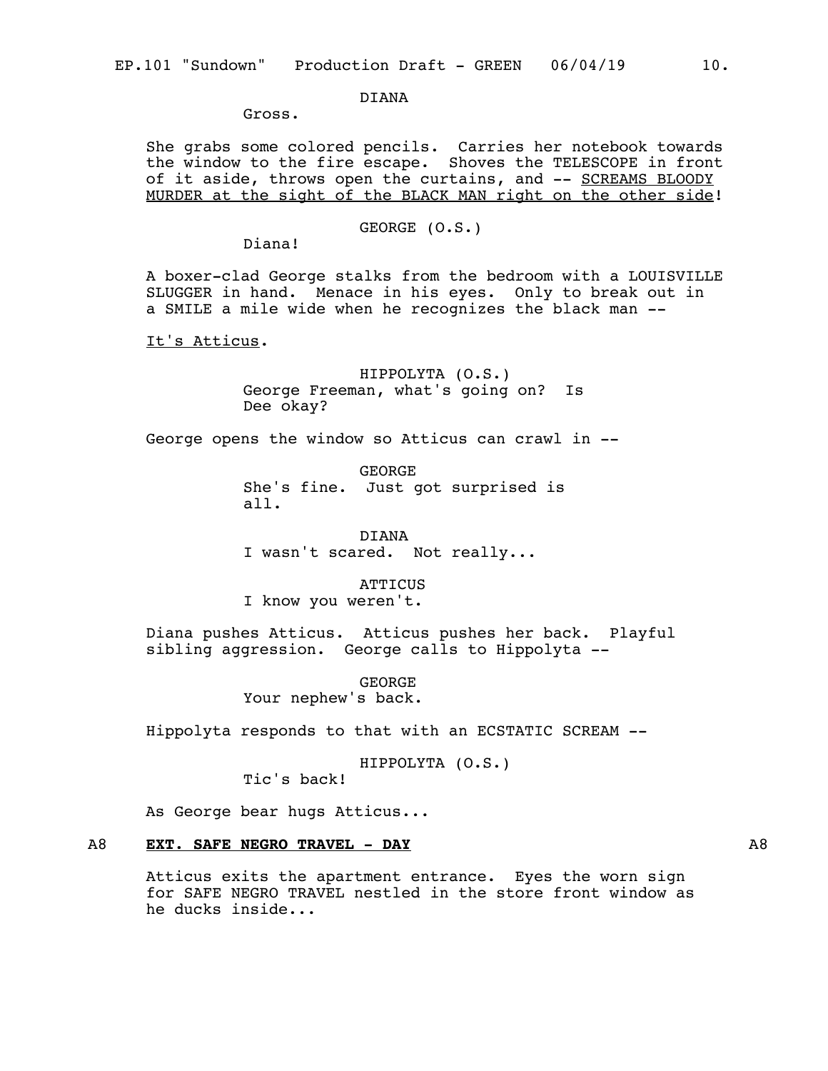DIANA
Gross.

She grabs some colored pencils. Carries her notebook towards the window to the fire escape. Shoves the TELESCOPE in front of it aside, throws open the curtains, and -- <u>SCREAMS BLOODY MURDER at the sight of the BLACK MAN right on the other side</u>!

GEORGE (O.S.)
Diana!

A boxer-clad George stalks from the bedroom with a LOUISVILLE SLUGGER in hand. Menace in his eyes. Only to break out in a SMILE a mile wide when he recognizes the black man --

<u>It's Atticus</u>.

HIPPOLYTA (O.S.)
George Freeman, what's going on? Is Dee okay?

George opens the window so Atticus can crawl in --

GEORGE
She's fine. Just got surprised is all.

DIANA
I wasn't scared. Not really...

ATTICUS
I know you weren't.

Diana pushes Atticus. Atticus pushes her back. Playful sibling aggression. George calls to Hippolyta --

GEORGE
Your nephew's back.

Hippolyta responds to that with an ECSTATIC SCREAM --

HIPPOLYTA (O.S.)
Tic's back!

As George bear hugs Atticus...

A8 **<u>EXT. SAFE NEGRO TRAVEL - DAY</u>** A8

Atticus exits the apartment entrance. Eyes the worn sign for SAFE NEGRO TRAVEL nestled in the store front window as he ducks inside...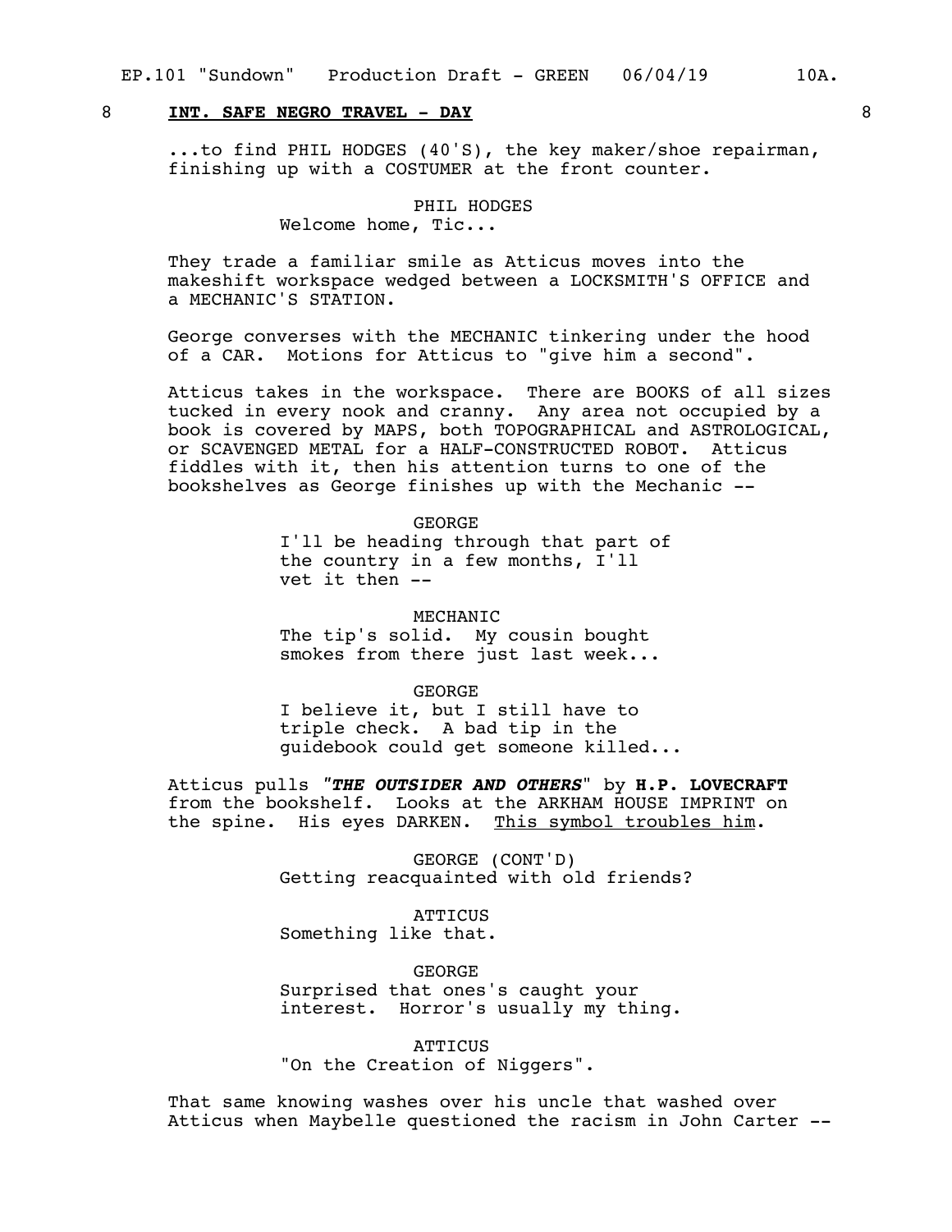8 **INT. SAFE NEGRO TRAVEL - DAY** 8

...to find PHIL HODGES (40'S), the key maker/shoe repairman, finishing up with a COSTUMER at the front counter.

PHIL HODGES
Welcome home, Tic...

They trade a familiar smile as Atticus moves into the makeshift workspace wedged between a LOCKSMITH'S OFFICE and a MECHANIC'S STATION.

George converses with the MECHANIC tinkering under the hood of a CAR. Motions for Atticus to "give him a second".

Atticus takes in the workspace. There are BOOKS of all sizes tucked in every nook and cranny. Any area not occupied by a book is covered by MAPS, both TOPOGRAPHICAL and ASTROLOGICAL, or SCAVENGED METAL for a HALF-CONSTRUCTED ROBOT. Atticus fiddles with it, then his attention turns to one of the bookshelves as George finishes up with the Mechanic --

GEORGE
I'll be heading through that part of the country in a few months, I'll vet it then --

MECHANIC
The tip's solid. My cousin bought smokes from there just last week...

GEORGE
I believe it, but I still have to triple check. A bad tip in the guidebook could get someone killed...

Atticus pulls *"**THE OUTSIDER AND OTHERS**"* by **H.P. LOVECRAFT** from the bookshelf. Looks at the ARKHAM HOUSE IMPRINT on the spine. His eyes DARKEN. <u>This symbol troubles him</u>.

GEORGE (CONT'D)
Getting reacquainted with old friends?

ATTICUS
Something like that.

GEORGE
Surprised that ones's caught your interest. Horror's usually my thing.

ATTICUS
"On the Creation of Niggers".

That same knowing washes over his uncle that washed over Atticus when Maybelle questioned the racism in John Carter --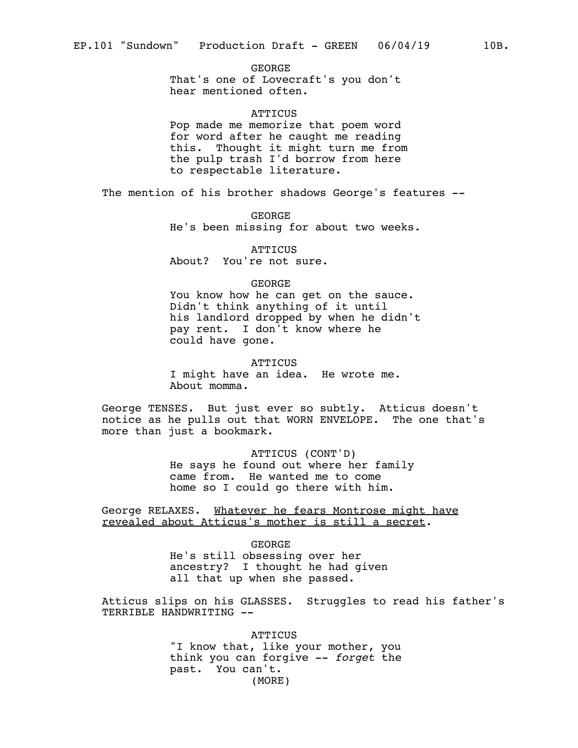GEORGE
That's one of Lovecraft's you don't hear mentioned often.

ATTICUS
Pop made me memorize that poem word for word after he caught me reading this. Thought it might turn me from the pulp trash I'd borrow from here to respectable literature.

The mention of his brother shadows George's features --

GEORGE
He's been missing for about two weeks.

ATTICUS
About? You're not sure.

GEORGE
You know how he can get on the sauce. Didn't think anything of it until his landlord dropped by when he didn't pay rent. I don't know where he could have gone.

ATTICUS
I might have an idea. He wrote me. About momma.

George TENSES. But just ever so subtly. Atticus doesn't notice as he pulls out that WORN ENVELOPE. The one that's more than just a bookmark.

ATTICUS (CONT'D)
He says he found out where her family came from. He wanted me to come home so I could go there with him.

George RELAXES. <u>Whatever he fears Montrose might have revealed about Atticus's mother is still a secret</u>.

GEORGE
He's still obsessing over her ancestry? I thought he had given all that up when she passed.

Atticus slips on his GLASSES. Struggles to read his father's TERRIBLE HANDWRITING --

ATTICUS
"I know that, like your mother, you think you can forgive -- *forget* the past. You can't.
(MORE)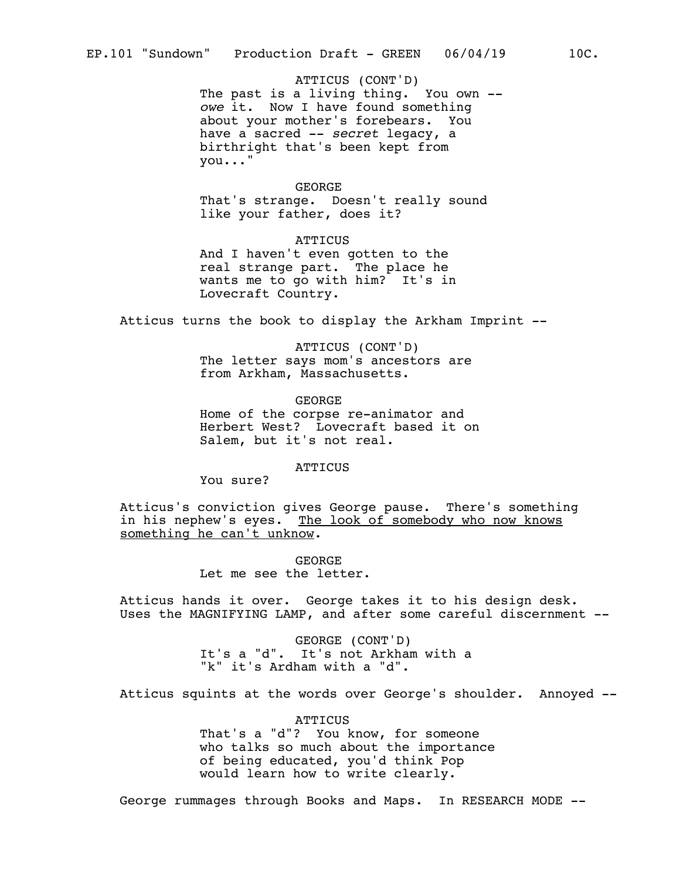ATTICUS (CONT'D)
The past is a living thing. You own -- *owe* it. Now I have found something about your mother's forebears. You have a sacred -- *secret* legacy, a birthright that's been kept from you..."

GEORGE
That's strange. Doesn't really sound like your father, does it?

ATTICUS
And I haven't even gotten to the real strange part. The place he wants me to go with him? It's in Lovecraft Country.

Atticus turns the book to display the Arkham Imprint --

ATTICUS (CONT'D)
The letter says mom's ancestors are from Arkham, Massachusetts.

GEORGE
Home of the corpse re-animator and Herbert West? Lovecraft based it on Salem, but it's not real.

ATTICUS
You sure?

Atticus's conviction gives George pause. There's something in his nephew's eyes. <u>The look of somebody who now knows something he can't unknow</u>.

GEORGE
Let me see the letter.

Atticus hands it over. George takes it to his design desk. Uses the MAGNIFYING LAMP, and after some careful discernment --

GEORGE (CONT'D)
It's a "d". It's not Arkham with a "k" it's Ardham with a "d".

Atticus squints at the words over George's shoulder. Annoyed --

ATTICUS
That's a "d"? You know, for someone who talks so much about the importance of being educated, you'd think Pop would learn how to write clearly.

George rummages through Books and Maps. In RESEARCH MODE --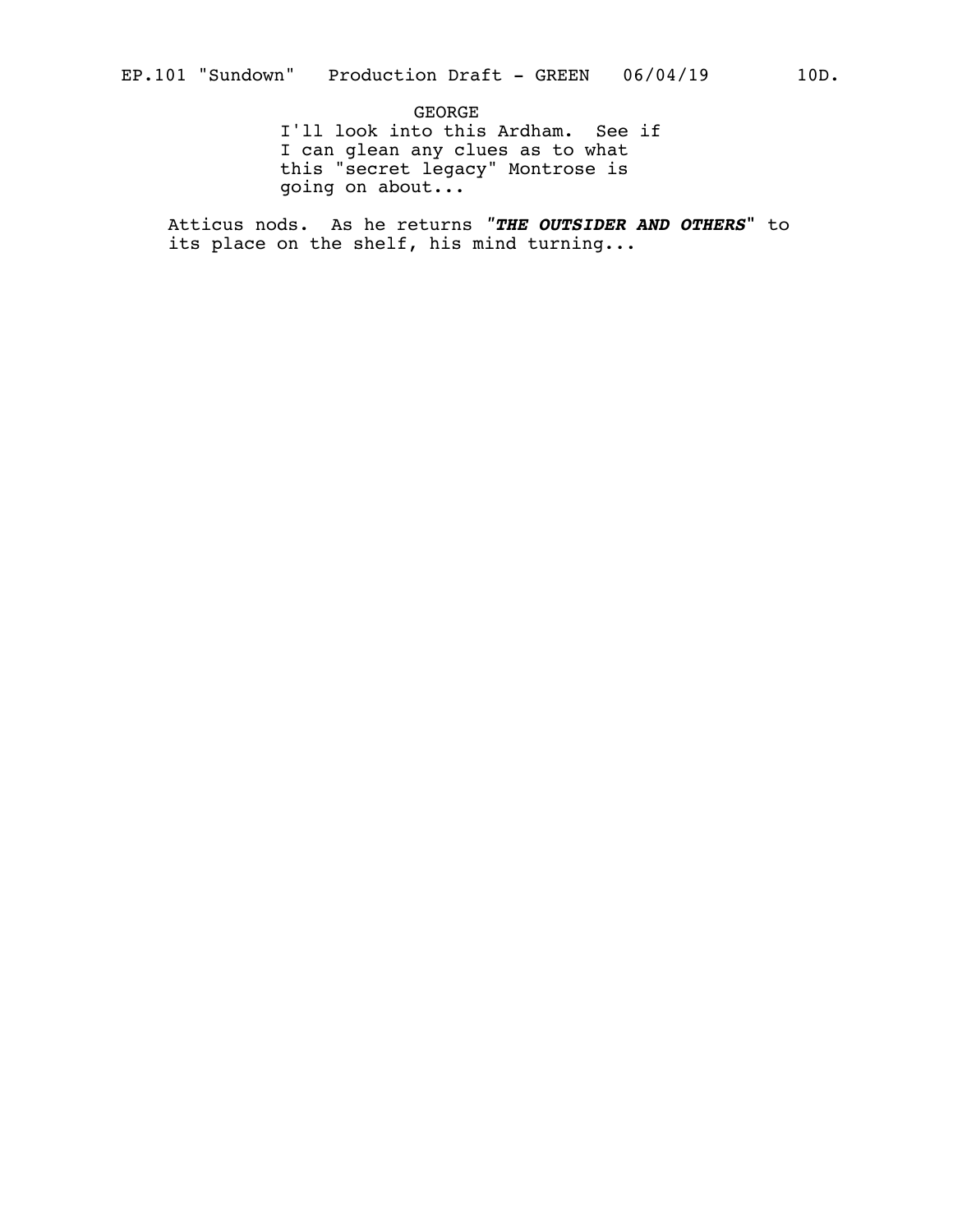GEORGE

I'll look into this Ardham. See if I can glean any clues as to what this "secret legacy" Montrose is going on about...

Atticus nods. As he returns *"**THE OUTSIDER AND OTHERS**"* to its place on the shelf, his mind turning...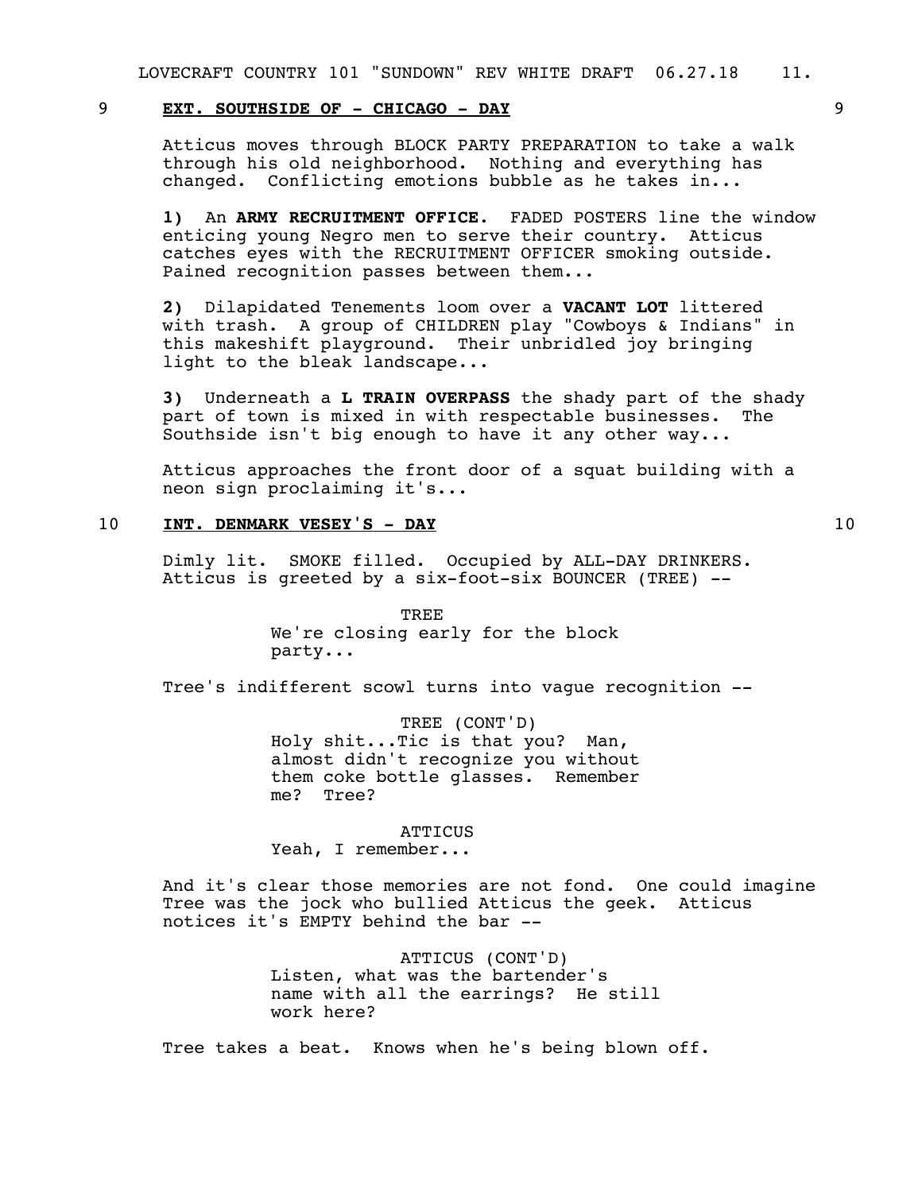## 9 EXT. SOUTHSIDE OF - CHICAGO - DAY 9

Atticus moves through BLOCK PARTY PREPARATION to take a walk through his old neighborhood. Nothing and everything has changed. Conflicting emotions bubble as he takes in...

**1)** An **ARMY RECRUITMENT OFFICE**. FADED POSTERS line the window enticing young Negro men to serve their country. Atticus catches eyes with the RECRUITMENT OFFICER smoking outside. Pained recognition passes between them...

**2)** Dilapidated Tenements loom over a **VACANT LOT** littered with trash. A group of CHILDREN play "Cowboys & Indians" in this makeshift playground. Their unbridled joy bringing light to the bleak landscape...

**3)** Underneath a **L TRAIN OVERPASS** the shady part of the shady part of town is mixed in with respectable businesses. The Southside isn't big enough to have it any other way...

Atticus approaches the front door of a squat building with a neon sign proclaiming it's...

## 10 INT. DENMARK VESEY'S - DAY 10

Dimly lit. SMOKE filled. Occupied by ALL-DAY DRINKERS. Atticus is greeted by a six-foot-six BOUNCER (TREE) --

TREE
We're closing early for the block party...

Tree's indifferent scowl turns into vague recognition --

TREE (CONT'D)
Holy shit...Tic is that you? Man, almost didn't recognize you without them coke bottle glasses. Remember me? Tree?

ATTICUS
Yeah, I remember...

And it's clear those memories are not fond. One could imagine Tree was the jock who bullied Atticus the geek. Atticus notices it's EMPTY behind the bar --

ATTICUS (CONT'D)
Listen, what was the bartender's name with all the earrings? He still work here?

Tree takes a beat. Knows when he's being blown off.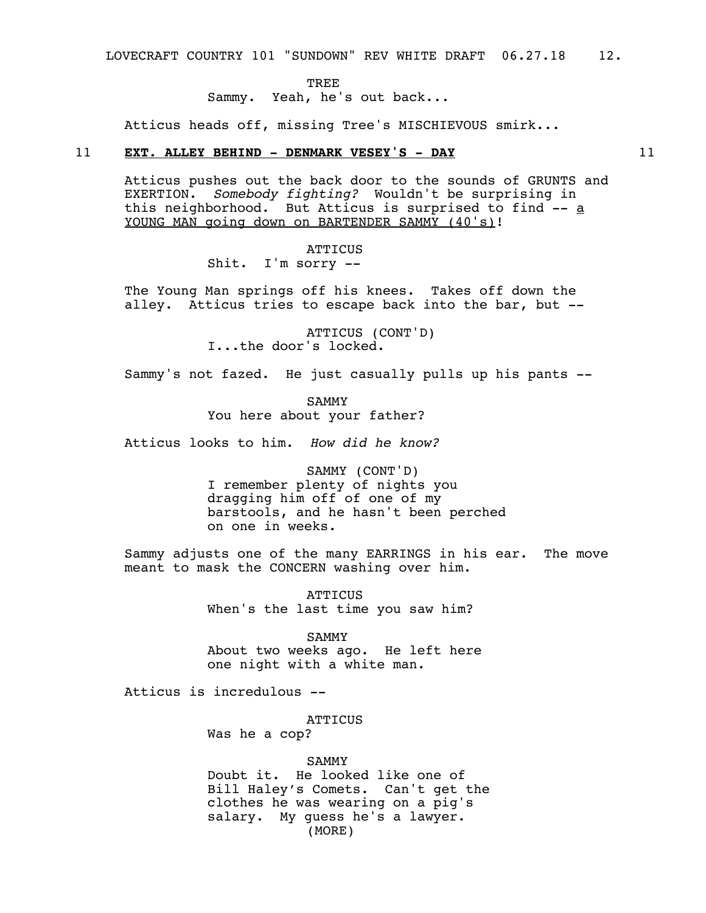TREE
Sammy. Yeah, he's out back...

Atticus heads off, missing Tree's MISCHIEVOUS smirk...

11 **EXT. ALLEY BEHIND - DENMARK VESEY'S - DAY** 11

Atticus pushes out the back door to the sounds of GRUNTS and EXERTION. *Somebody fighting?* Wouldn't be surprising in this neighborhood. But Atticus is surprised to find -- a YOUNG MAN going down on BARTENDER SAMMY (40's)!

ATTICUS
Shit. I'm sorry --

The Young Man springs off his knees. Takes off down the alley. Atticus tries to escape back into the bar, but --

ATTICUS (CONT'D)
I...the door's locked.

Sammy's not fazed. He just casually pulls up his pants --

SAMMY
You here about your father?

Atticus looks to him. *How did he know?*

SAMMY (CONT'D)
I remember plenty of nights you dragging him off of one of my barstools, and he hasn't been perched on one in weeks.

Sammy adjusts one of the many EARRINGS in his ear. The move meant to mask the CONCERN washing over him.

ATTICUS
When's the last time you saw him?

SAMMY
About two weeks ago. He left here one night with a white man.

Atticus is incredulous --

ATTICUS
Was he a cop?

SAMMY
Doubt it. He looked like one of Bill Haley's Comets. Can't get the clothes he was wearing on a pig's salary. My guess he's a lawyer.
(MORE)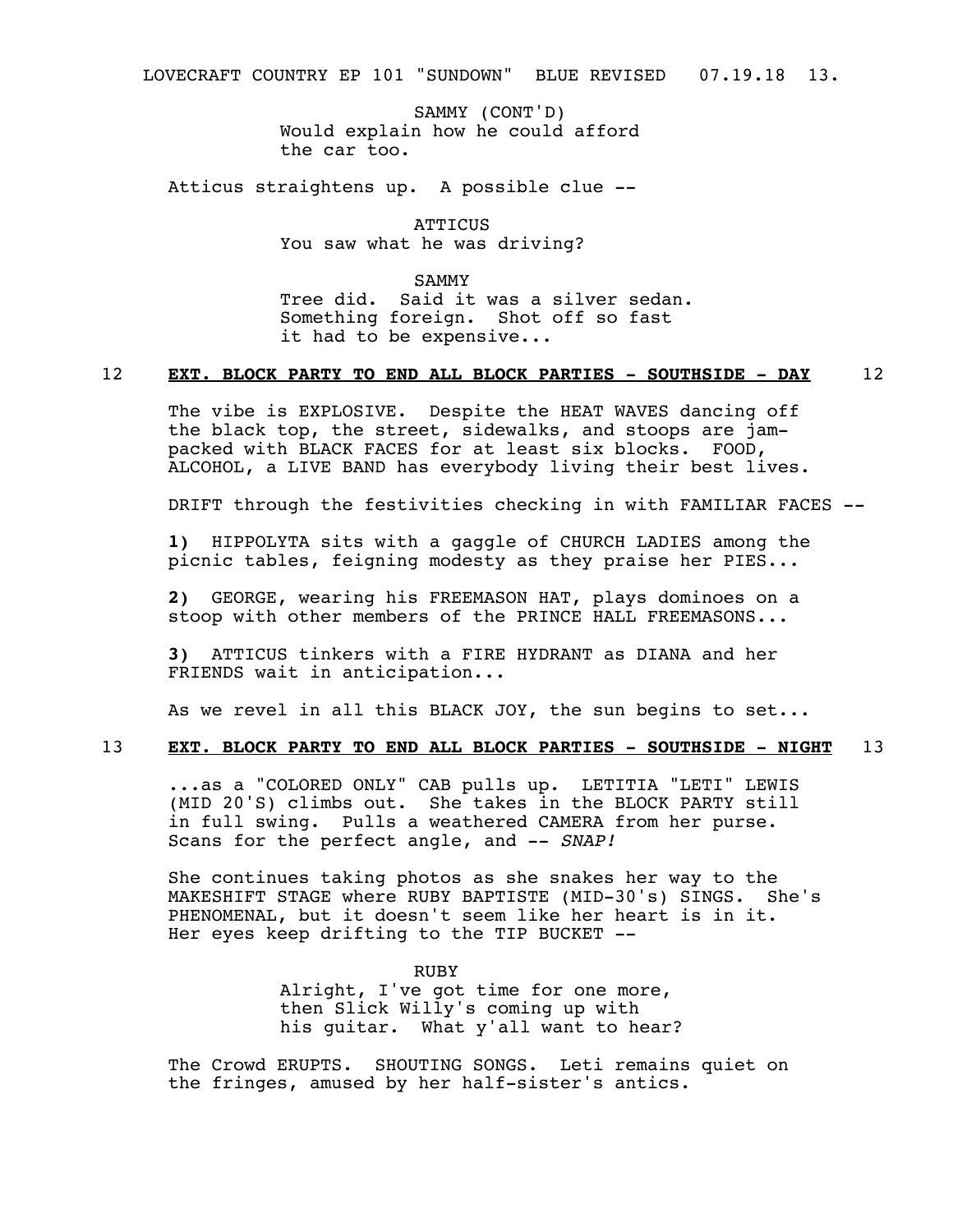SAMMY (CONT'D)
Would explain how he could afford the car too.

Atticus straightens up. A possible clue --

ATTICUS
You saw what he was driving?

SAMMY
Tree did. Said it was a silver sedan. Something foreign. Shot off so fast it had to be expensive...

12 **EXT. BLOCK PARTY TO END ALL BLOCK PARTIES - SOUTHSIDE - DAY** 12

The vibe is EXPLOSIVE. Despite the HEAT WAVES dancing off the black top, the street, sidewalks, and stoops are jam-packed with BLACK FACES for at least six blocks. FOOD, ALCOHOL, a LIVE BAND has everybody living their best lives.

DRIFT through the festivities checking in with FAMILIAR FACES --

**1)** HIPPOLYTA sits with a gaggle of CHURCH LADIES among the picnic tables, feigning modesty as they praise her PIES...

**2)** GEORGE, wearing his FREEMASON HAT, plays dominoes on a stoop with other members of the PRINCE HALL FREEMASONS...

**3)** ATTICUS tinkers with a FIRE HYDRANT as DIANA and her FRIENDS wait in anticipation...

As we revel in all this BLACK JOY, the sun begins to set...

13 **EXT. BLOCK PARTY TO END ALL BLOCK PARTIES - SOUTHSIDE - NIGHT** 13

...as a "COLORED ONLY" CAB pulls up. LETITIA "LETI" LEWIS (MID 20'S) climbs out. She takes in the BLOCK PARTY still in full swing. Pulls a weathered CAMERA from her purse. Scans for the perfect angle, and -- *SNAP!*

She continues taking photos as she snakes her way to the MAKESHIFT STAGE where RUBY BAPTISTE (MID-30's) SINGS. She's PHENOMENAL, but it doesn't seem like her heart is in it. Her eyes keep drifting to the TIP BUCKET --

RUBY
Alright, I've got time for one more, then Slick Willy's coming up with his guitar. What y'all want to hear?

The Crowd ERUPTS. SHOUTING SONGS. Leti remains quiet on the fringes, amused by her half-sister's antics.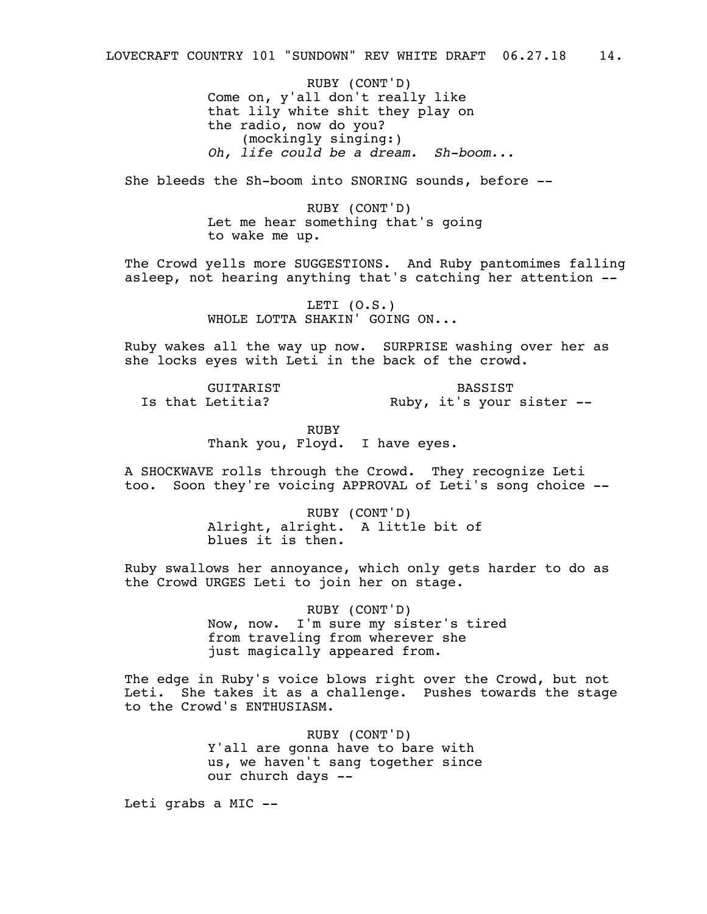RUBY (CONT'D)
Come on, y'all don't really like that lily white shit they play on the radio, now do you?
(mockingly singing:)
*Oh, life could be a dream. Sh-boom...*

She bleeds the Sh-boom into SNORING sounds, before --

RUBY (CONT'D)
Let me hear something that's going to wake me up.

The Crowd yells more SUGGESTIONS. And Ruby pantomimes falling asleep, not hearing anything that's catching her attention --

LETI (O.S.)
WHOLE LOTTA SHAKIN' GOING ON...

Ruby wakes all the way up now. SURPRISE washing over her as she locks eyes with Leti in the back of the crowd.

GUITARIST
Is that Letitia?

BASSIST
Ruby, it's your sister --

RUBY
Thank you, Floyd. I have eyes.

A SHOCKWAVE rolls through the Crowd. They recognize Leti too. Soon they're voicing APPROVAL of Leti's song choice --

RUBY (CONT'D)
Alright, alright. A little bit of blues it is then.

Ruby swallows her annoyance, which only gets harder to do as the Crowd URGES Leti to join her on stage.

RUBY (CONT'D)
Now, now. I'm sure my sister's tired from traveling from wherever she just magically appeared from.

The edge in Ruby's voice blows right over the Crowd, but not Leti. She takes it as a challenge. Pushes towards the stage to the Crowd's ENTHUSIASM.

RUBY (CONT'D)
Y'all are gonna have to bare with us, we haven't sang together since our church days --

Leti grabs a MIC --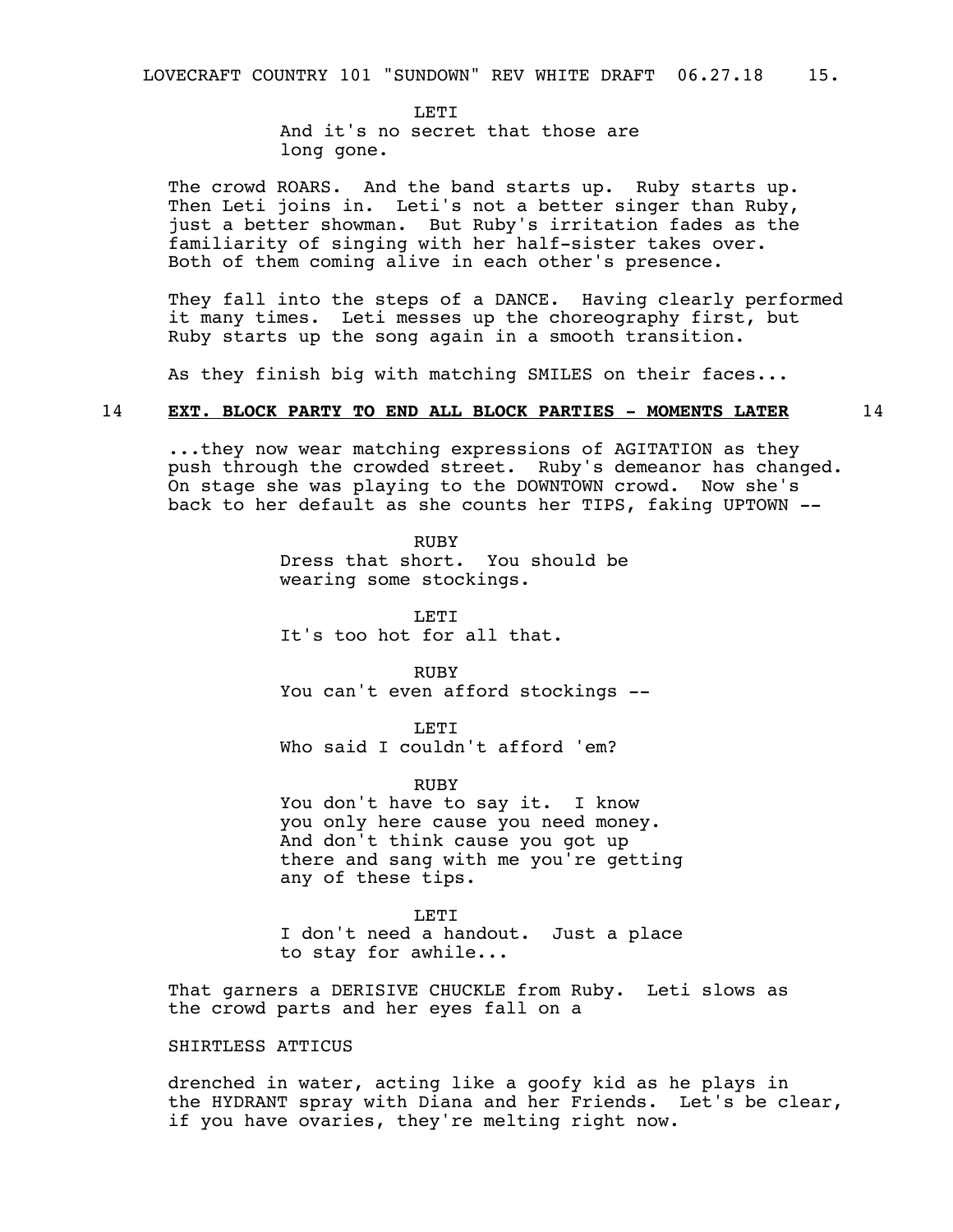LETI
And it's no secret that those are long gone.

The crowd ROARS. And the band starts up. Ruby starts up. Then Leti joins in. Leti's not a better singer than Ruby, just a better showman. But Ruby's irritation fades as the familiarity of singing with her half-sister takes over. Both of them coming alive in each other's presence.

They fall into the steps of a DANCE. Having clearly performed it many times. Leti messes up the choreography first, but Ruby starts up the song again in a smooth transition.

As they finish big with matching SMILES on their faces...

14 **EXT. BLOCK PARTY TO END ALL BLOCK PARTIES - MOMENTS LATER** 14

...they now wear matching expressions of AGITATION as they push through the crowded street. Ruby's demeanor has changed. On stage she was playing to the DOWNTOWN crowd. Now she's back to her default as she counts her TIPS, faking UPTOWN --

RUBY
Dress that short. You should be wearing some stockings.

LETI
It's too hot for all that.

RUBY
You can't even afford stockings --

LETI
Who said I couldn't afford 'em?

RUBY
You don't have to say it. I know you only here cause you need money. And don't think cause you got up there and sang with me you're getting any of these tips.

LETI
I don't need a handout. Just a place to stay for awhile...

That garners a DERISIVE CHUCKLE from Ruby. Leti slows as the crowd parts and her eyes fall on a

SHIRTLESS ATTICUS

drenched in water, acting like a goofy kid as he plays in the HYDRANT spray with Diana and her Friends. Let's be clear, if you have ovaries, they're melting right now.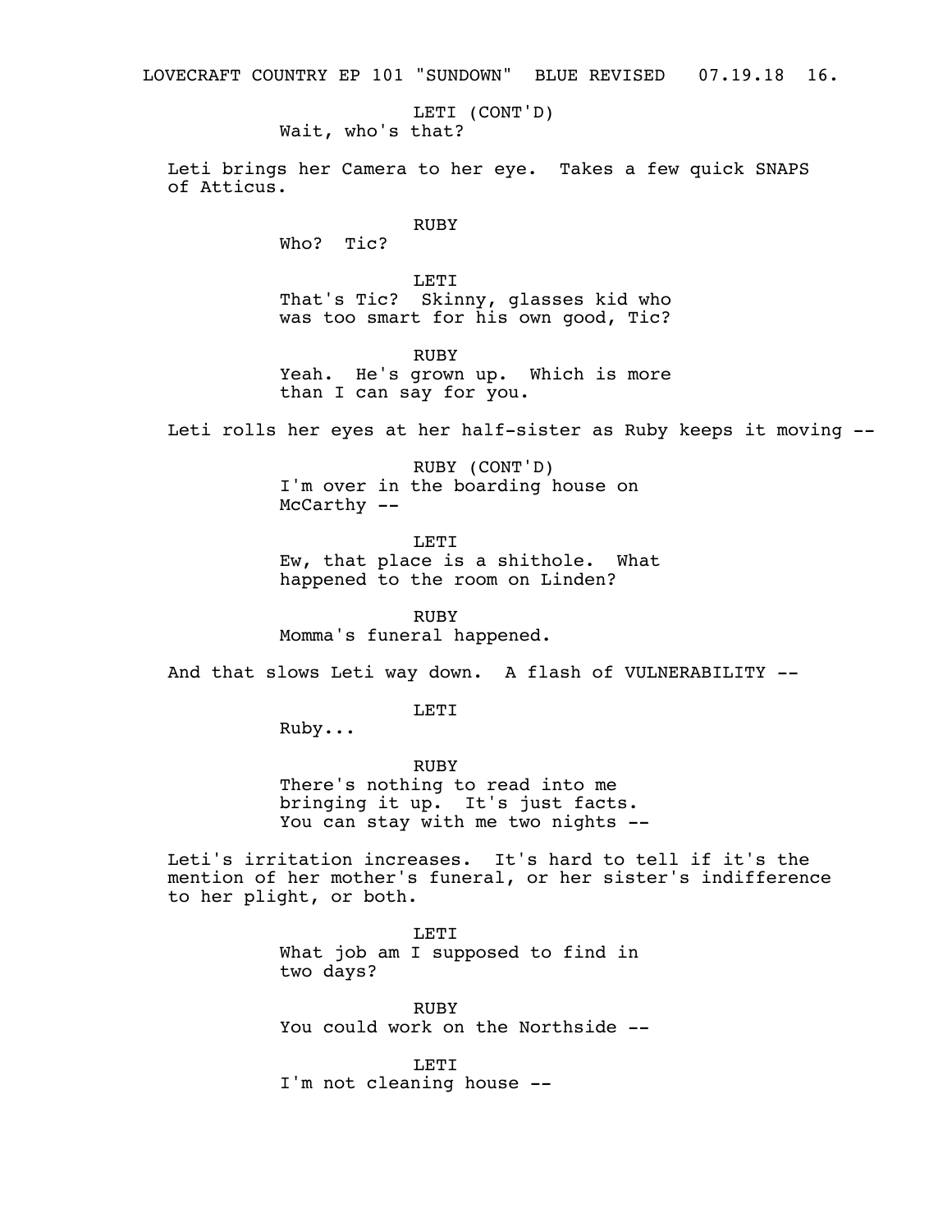LETI (CONT'D)
Wait, who's that?

Leti brings her Camera to her eye. Takes a few quick SNAPS of Atticus.

RUBY
Who? Tic?

LETI
That's Tic? Skinny, glasses kid who was too smart for his own good, Tic?

RUBY
Yeah. He's grown up. Which is more than I can say for you.

Leti rolls her eyes at her half-sister as Ruby keeps it moving --

RUBY (CONT'D)
I'm over in the boarding house on McCarthy --

LETI
Ew, that place is a shithole. What happened to the room on Linden?

RUBY
Momma's funeral happened.

And that slows Leti way down. A flash of VULNERABILITY --

LETI
Ruby...

RUBY
There's nothing to read into me bringing it up. It's just facts. You can stay with me two nights --

Leti's irritation increases. It's hard to tell if it's the mention of her mother's funeral, or her sister's indifference to her plight, or both.

LETI
What job am I supposed to find in two days?

RUBY
You could work on the Northside --

LETI
I'm not cleaning house --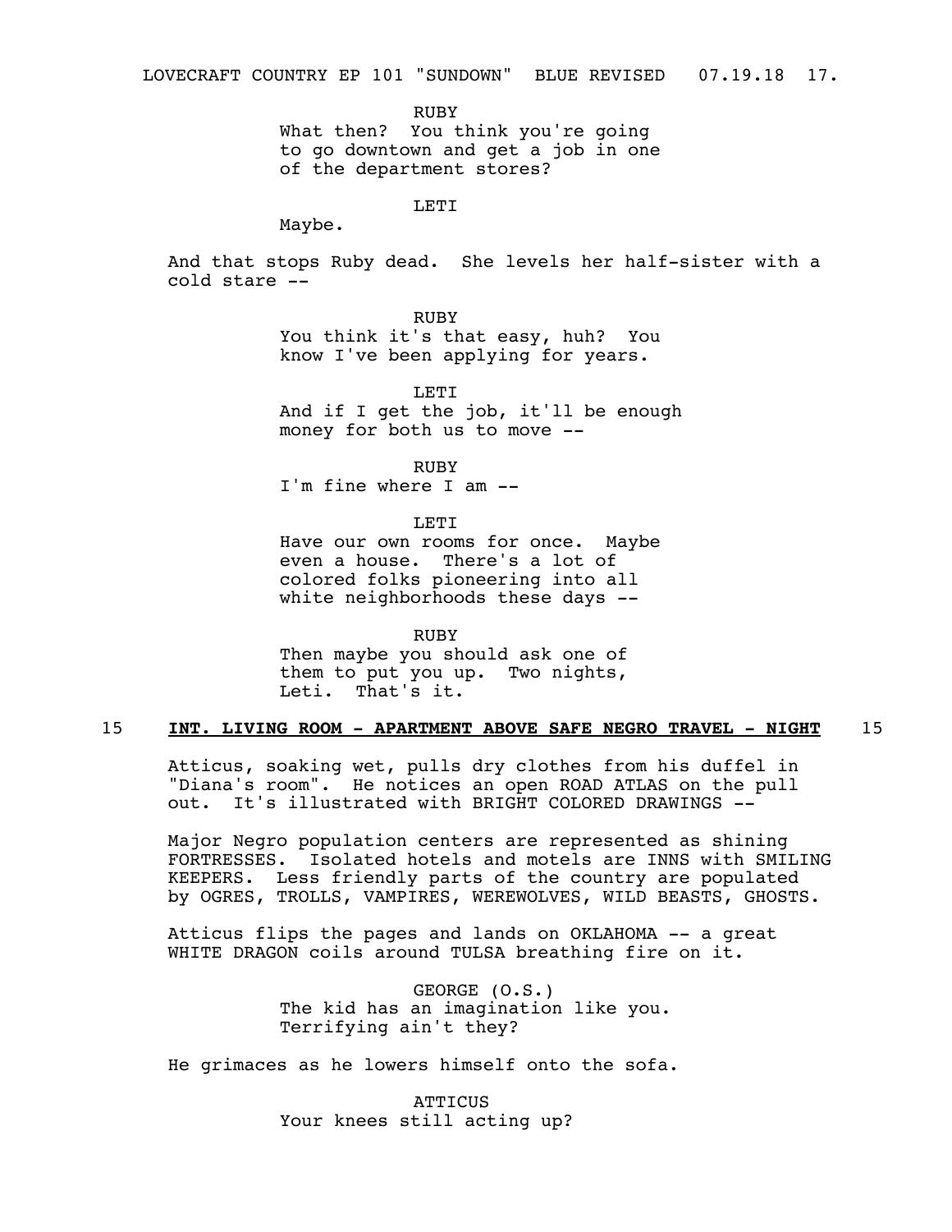RUBY
What then? You think you're going to go downtown and get a job in one of the department stores?

LETI
Maybe.

And that stops Ruby dead. She levels her half-sister with a cold stare --

RUBY
You think it's that easy, huh? You know I've been applying for years.

LETI
And if I get the job, it'll be enough money for both us to move --

RUBY
I'm fine where I am --

LETI
Have our own rooms for once. Maybe even a house. There's a lot of colored folks pioneering into all white neighborhoods these days --

RUBY
Then maybe you should ask one of them to put you up. Two nights, Leti. That's it.

## 15 **INT. LIVING ROOM - APARTMENT ABOVE SAFE NEGRO TRAVEL - NIGHT** 15

Atticus, soaking wet, pulls dry clothes from his duffel in "Diana's room". He notices an open ROAD ATLAS on the pull out. It's illustrated with BRIGHT COLORED DRAWINGS --

Major Negro population centers are represented as shining FORTRESSES. Isolated hotels and motels are INNS with SMILING KEEPERS. Less friendly parts of the country are populated by OGRES, TROLLS, VAMPIRES, WEREWOLVES, WILD BEASTS, GHOSTS.

Atticus flips the pages and lands on OKLAHOMA -- a great WHITE DRAGON coils around TULSA breathing fire on it.

GEORGE (O.S.)
The kid has an imagination like you. Terrifying ain't they?

He grimaces as he lowers himself onto the sofa.

ATTICUS
Your knees still acting up?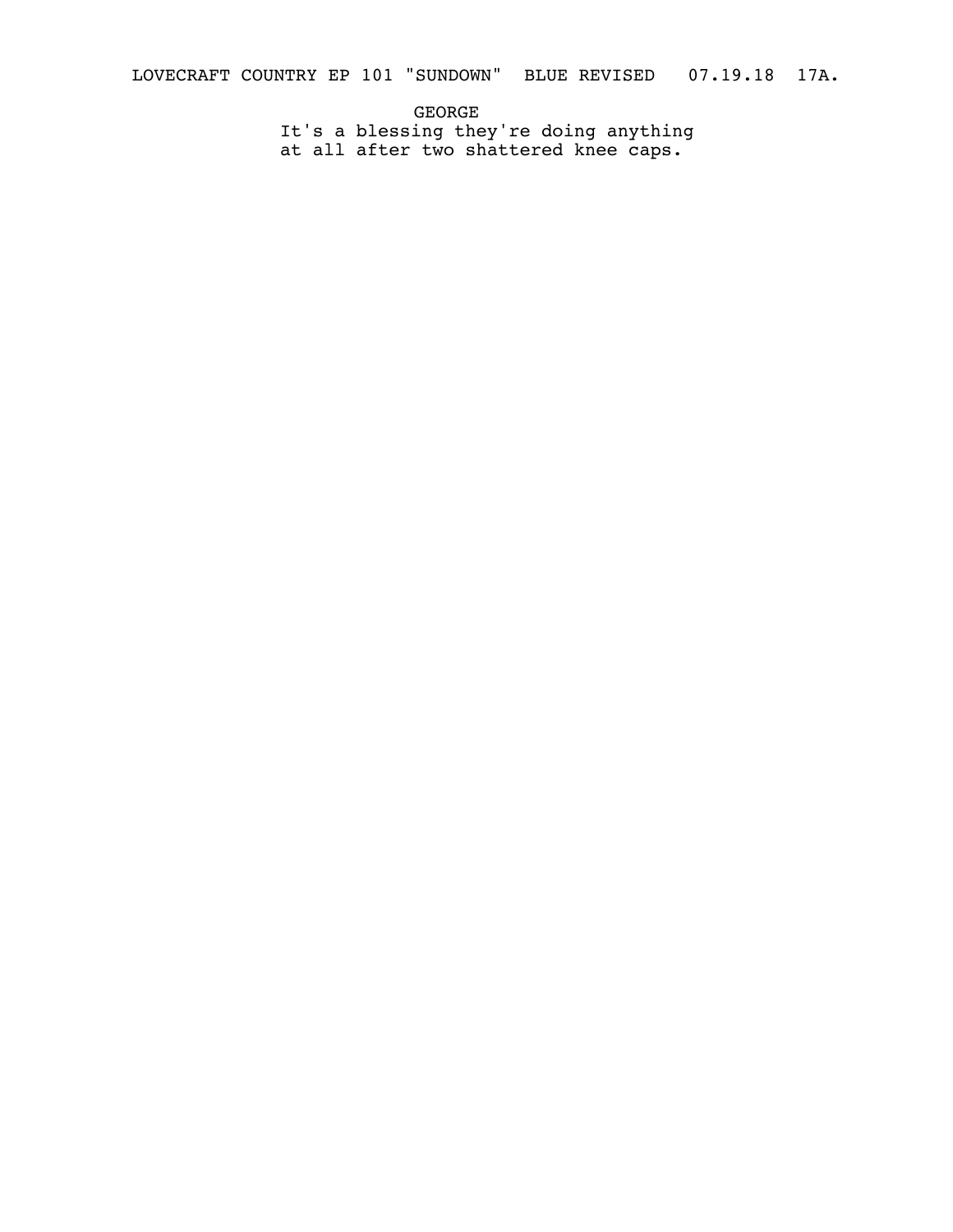GEORGE

It's a blessing they're doing anything at all after two shattered knee caps.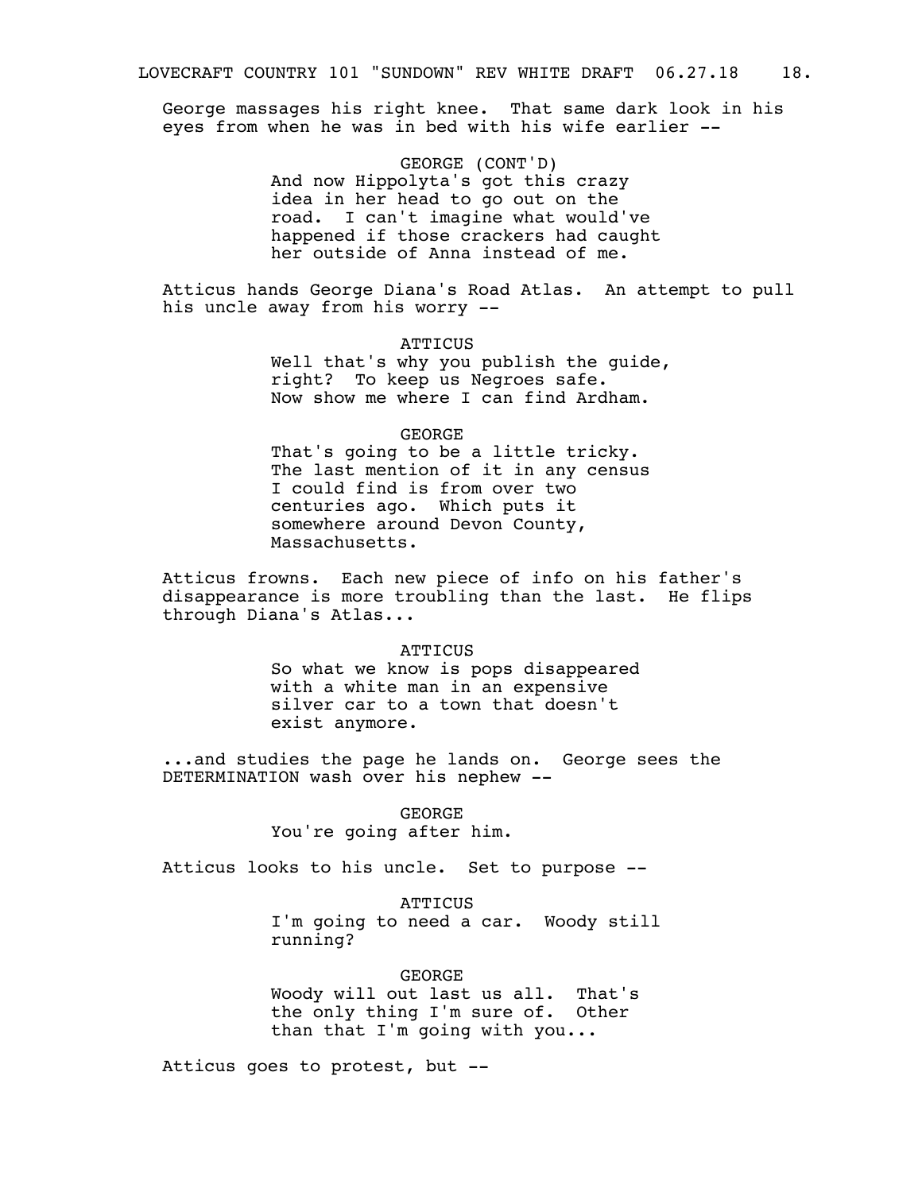George massages his right knee. That same dark look in his eyes from when he was in bed with his wife earlier --

GEORGE (CONT'D)
And now Hippolyta's got this crazy idea in her head to go out on the road. I can't imagine what would've happened if those crackers had caught her outside of Anna instead of me.

Atticus hands George Diana's Road Atlas. An attempt to pull his uncle away from his worry --

ATTICUS
Well that's why you publish the guide, right? To keep us Negroes safe. Now show me where I can find Ardham.

GEORGE
That's going to be a little tricky. The last mention of it in any census I could find is from over two centuries ago. Which puts it somewhere around Devon County, Massachusetts.

Atticus frowns. Each new piece of info on his father's disappearance is more troubling than the last. He flips through Diana's Atlas...

ATTICUS
So what we know is pops disappeared with a white man in an expensive silver car to a town that doesn't exist anymore.

...and studies the page he lands on. George sees the DETERMINATION wash over his nephew --

GEORGE
You're going after him.

Atticus looks to his uncle. Set to purpose --

ATTICUS
I'm going to need a car. Woody still running?

GEORGE
Woody will out last us all. That's the only thing I'm sure of. Other than that I'm going with you...

Atticus goes to protest, but --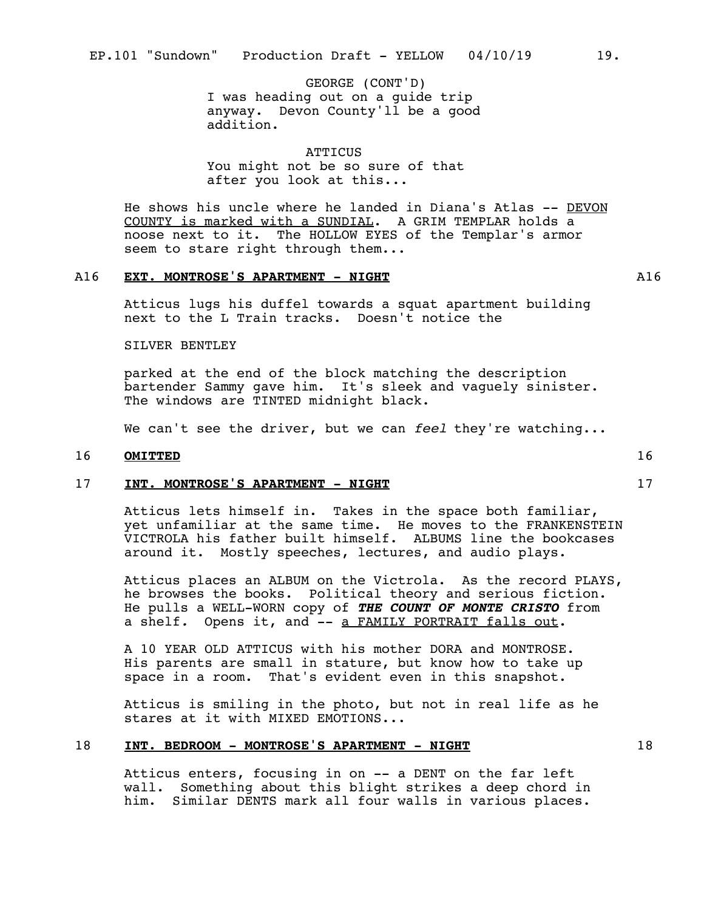GEORGE (CONT'D)
I was heading out on a guide trip anyway. Devon County'll be a good addition.

ATTICUS
You might not be so sure of that after you look at this...

He shows his uncle where he landed in Diana's Atlas -- DEVON COUNTY is marked with a SUNDIAL. A GRIM TEMPLAR holds a noose next to it. The HOLLOW EYES of the Templar's armor seem to stare right through them...

A16 **EXT. MONTROSE'S APARTMENT - NIGHT** A16

Atticus lugs his duffel towards a squat apartment building next to the L Train tracks. Doesn't notice the

SILVER BENTLEY

parked at the end of the block matching the description bartender Sammy gave him. It's sleek and vaguely sinister. The windows are TINTED midnight black.

We can't see the driver, but we can *feel* they're watching...

16 **OMITTED** 16

17 **INT. MONTROSE'S APARTMENT - NIGHT** 17

Atticus lets himself in. Takes in the space both familiar, yet unfamiliar at the same time. He moves to the FRANKENSTEIN VICTROLA his father built himself. ALBUMS line the bookcases around it. Mostly speeches, lectures, and audio plays.

Atticus places an ALBUM on the Victrola. As the record PLAYS, he browses the books. Political theory and serious fiction. He pulls a WELL-WORN copy of ***THE COUNT OF MONTE CRISTO*** from a shelf. Opens it, and -- a FAMILY PORTRAIT falls out.

A 10 YEAR OLD ATTICUS with his mother DORA and MONTROSE. His parents are small in stature, but know how to take up space in a room. That's evident even in this snapshot.

Atticus is smiling in the photo, but not in real life as he stares at it with MIXED EMOTIONS...

18 **INT. BEDROOM - MONTROSE'S APARTMENT - NIGHT** 18

Atticus enters, focusing in on -- a DENT on the far left wall. Something about this blight strikes a deep chord in him. Similar DENTS mark all four walls in various places.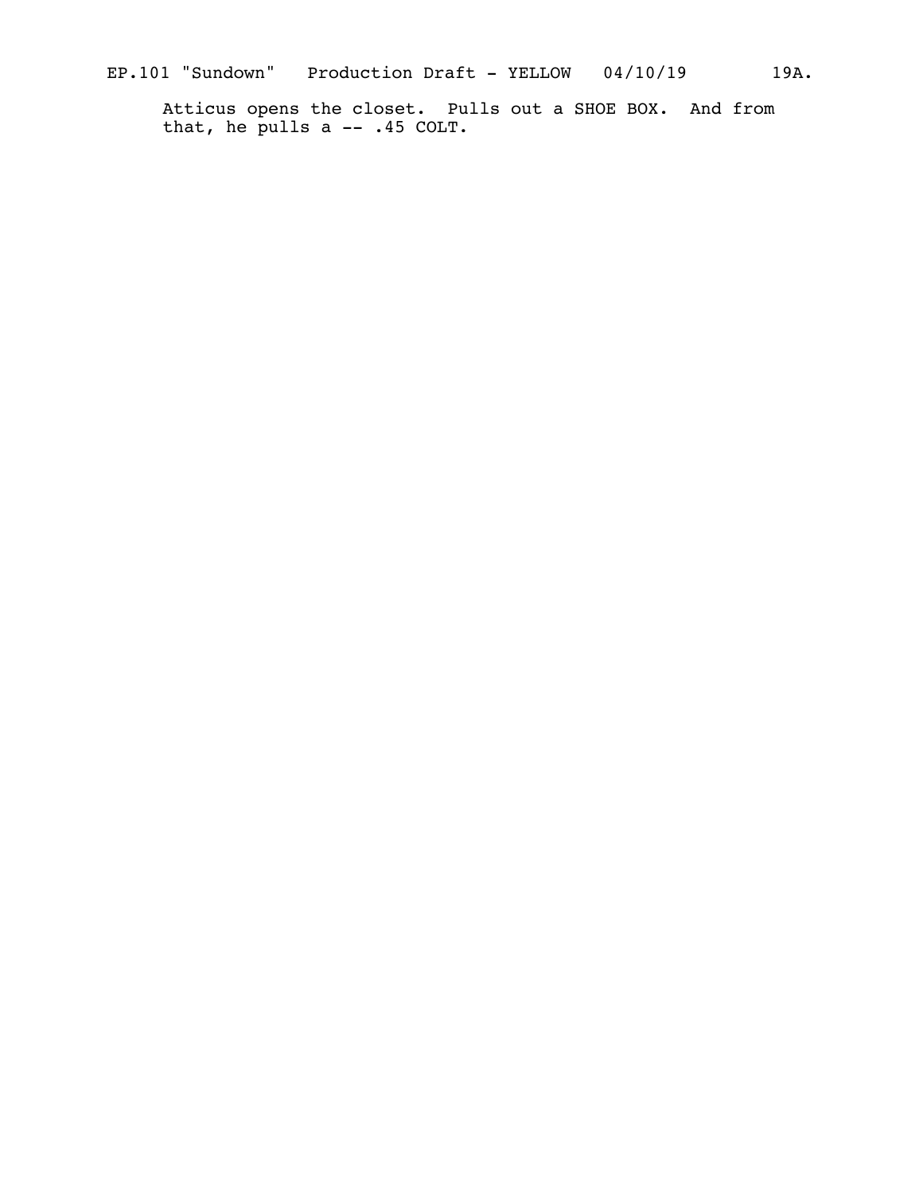Atticus opens the closet. Pulls out a SHOE BOX. And from that, he pulls a -- .45 COLT.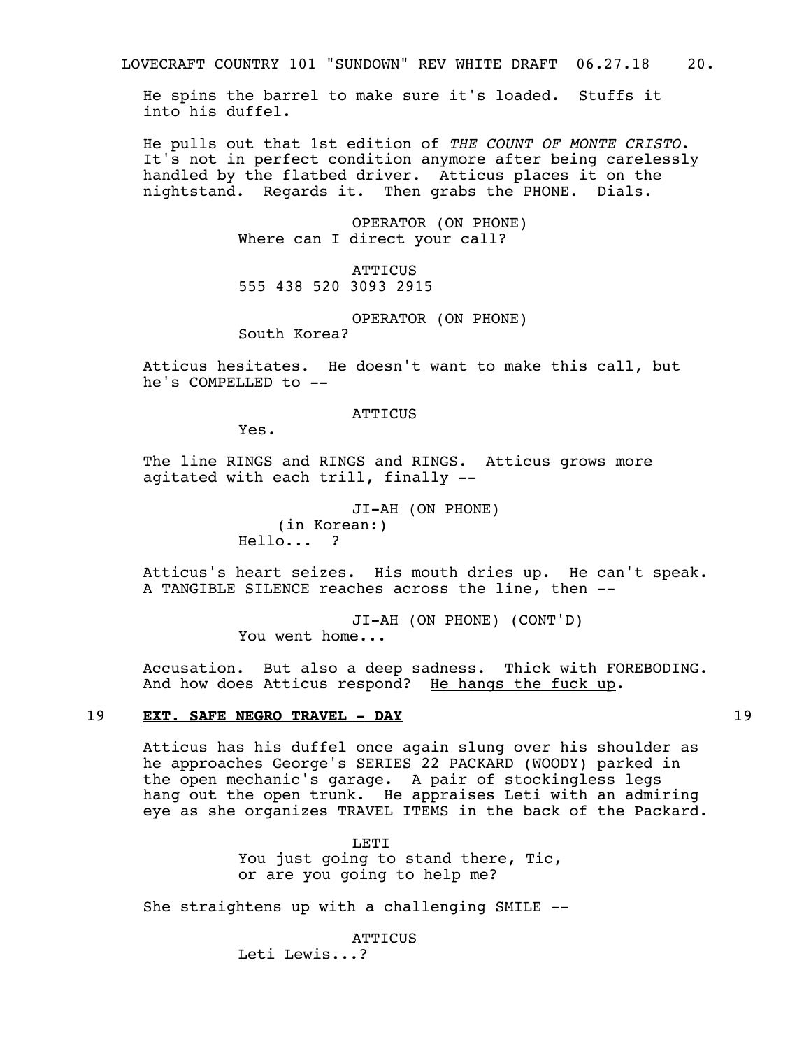He spins the barrel to make sure it's loaded. Stuffs it into his duffel.

He pulls out that 1st edition of *THE COUNT OF MONTE CRISTO*. It's not in perfect condition anymore after being carelessly handled by the flatbed driver. Atticus places it on the nightstand. Regards it. Then grabs the PHONE. Dials.

OPERATOR (ON PHONE)
Where can I direct your call?

ATTICUS
555 438 520 3093 2915

OPERATOR (ON PHONE)
South Korea?

Atticus hesitates. He doesn't want to make this call, but he's COMPELLED to --

ATTICUS
Yes.

The line RINGS and RINGS and RINGS. Atticus grows more agitated with each trill, finally --

JI-AH (ON PHONE)
(in Korean:)
Hello... ?

Atticus's heart seizes. His mouth dries up. He can't speak. A TANGIBLE SILENCE reaches across the line, then --

JI-AH (ON PHONE) (CONT'D)
You went home...

Accusation. But also a deep sadness. Thick with FOREBODING. And how does Atticus respond? <u>He hangs the fuck up</u>.

19 **<u>EXT. SAFE NEGRO TRAVEL - DAY</u>** 19

Atticus has his duffel once again slung over his shoulder as he approaches George's SERIES 22 PACKARD (WOODY) parked in the open mechanic's garage. A pair of stockingless legs hang out the open trunk. He appraises Leti with an admiring eye as she organizes TRAVEL ITEMS in the back of the Packard.

LETI
You just going to stand there, Tic, or are you going to help me?

She straightens up with a challenging SMILE --

ATTICUS
Leti Lewis...?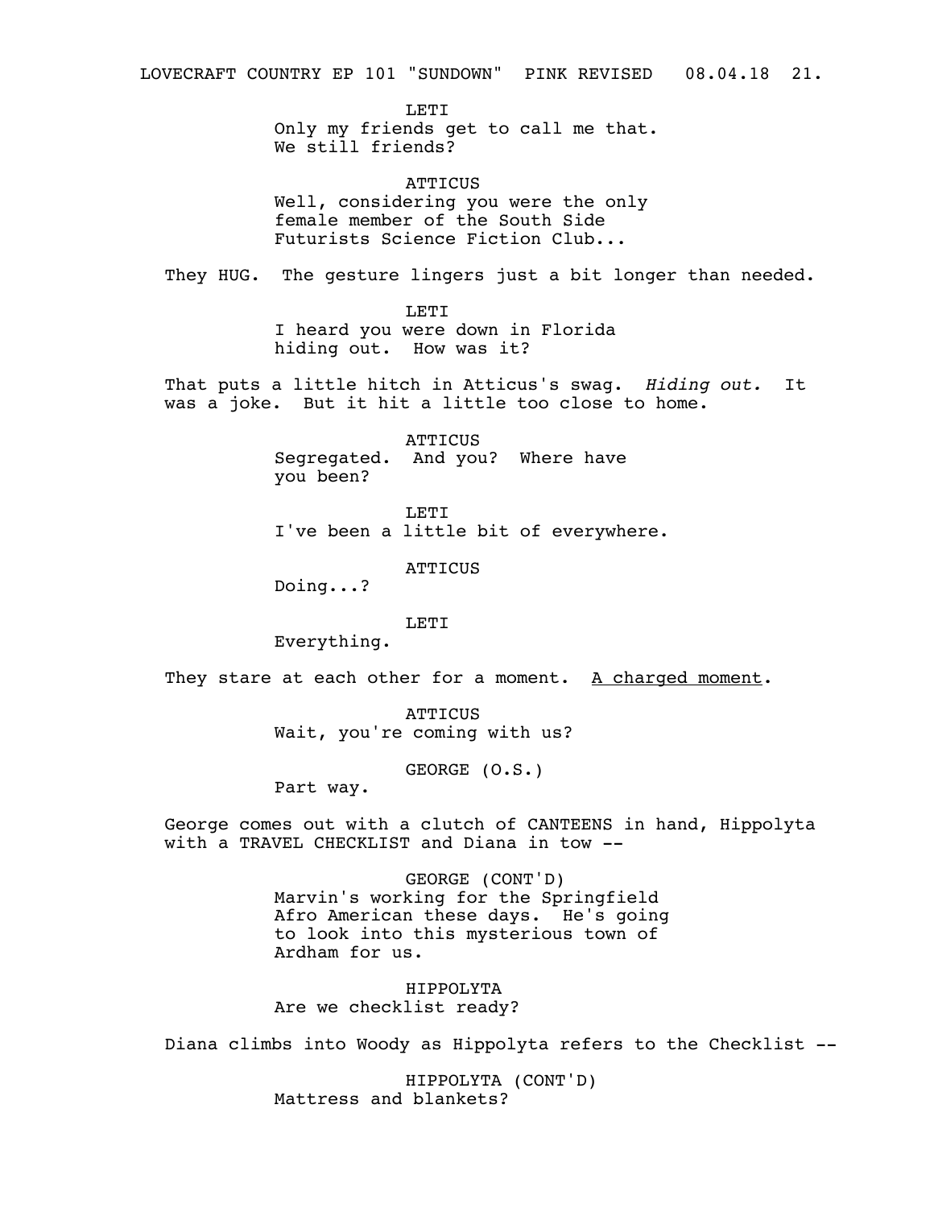LETI
Only my friends get to call me that.
We still friends?

ATTICUS
Well, considering you were the only
female member of the South Side
Futurists Science Fiction Club...

They HUG. The gesture lingers just a bit longer than needed.

LETI
I heard you were down in Florida
hiding out. How was it?

That puts a little hitch in Atticus's swag. *Hiding out.* It
was a joke. But it hit a little too close to home.

ATTICUS
Segregated. And you? Where have
you been?

LETI
I've been a little bit of everywhere.

ATTICUS
Doing...?

LETI
Everything.

They stare at each other for a moment. <u>A charged moment</u>.

ATTICUS
Wait, you're coming with us?

GEORGE (O.S.)
Part way.

George comes out with a clutch of CANTEENS in hand, Hippolyta
with a TRAVEL CHECKLIST and Diana in tow --

GEORGE (CONT'D)
Marvin's working for the Springfield
Afro American these days. He's going
to look into this mysterious town of
Ardham for us.

HIPPOLYTA
Are we checklist ready?

Diana climbs into Woody as Hippolyta refers to the Checklist --

HIPPOLYTA (CONT'D)
Mattress and blankets?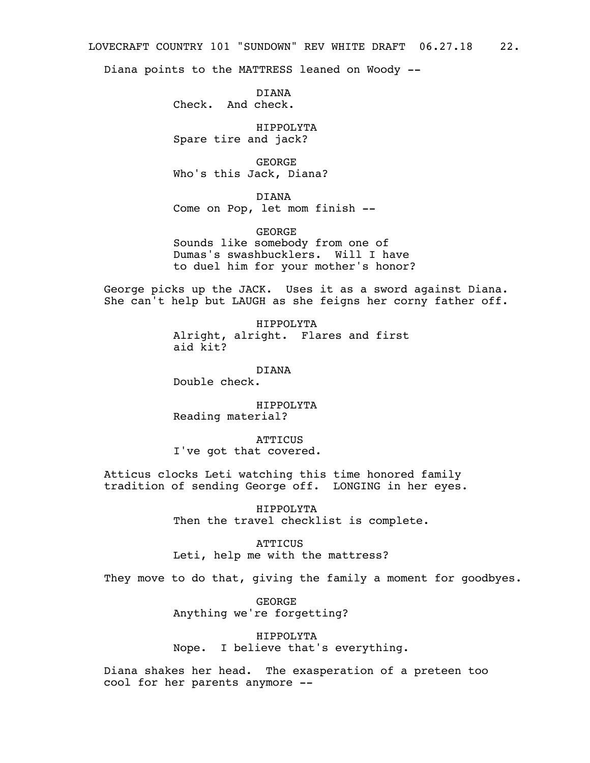Diana points to the MATTRESS leaned on Woody --

DIANA
Check. And check.

HIPPOLYTA
Spare tire and jack?

GEORGE
Who's this Jack, Diana?

DIANA
Come on Pop, let mom finish --

GEORGE
Sounds like somebody from one of Dumas's swashbucklers. Will I have to duel him for your mother's honor?

George picks up the JACK. Uses it as a sword against Diana. She can't help but LAUGH as she feigns her corny father off.

HIPPOLYTA
Alright, alright. Flares and first aid kit?

DIANA
Double check.

HIPPOLYTA
Reading material?

ATTICUS
I've got that covered.

Atticus clocks Leti watching this time honored family tradition of sending George off. LONGING in her eyes.

HIPPOLYTA
Then the travel checklist is complete.

ATTICUS
Leti, help me with the mattress?

They move to do that, giving the family a moment for goodbyes.

GEORGE
Anything we're forgetting?

HIPPOLYTA
Nope. I believe that's everything.

Diana shakes her head. The exasperation of a preteen too cool for her parents anymore --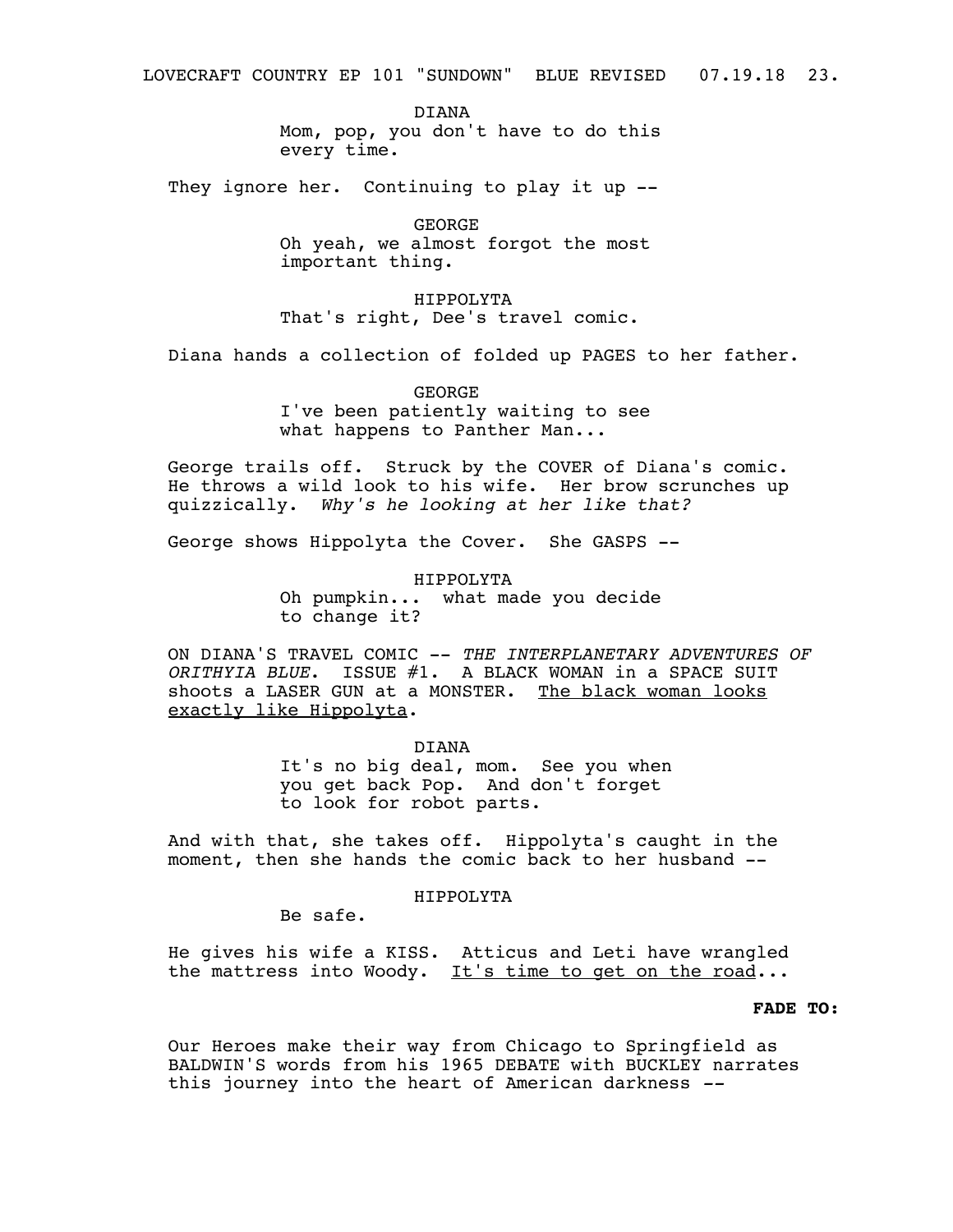DIANA

Mom, pop, you don't have to do this every time.

They ignore her. Continuing to play it up --

GEORGE

Oh yeah, we almost forgot the most important thing.

HIPPOLYTA

That's right, Dee's travel comic.

Diana hands a collection of folded up PAGES to her father.

GEORGE

I've been patiently waiting to see what happens to Panther Man...

George trails off. Struck by the COVER of Diana's comic. He throws a wild look to his wife. Her brow scrunches up quizzically. *Why's he looking at her like that?*

George shows Hippolyta the Cover. She GASPS --

HIPPOLYTA

Oh pumpkin... what made you decide to change it?

ON DIANA'S TRAVEL COMIC -- *THE INTERPLANETARY ADVENTURES OF ORITHYIA BLUE*. ISSUE #1. A BLACK WOMAN in a SPACE SUIT shoots a LASER GUN at a MONSTER. <u>The black woman looks exactly like Hippolyta</u>.

DIANA

It's no big deal, mom. See you when you get back Pop. And don't forget to look for robot parts.

And with that, she takes off. Hippolyta's caught in the moment, then she hands the comic back to her husband --

HIPPOLYTA

Be safe.

He gives his wife a KISS. Atticus and Leti have wrangled the mattress into Woody. <u>It's time to get on the road</u>...

**FADE TO:**

Our Heroes make their way from Chicago to Springfield as BALDWIN'S words from his 1965 DEBATE with BUCKLEY narrates this journey into the heart of American darkness --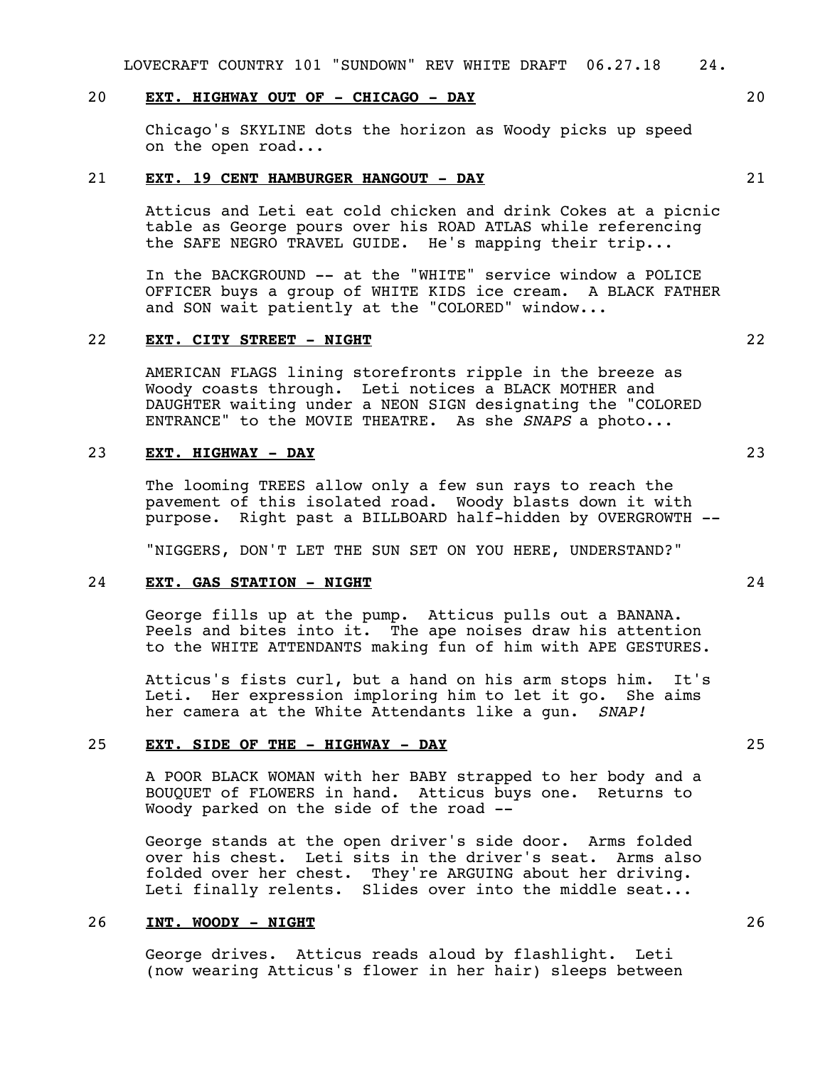20 **EXT. HIGHWAY OUT OF - CHICAGO - DAY** 20

Chicago's SKYLINE dots the horizon as Woody picks up speed on the open road...

21 **EXT. 19 CENT HAMBURGER HANGOUT - DAY** 21

Atticus and Leti eat cold chicken and drink Cokes at a picnic table as George pours over his ROAD ATLAS while referencing the SAFE NEGRO TRAVEL GUIDE. He's mapping their trip...

In the BACKGROUND -- at the "WHITE" service window a POLICE OFFICER buys a group of WHITE KIDS ice cream. A BLACK FATHER and SON wait patiently at the "COLORED" window...

22 **EXT. CITY STREET - NIGHT** 22

AMERICAN FLAGS lining storefronts ripple in the breeze as Woody coasts through. Leti notices a BLACK MOTHER and DAUGHTER waiting under a NEON SIGN designating the "COLORED ENTRANCE" to the MOVIE THEATRE. As she *SNAPS* a photo...

23 **EXT. HIGHWAY - DAY** 23

The looming TREES allow only a few sun rays to reach the pavement of this isolated road. Woody blasts down it with purpose. Right past a BILLBOARD half-hidden by OVERGROWTH --

"NIGGERS, DON'T LET THE SUN SET ON YOU HERE, UNDERSTAND?"

24 **EXT. GAS STATION - NIGHT** 24

George fills up at the pump. Atticus pulls out a BANANA. Peels and bites into it. The ape noises draw his attention to the WHITE ATTENDANTS making fun of him with APE GESTURES.

Atticus's fists curl, but a hand on his arm stops him. It's Leti. Her expression imploring him to let it go. She aims her camera at the White Attendants like a gun. *SNAP!*

25 **EXT. SIDE OF THE - HIGHWAY - DAY** 25

A POOR BLACK WOMAN with her BABY strapped to her body and a BOUQUET of FLOWERS in hand. Atticus buys one. Returns to Woody parked on the side of the road --

George stands at the open driver's side door. Arms folded over his chest. Leti sits in the driver's seat. Arms also folded over her chest. They're ARGUING about her driving. Leti finally relents. Slides over into the middle seat...

26 **INT. WOODY - NIGHT** 26

George drives. Atticus reads aloud by flashlight. Leti (now wearing Atticus's flower in her hair) sleeps between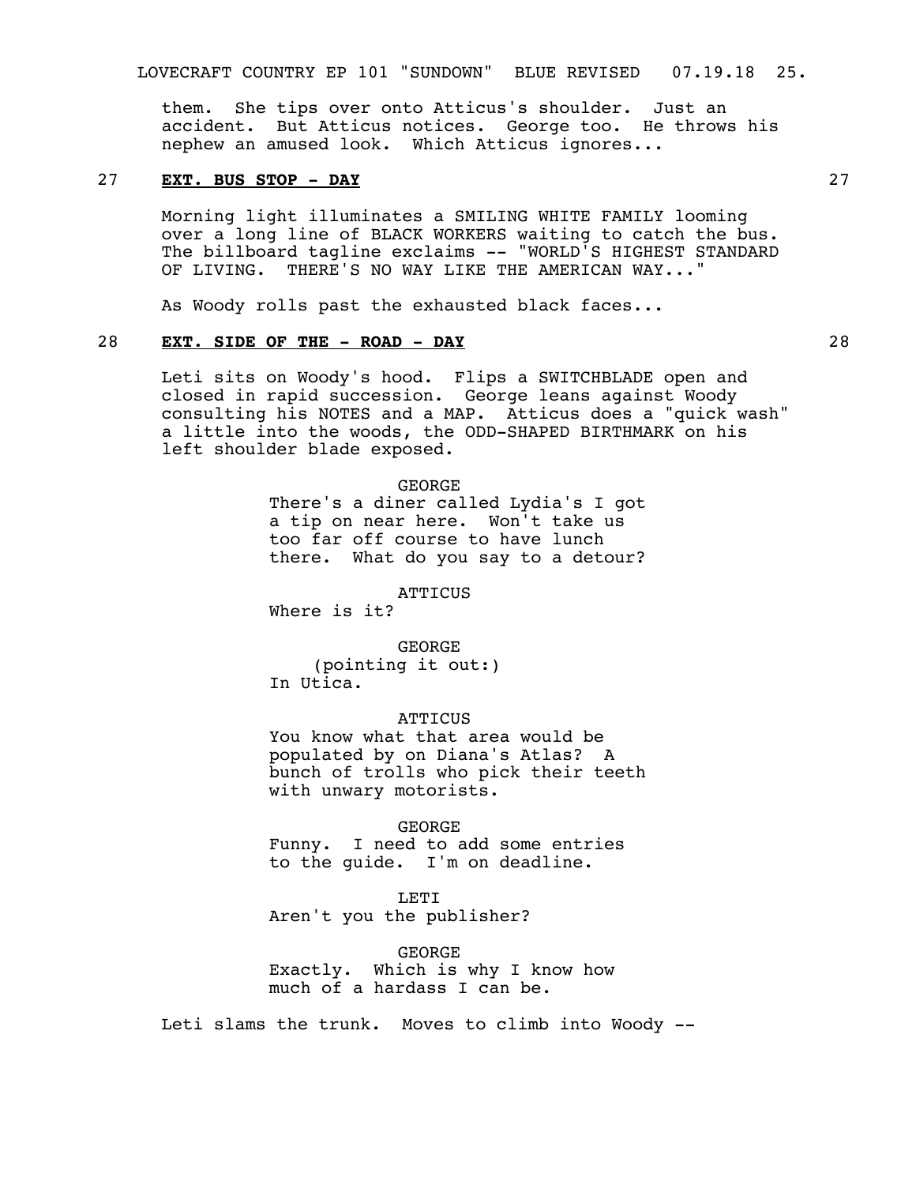them. She tips over onto Atticus's shoulder. Just an accident. But Atticus notices. George too. He throws his nephew an amused look. Which Atticus ignores...

27 **EXT. BUS STOP - DAY** 27

Morning light illuminates a SMILING WHITE FAMILY looming over a long line of BLACK WORKERS waiting to catch the bus. The billboard tagline exclaims -- "WORLD'S HIGHEST STANDARD OF LIVING. THERE'S NO WAY LIKE THE AMERICAN WAY..."

As Woody rolls past the exhausted black faces...

28 **EXT. SIDE OF THE - ROAD - DAY** 28

Leti sits on Woody's hood. Flips a SWITCHBLADE open and closed in rapid succession. George leans against Woody consulting his NOTES and a MAP. Atticus does a "quick wash" a little into the woods, the ODD-SHAPED BIRTHMARK on his left shoulder blade exposed.

GEORGE
There's a diner called Lydia's I got a tip on near here. Won't take us too far off course to have lunch there. What do you say to a detour?

ATTICUS
Where is it?

GEORGE
(pointing it out:)
In Utica.

ATTICUS
You know what that area would be populated by on Diana's Atlas? A bunch of trolls who pick their teeth with unwary motorists.

GEORGE
Funny. I need to add some entries to the guide. I'm on deadline.

LETI
Aren't you the publisher?

GEORGE
Exactly. Which is why I know how much of a hardass I can be.

Leti slams the trunk. Moves to climb into Woody --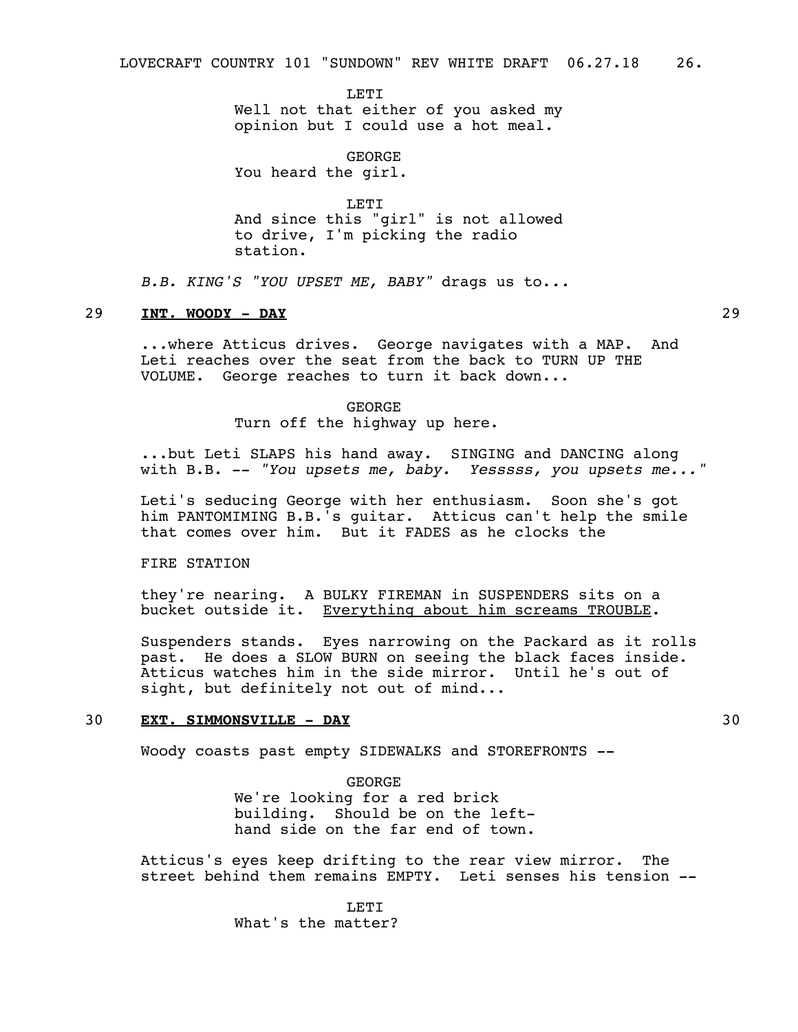LETI

Well not that either of you asked my opinion but I could use a hot meal.

GEORGE

You heard the girl.

LETI

And since this "girl" is not allowed to drive, I'm picking the radio station.

*B.B. KING'S "YOU UPSET ME, BABY"* drags us to...

29 **<u>INT. WOODY - DAY</u>** 29

...where Atticus drives. George navigates with a MAP. And Leti reaches over the seat from the back to TURN UP THE VOLUME. George reaches to turn it back down...

GEORGE

Turn off the highway up here.

...but Leti SLAPS his hand away. SINGING and DANCING along with B.B. -- *"You upsets me, baby. Yesssss, you upsets me..."*

Leti's seducing George with her enthusiasm. Soon she's got him PANTOMIMING B.B.'s guitar. Atticus can't help the smile that comes over him. But it FADES as he clocks the

FIRE STATION

they're nearing. A BULKY FIREMAN in SUSPENDERS sits on a bucket outside it. <u>Everything about him screams TROUBLE</u>.

Suspenders stands. Eyes narrowing on the Packard as it rolls past. He does a SLOW BURN on seeing the black faces inside. Atticus watches him in the side mirror. Until he's out of sight, but definitely not out of mind...

30 **<u>EXT. SIMMONSVILLE - DAY</u>** 30

Woody coasts past empty SIDEWALKS and STOREFRONTS --

GEORGE

We're looking for a red brick building. Should be on the left-hand side on the far end of town.

Atticus's eyes keep drifting to the rear view mirror. The street behind them remains EMPTY. Leti senses his tension --

LETI

What's the matter?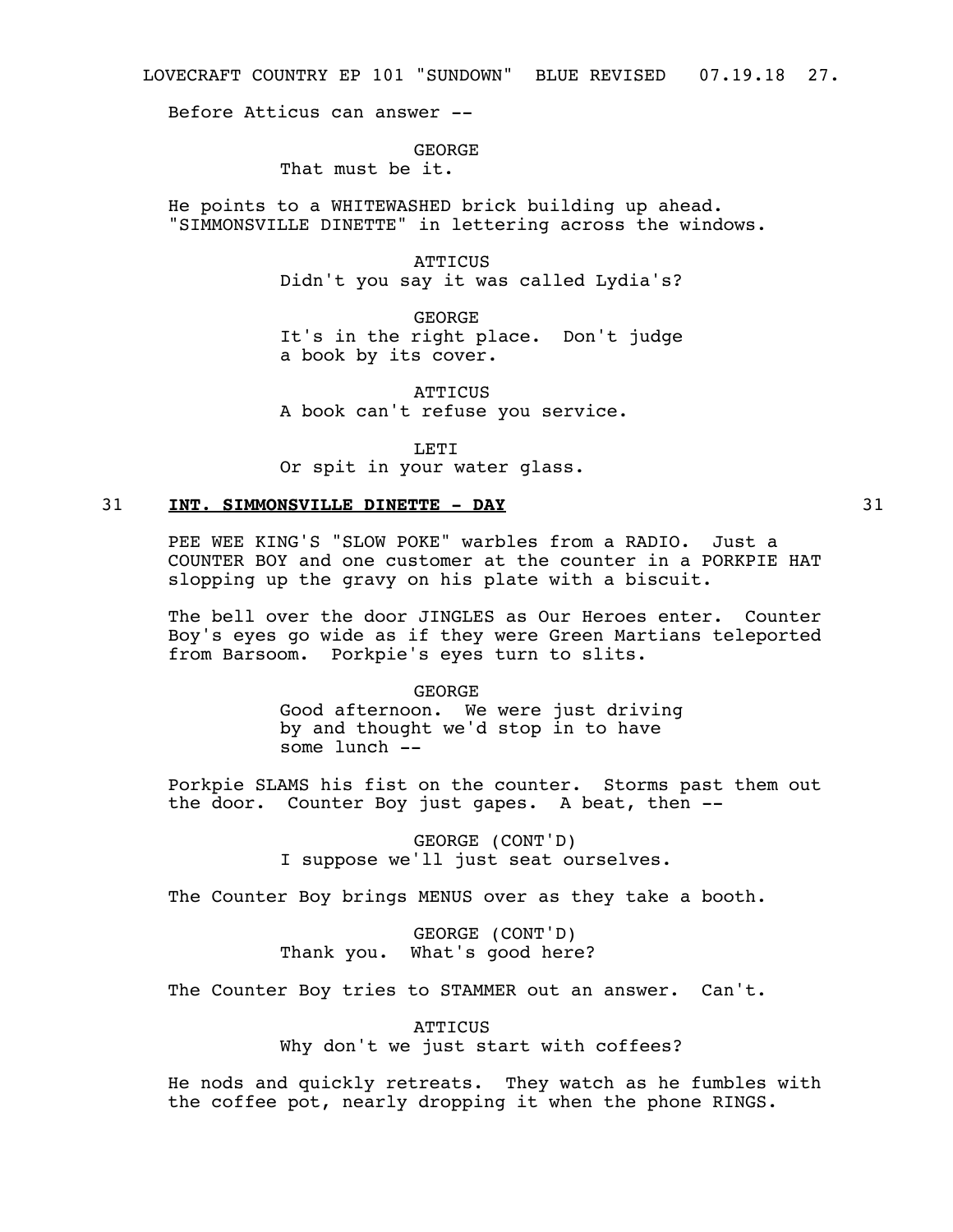Before Atticus can answer --

GEORGE
That must be it.

He points to a WHITEWASHED brick building up ahead. "SIMMONSVILLE DINETTE" in lettering across the windows.

ATTICUS
Didn't you say it was called Lydia's?

GEORGE
It's in the right place. Don't judge a book by its cover.

ATTICUS
A book can't refuse you service.

LETI
Or spit in your water glass.

**31 INT. SIMMONSVILLE DINETTE - DAY 31**

PEE WEE KING'S "SLOW POKE" warbles from a RADIO. Just a COUNTER BOY and one customer at the counter in a PORKPIE HAT slopping up the gravy on his plate with a biscuit.

The bell over the door JINGLES as Our Heroes enter. Counter Boy's eyes go wide as if they were Green Martians teleported from Barsoom. Porkpie's eyes turn to slits.

GEORGE
Good afternoon. We were just driving by and thought we'd stop in to have some lunch --

Porkpie SLAMS his fist on the counter. Storms past them out the door. Counter Boy just gapes. A beat, then --

GEORGE (CONT'D)
I suppose we'll just seat ourselves.

The Counter Boy brings MENUS over as they take a booth.

GEORGE (CONT'D)
Thank you. What's good here?

The Counter Boy tries to STAMMER out an answer. Can't.

ATTICUS
Why don't we just start with coffees?

He nods and quickly retreats. They watch as he fumbles with the coffee pot, nearly dropping it when the phone RINGS.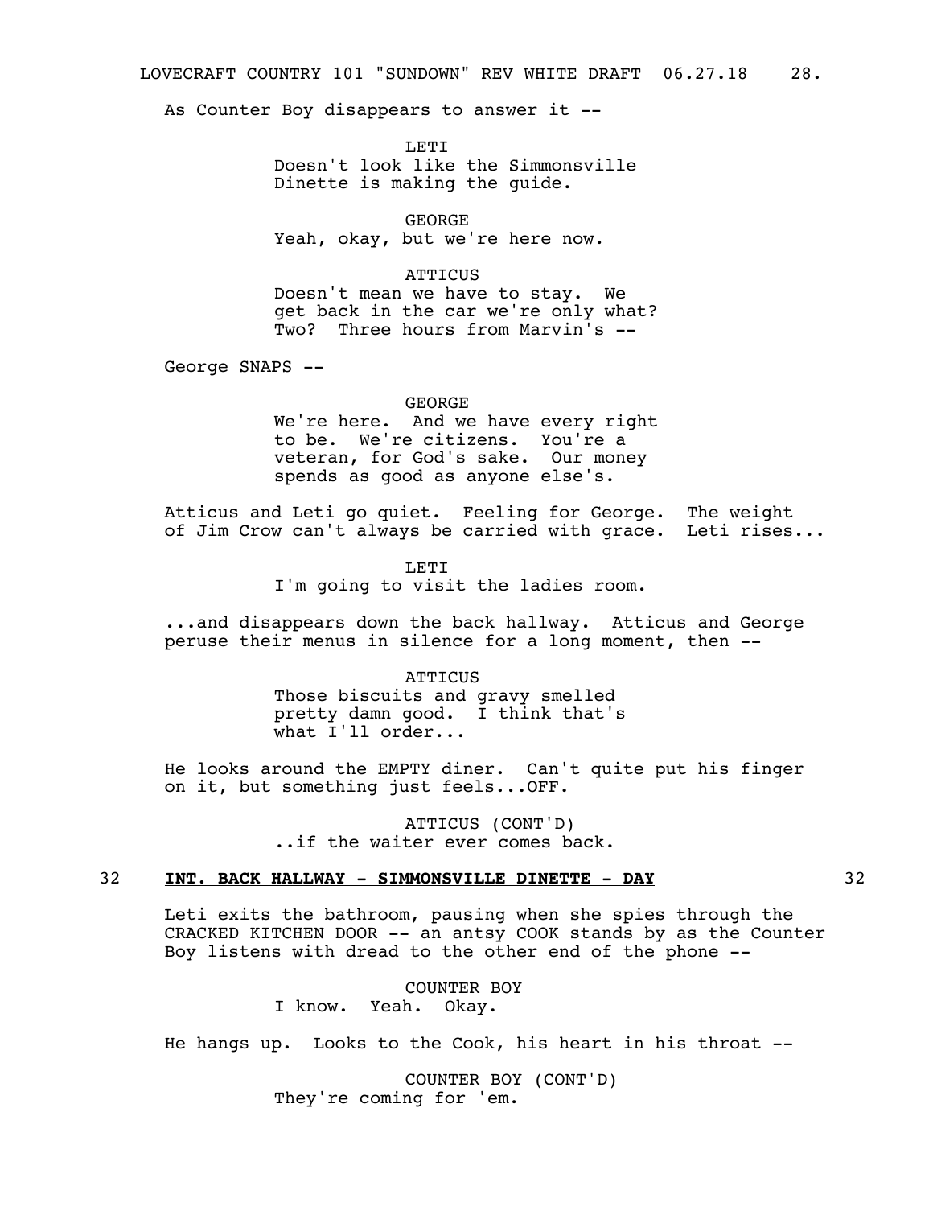As Counter Boy disappears to answer it --

LETI
Doesn't look like the Simmonsville Dinette is making the guide.

GEORGE
Yeah, okay, but we're here now.

ATTICUS
Doesn't mean we have to stay. We get back in the car we're only what? Two? Three hours from Marvin's --

George SNAPS --

GEORGE
We're here. And we have every right to be. We're citizens. You're a veteran, for God's sake. Our money spends as good as anyone else's.

Atticus and Leti go quiet. Feeling for George. The weight of Jim Crow can't always be carried with grace. Leti rises...

LETI
I'm going to visit the ladies room.

...and disappears down the back hallway. Atticus and George peruse their menus in silence for a long moment, then --

ATTICUS
Those biscuits and gravy smelled pretty damn good. I think that's what I'll order...

He looks around the EMPTY diner. Can't quite put his finger on it, but something just feels...OFF.

ATTICUS (CONT'D)
..if the waiter ever comes back.

## 32 **INT. BACK HALLWAY - SIMMONSVILLE DINETTE - DAY** 32

Leti exits the bathroom, pausing when she spies through the CRACKED KITCHEN DOOR -- an antsy COOK stands by as the Counter Boy listens with dread to the other end of the phone --

COUNTER BOY
I know. Yeah. Okay.

He hangs up. Looks to the Cook, his heart in his throat --

COUNTER BOY (CONT'D)
They're coming for 'em.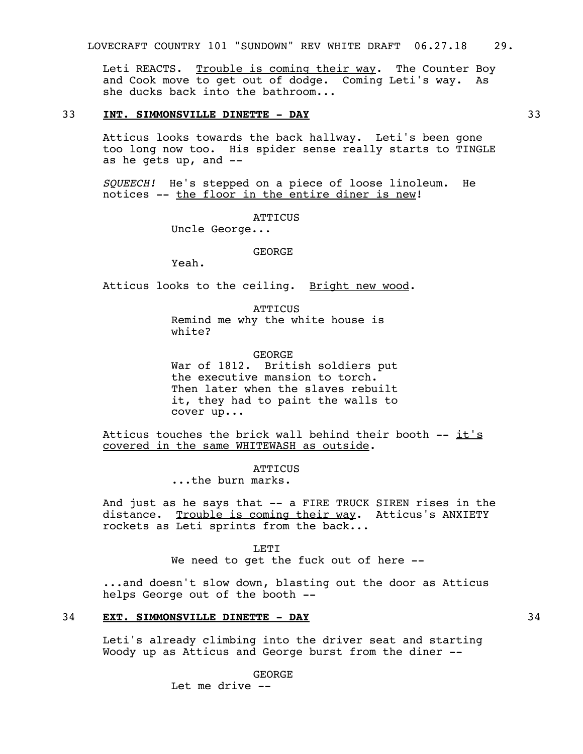Leti REACTS. Trouble is coming their way. The Counter Boy and Cook move to get out of dodge. Coming Leti's way. As she ducks back into the bathroom...

**33 INT. SIMMONSVILLE DINETTE - DAY 33**

Atticus looks towards the back hallway. Leti's been gone too long now too. His spider sense really starts to TINGLE as he gets up, and --

*SQUEECH!* He's stepped on a piece of loose linoleum. He notices -- the floor in the entire diner is new!

ATTICUS
Uncle George...

GEORGE
Yeah.

Atticus looks to the ceiling. Bright new wood.

ATTICUS
Remind me why the white house is white?

GEORGE
War of 1812. British soldiers put the executive mansion to torch. Then later when the slaves rebuilt it, they had to paint the walls to cover up...

Atticus touches the brick wall behind their booth -- it's covered in the same WHITEWASH as outside.

ATTICUS
...the burn marks.

And just as he says that -- a FIRE TRUCK SIREN rises in the distance. Trouble is coming their way. Atticus's ANXIETY rockets as Leti sprints from the back...

LETI
We need to get the fuck out of here --

...and doesn't slow down, blasting out the door as Atticus helps George out of the booth --

**34 EXT. SIMMONSVILLE DINETTE - DAY 34**

Leti's already climbing into the driver seat and starting Woody up as Atticus and George burst from the diner --

GEORGE
Let me drive --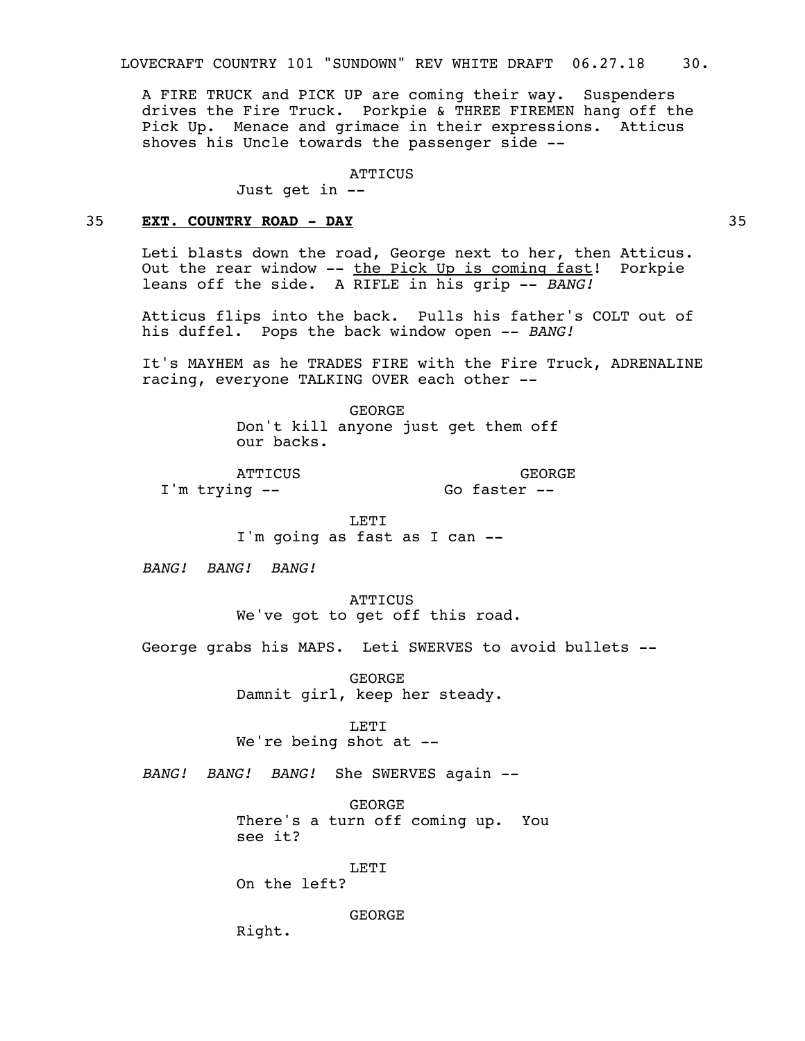A FIRE TRUCK and PICK UP are coming their way. Suspenders drives the Fire Truck. Porkpie & THREE FIREMEN hang off the Pick Up. Menace and grimace in their expressions. Atticus shoves his Uncle towards the passenger side --

ATTICUS
Just get in --

35 **EXT. COUNTRY ROAD - DAY** 35

Leti blasts down the road, George next to her, then Atticus. Out the rear window -- the Pick Up is coming fast! Porkpie leans off the side. A RIFLE in his grip -- *BANG!*

Atticus flips into the back. Pulls his father's COLT out of his duffel. Pops the back window open -- *BANG!*

It's MAYHEM as he TRADES FIRE with the Fire Truck, ADRENALINE racing, everyone TALKING OVER each other --

GEORGE
Don't kill anyone just get them off our backs.

ATTICUS
I'm trying --

GEORGE
Go faster --

LETI
I'm going as fast as I can --

*BANG! BANG! BANG!*

ATTICUS
We've got to get off this road.

George grabs his MAPS. Leti SWERVES to avoid bullets --

GEORGE
Damnit girl, keep her steady.

LETI
We're being shot at --

*BANG! BANG! BANG!* She SWERVES again --

GEORGE
There's a turn off coming up. You see it?

LETI
On the left?

GEORGE
Right.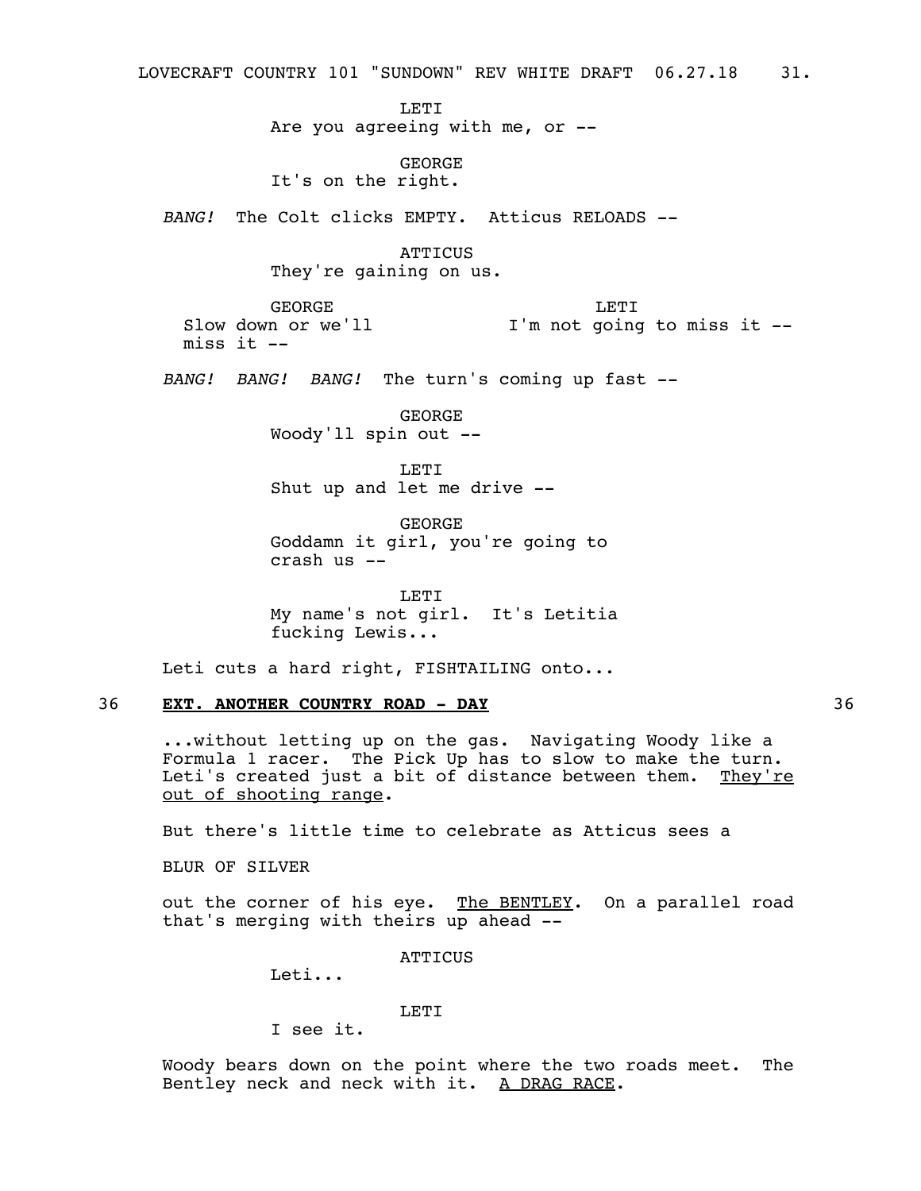LETI
Are you agreeing with me, or --

GEORGE
It's on the right.

*BANG!* The Colt clicks EMPTY. Atticus RELOADS --

ATTICUS
They're gaining on us.

GEORGE
Slow down or we'll miss it --

LETI
I'm not going to miss it --

*BANG! BANG! BANG!* The turn's coming up fast --

GEORGE
Woody'll spin out --

LETI
Shut up and let me drive --

GEORGE
Goddamn it girl, you're going to crash us --

LETI
My name's not girl. It's Letitia fucking Lewis...

Leti cuts a hard right, FISHTAILING onto...

**36 EXT. ANOTHER COUNTRY ROAD - DAY 36**

...without letting up on the gas. Navigating Woody like a Formula 1 racer. The Pick Up has to slow to make the turn. Leti's created just a bit of distance between them. <u>They're out of shooting range</u>.

But there's little time to celebrate as Atticus sees a

BLUR OF SILVER

out the corner of his eye. <u>The BENTLEY</u>. On a parallel road that's merging with theirs up ahead --

ATTICUS
Leti...

LETI
I see it.

Woody bears down on the point where the two roads meet. The Bentley neck and neck with it. <u>A DRAG RACE</u>.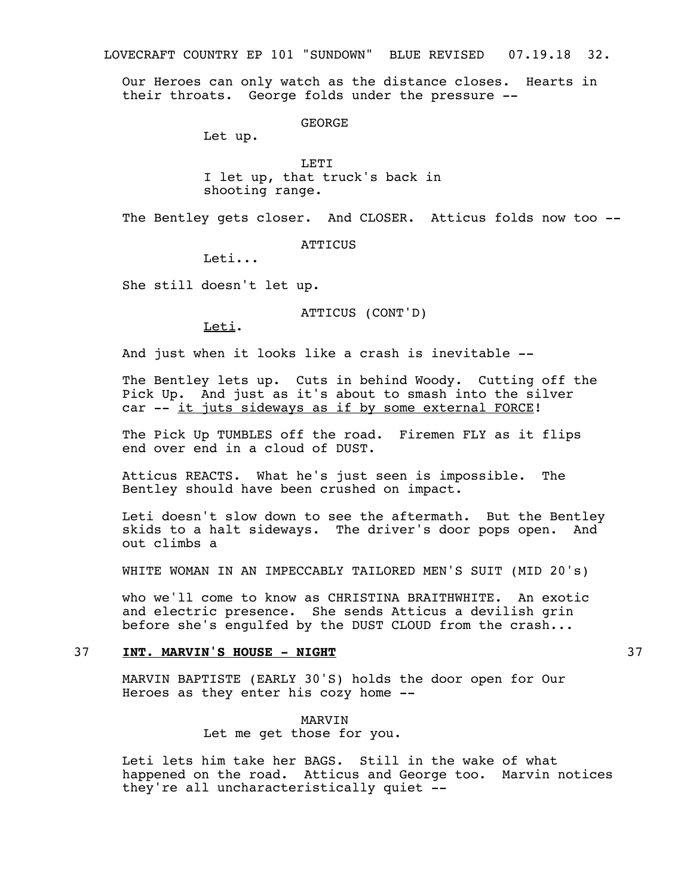Our Heroes can only watch as the distance closes. Hearts in their throats. George folds under the pressure --

GEORGE

Let up.

LETI

I let up, that truck's back in shooting range.

The Bentley gets closer. And CLOSER. Atticus folds now too --

ATTICUS

Leti...

She still doesn't let up.

ATTICUS (CONT'D)

<u>Leti</u>.

And just when it looks like a crash is inevitable --

The Bentley lets up. Cuts in behind Woody. Cutting off the Pick Up. And just as it's about to smash into the silver car -- <u>it juts sideways as if by some external FORCE</u>!

The Pick Up TUMBLES off the road. Firemen FLY as it flips end over end in a cloud of DUST.

Atticus REACTS. What he's just seen is impossible. The Bentley should have been crushed on impact.

Leti doesn't slow down to see the aftermath. But the Bentley skids to a halt sideways. The driver's door pops open. And out climbs a

WHITE WOMAN IN AN IMPECCABLY TAILORED MEN'S SUIT (MID 20's)

who we'll come to know as CHRISTINA BRAITHWHITE. An exotic and electric presence. She sends Atticus a devilish grin before she's engulfed by the DUST CLOUD from the crash...

### 37 **<u>INT. MARVIN'S HOUSE - NIGHT</u>** 37

MARVIN BAPTISTE (EARLY 30'S) holds the door open for Our Heroes as they enter his cozy home --

MARVIN

Let me get those for you.

Leti lets him take her BAGS. Still in the wake of what happened on the road. Atticus and George too. Marvin notices they're all uncharacteristically quiet --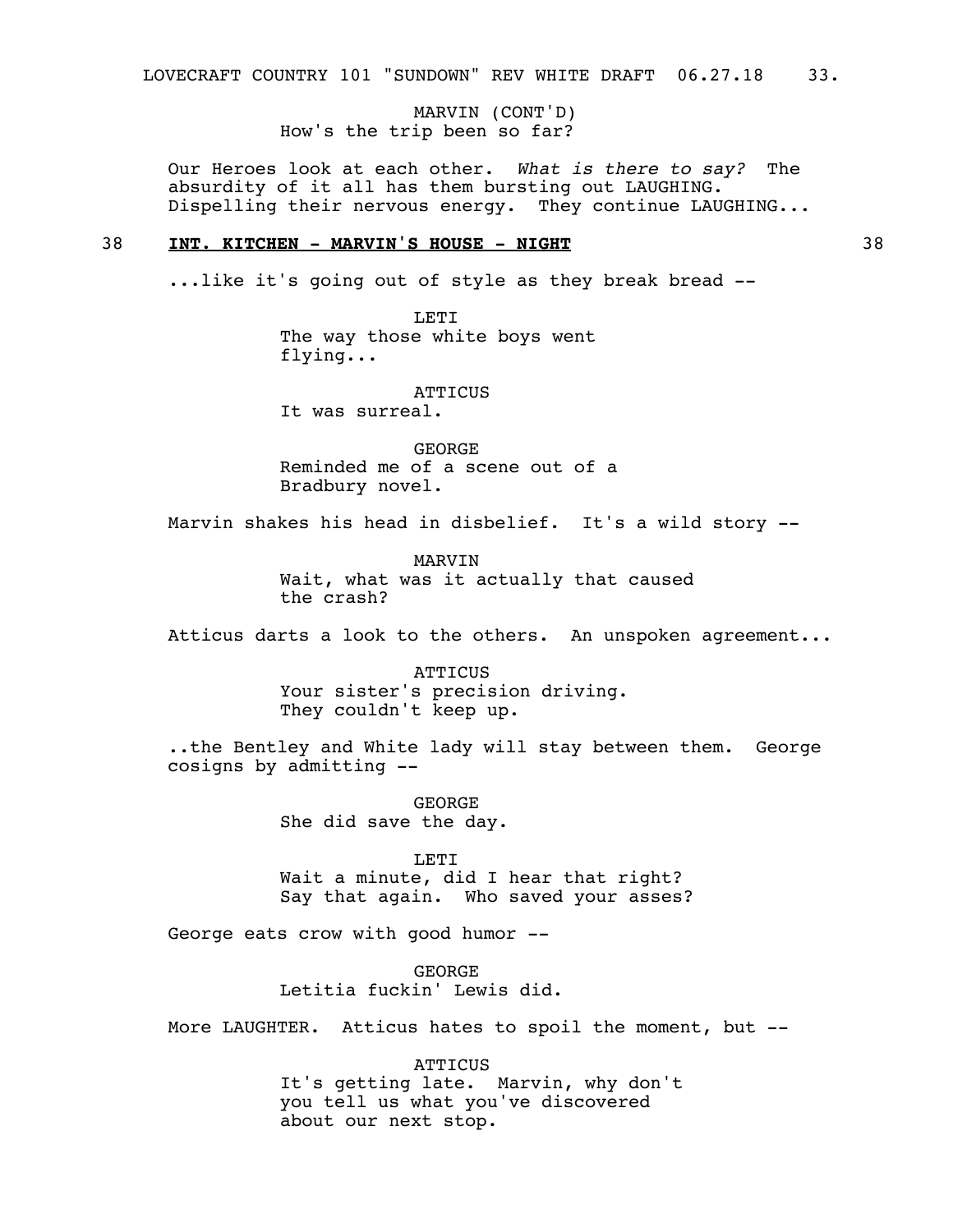MARVIN (CONT'D)
How's the trip been so far?

Our Heroes look at each other. *What is there to say?* The absurdity of it all has them bursting out LAUGHING. Dispelling their nervous energy. They continue LAUGHING...

38 **INT. KITCHEN - MARVIN'S HOUSE - NIGHT** 38

...like it's going out of style as they break bread --

LETI
The way those white boys went flying...

ATTICUS
It was surreal.

GEORGE
Reminded me of a scene out of a Bradbury novel.

Marvin shakes his head in disbelief. It's a wild story --

MARVIN
Wait, what was it actually that caused the crash?

Atticus darts a look to the others. An unspoken agreement...

ATTICUS
Your sister's precision driving. They couldn't keep up.

..the Bentley and White lady will stay between them. George cosigns by admitting --

GEORGE
She did save the day.

LETI
Wait a minute, did I hear that right? Say that again. Who saved your asses?

George eats crow with good humor --

GEORGE
Letitia fuckin' Lewis did.

More LAUGHTER. Atticus hates to spoil the moment, but --

ATTICUS
It's getting late. Marvin, why don't you tell us what you've discovered about our next stop.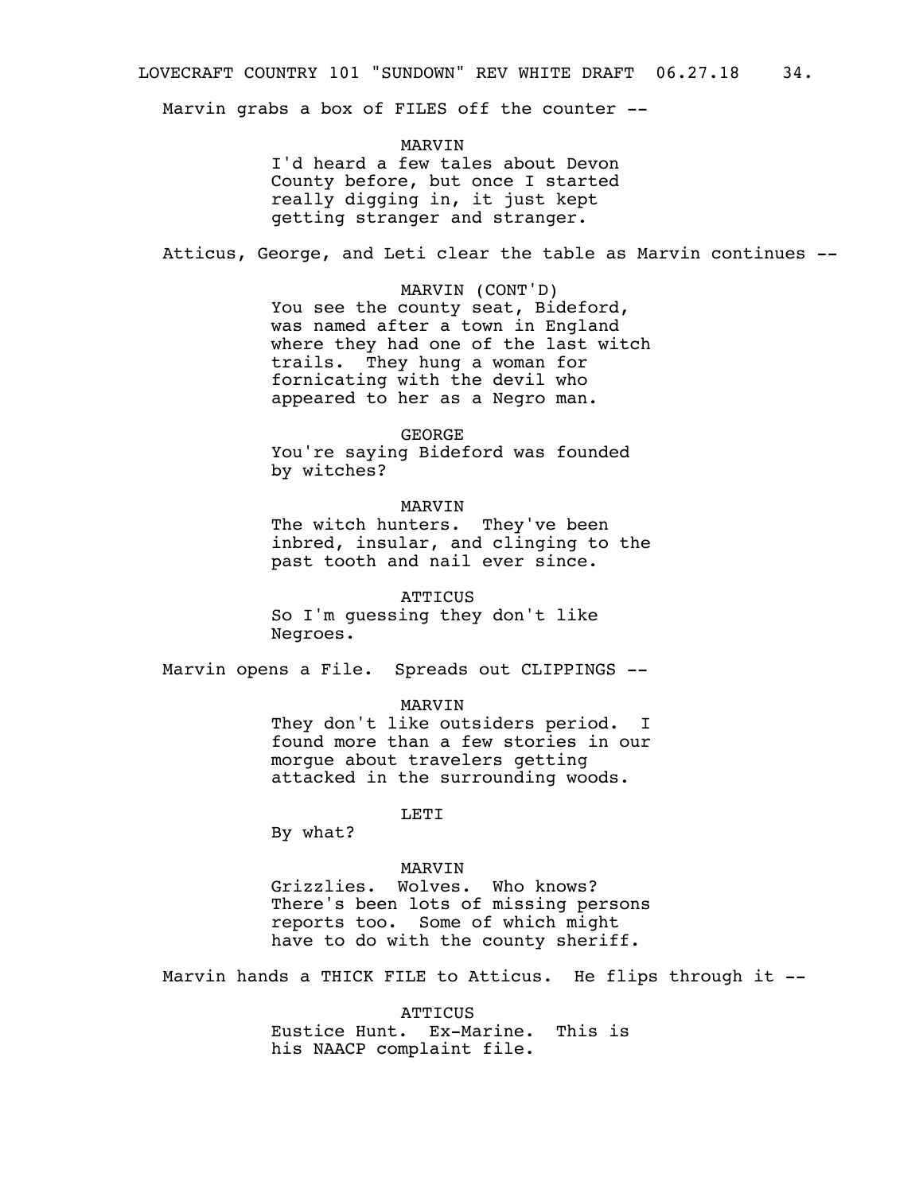Marvin grabs a box of FILES off the counter --

MARVIN
I'd heard a few tales about Devon County before, but once I started really digging in, it just kept getting stranger and stranger.

Atticus, George, and Leti clear the table as Marvin continues --

MARVIN (CONT'D)
You see the county seat, Bideford, was named after a town in England where they had one of the last witch trails. They hung a woman for fornicating with the devil who appeared to her as a Negro man.

GEORGE
You're saying Bideford was founded by witches?

MARVIN
The witch hunters. They've been inbred, insular, and clinging to the past tooth and nail ever since.

ATTICUS
So I'm guessing they don't like Negroes.

Marvin opens a File. Spreads out CLIPPINGS --

MARVIN
They don't like outsiders period. I found more than a few stories in our morgue about travelers getting attacked in the surrounding woods.

LETI
By what?

MARVIN
Grizzlies. Wolves. Who knows? There's been lots of missing persons reports too. Some of which might have to do with the county sheriff.

Marvin hands a THICK FILE to Atticus. He flips through it --

ATTICUS
Eustice Hunt. Ex-Marine. This is his NAACP complaint file.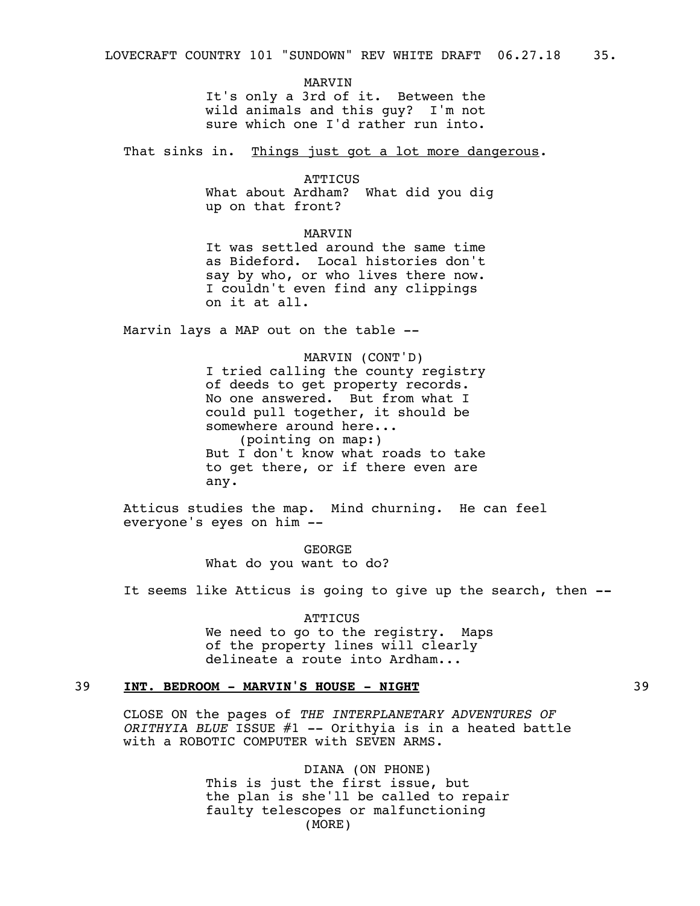MARVIN

It's only a 3rd of it. Between the wild animals and this guy? I'm not sure which one I'd rather run into.

That sinks in. Things just got a lot more dangerous.

ATTICUS

What about Ardham? What did you dig up on that front?

MARVIN

It was settled around the same time as Bideford. Local histories don't say by who, or who lives there now. I couldn't even find any clippings on it at all.

Marvin lays a MAP out on the table --

MARVIN (CONT'D)

I tried calling the county registry of deeds to get property records. No one answered. But from what I could pull together, it should be somewhere around here...

(pointing on map:)

But I don't know what roads to take to get there, or if there even are any.

Atticus studies the map. Mind churning. He can feel everyone's eyes on him --

GEORGE

What do you want to do?

It seems like Atticus is going to give up the search, then --

ATTICUS

We need to go to the registry. Maps of the property lines will clearly delineate a route into Ardham...

39 **INT. BEDROOM - MARVIN'S HOUSE - NIGHT** 39

CLOSE ON the pages of *THE INTERPLANETARY ADVENTURES OF ORITHYIA BLUE* ISSUE #1 -- Orithyia is in a heated battle with a ROBOTIC COMPUTER with SEVEN ARMS.

DIANA (ON PHONE)

This is just the first issue, but the plan is she'll be called to repair faulty telescopes or malfunctioning

(MORE)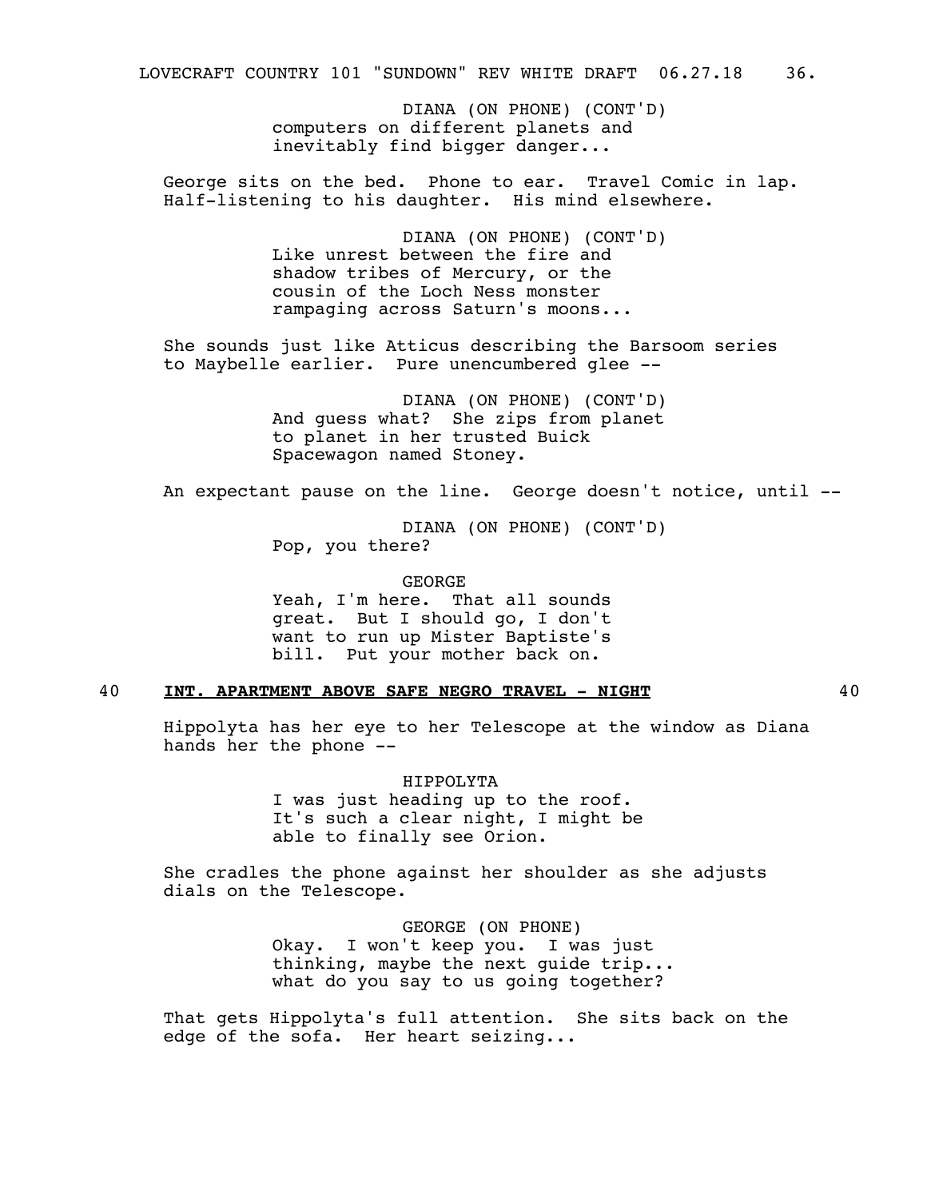DIANA (ON PHONE) (CONT'D)
computers on different planets and inevitably find bigger danger...

George sits on the bed. Phone to ear. Travel Comic in lap. Half-listening to his daughter. His mind elsewhere.

DIANA (ON PHONE) (CONT'D)
Like unrest between the fire and shadow tribes of Mercury, or the cousin of the Loch Ness monster rampaging across Saturn's moons...

She sounds just like Atticus describing the Barsoom series to Maybelle earlier. Pure unencumbered glee --

DIANA (ON PHONE) (CONT'D)
And guess what? She zips from planet to planet in her trusted Buick Spacewagon named Stoney.

An expectant pause on the line. George doesn't notice, until --

DIANA (ON PHONE) (CONT'D)
Pop, you there?

GEORGE
Yeah, I'm here. That all sounds great. But I should go, I don't want to run up Mister Baptiste's bill. Put your mother back on.

40 **INT. APARTMENT ABOVE SAFE NEGRO TRAVEL - NIGHT** 40

Hippolyta has her eye to her Telescope at the window as Diana hands her the phone --

HIPPOLYTA
I was just heading up to the roof. It's such a clear night, I might be able to finally see Orion.

She cradles the phone against her shoulder as she adjusts dials on the Telescope.

GEORGE (ON PHONE)
Okay. I won't keep you. I was just thinking, maybe the next guide trip... what do you say to us going together?

That gets Hippolyta's full attention. She sits back on the edge of the sofa. Her heart seizing...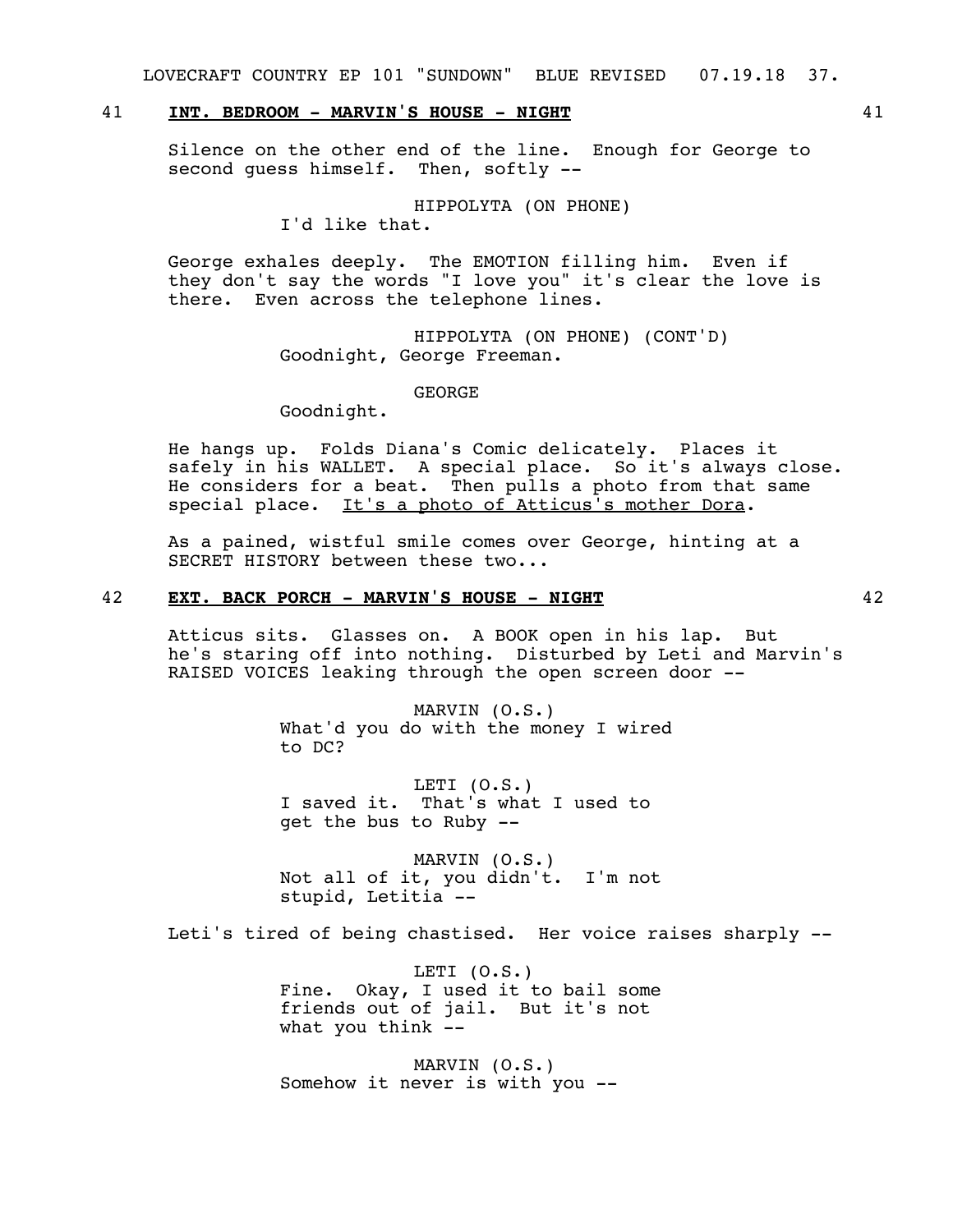41 **INT. BEDROOM - MARVIN'S HOUSE - NIGHT** 41

Silence on the other end of the line. Enough for George to second guess himself. Then, softly --

HIPPOLYTA (ON PHONE)
I'd like that.

George exhales deeply. The EMOTION filling him. Even if they don't say the words "I love you" it's clear the love is there. Even across the telephone lines.

HIPPOLYTA (ON PHONE) (CONT'D)
Goodnight, George Freeman.

GEORGE
Goodnight.

He hangs up. Folds Diana's Comic delicately. Places it safely in his WALLET. A special place. So it's always close. He considers for a beat. Then pulls a photo from that same special place. <u>It's a photo of Atticus's mother Dora</u>.

As a pained, wistful smile comes over George, hinting at a SECRET HISTORY between these two...

42 **EXT. BACK PORCH - MARVIN'S HOUSE - NIGHT** 42

Atticus sits. Glasses on. A BOOK open in his lap. But he's staring off into nothing. Disturbed by Leti and Marvin's RAISED VOICES leaking through the open screen door --

MARVIN (O.S.)
What'd you do with the money I wired to DC?

LETI (O.S.)
I saved it. That's what I used to get the bus to Ruby --

MARVIN (O.S.)
Not all of it, you didn't. I'm not stupid, Letitia --

Leti's tired of being chastised. Her voice raises sharply --

LETI (O.S.)
Fine. Okay, I used it to bail some friends out of jail. But it's not what you think --

MARVIN (O.S.)
Somehow it never is with you --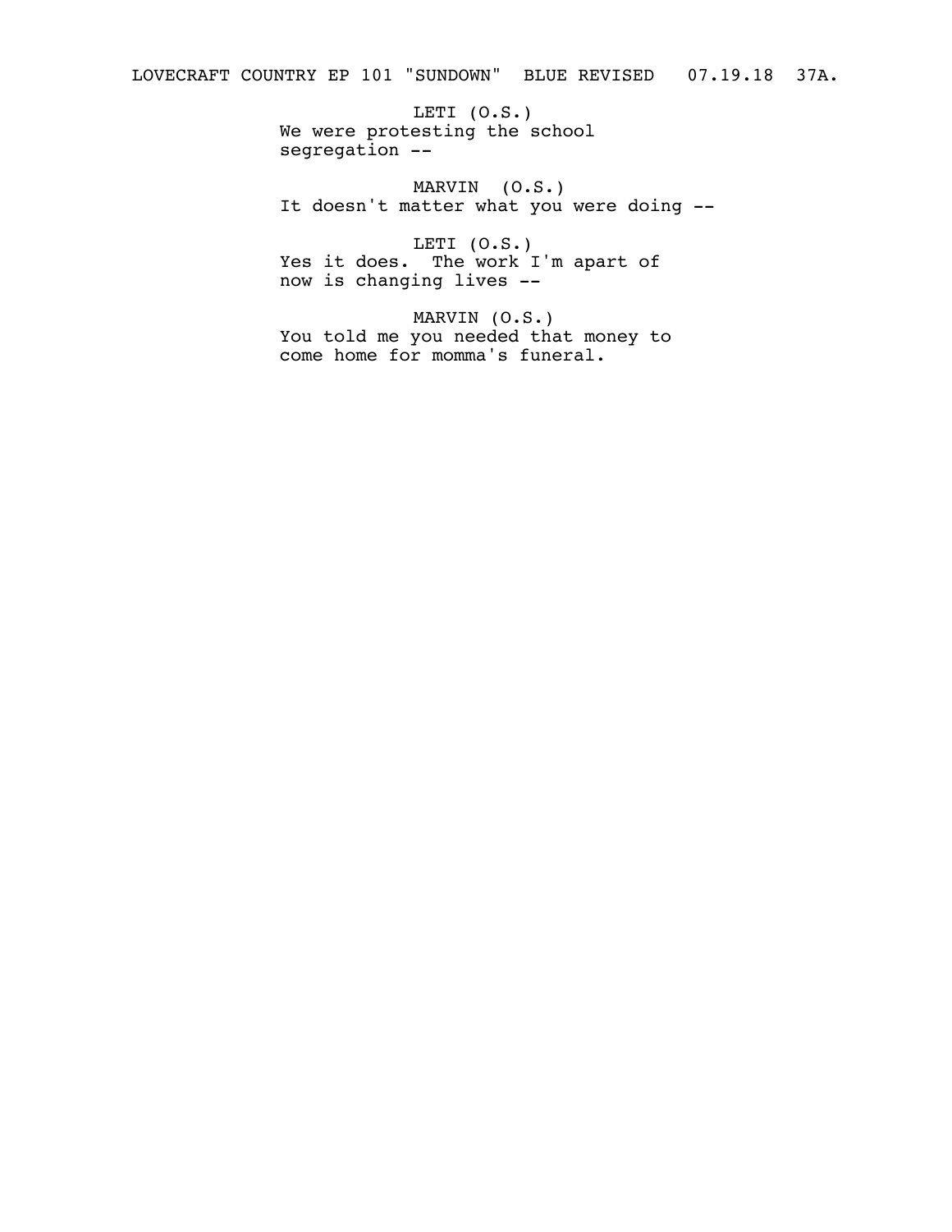LETI (O.S.)
We were protesting the school segregation --

MARVIN (O.S.)
It doesn't matter what you were doing --

LETI (O.S.)
Yes it does. The work I'm apart of now is changing lives --

MARVIN (O.S.)
You told me you needed that money to come home for momma's funeral.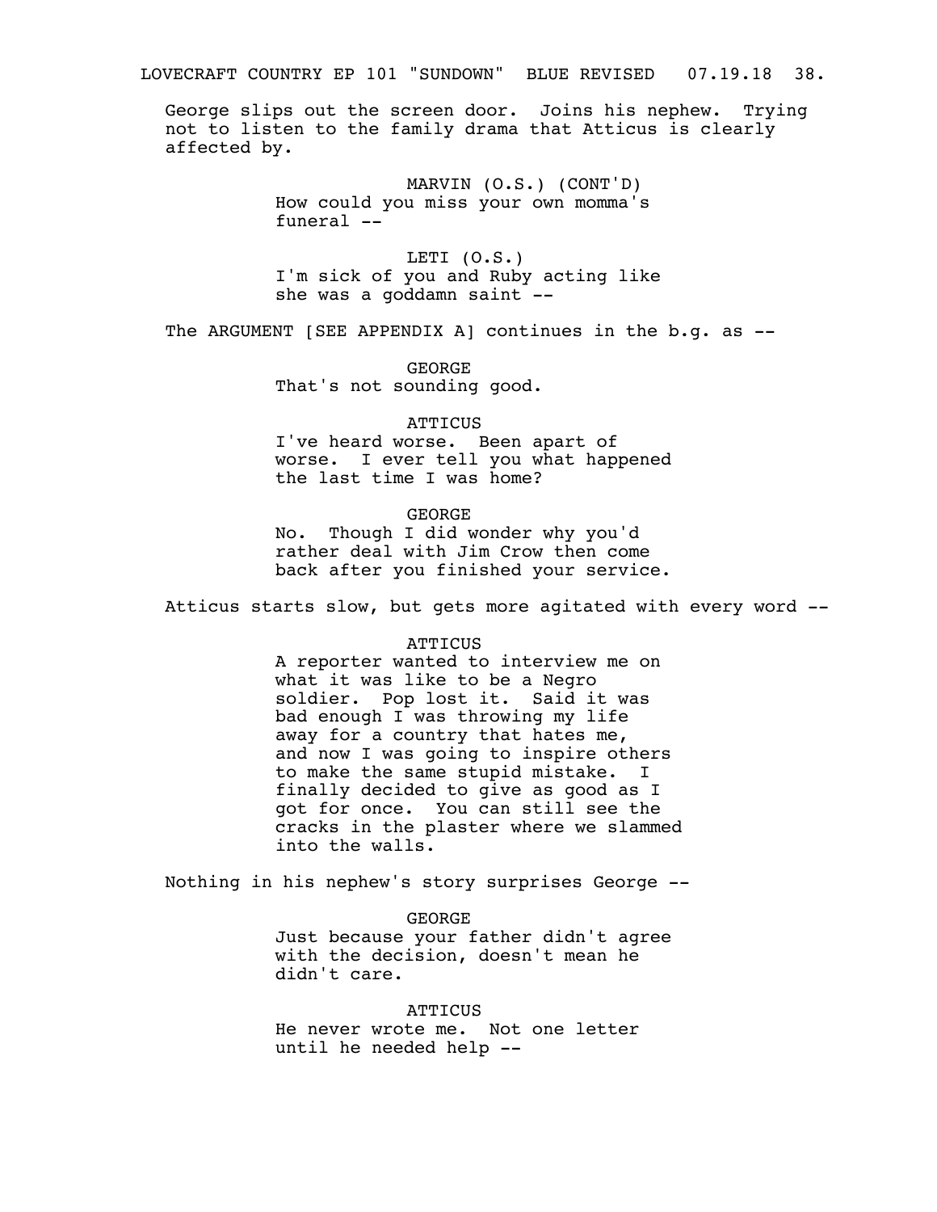George slips out the screen door. Joins his nephew. Trying not to listen to the family drama that Atticus is clearly affected by.

MARVIN (O.S.) (CONT'D)
How could you miss your own momma's funeral --

LETI (O.S.)
I'm sick of you and Ruby acting like she was a goddamn saint --

The ARGUMENT [SEE APPENDIX A] continues in the b.g. as --

GEORGE
That's not sounding good.

ATTICUS
I've heard worse. Been apart of worse. I ever tell you what happened the last time I was home?

GEORGE
No. Though I did wonder why you'd rather deal with Jim Crow then come back after you finished your service.

Atticus starts slow, but gets more agitated with every word --

ATTICUS
A reporter wanted to interview me on what it was like to be a Negro soldier. Pop lost it. Said it was bad enough I was throwing my life away for a country that hates me, and now I was going to inspire others to make the same stupid mistake. I finally decided to give as good as I got for once. You can still see the cracks in the plaster where we slammed into the walls.

Nothing in his nephew's story surprises George --

GEORGE
Just because your father didn't agree with the decision, doesn't mean he didn't care.

ATTICUS
He never wrote me. Not one letter until he needed help --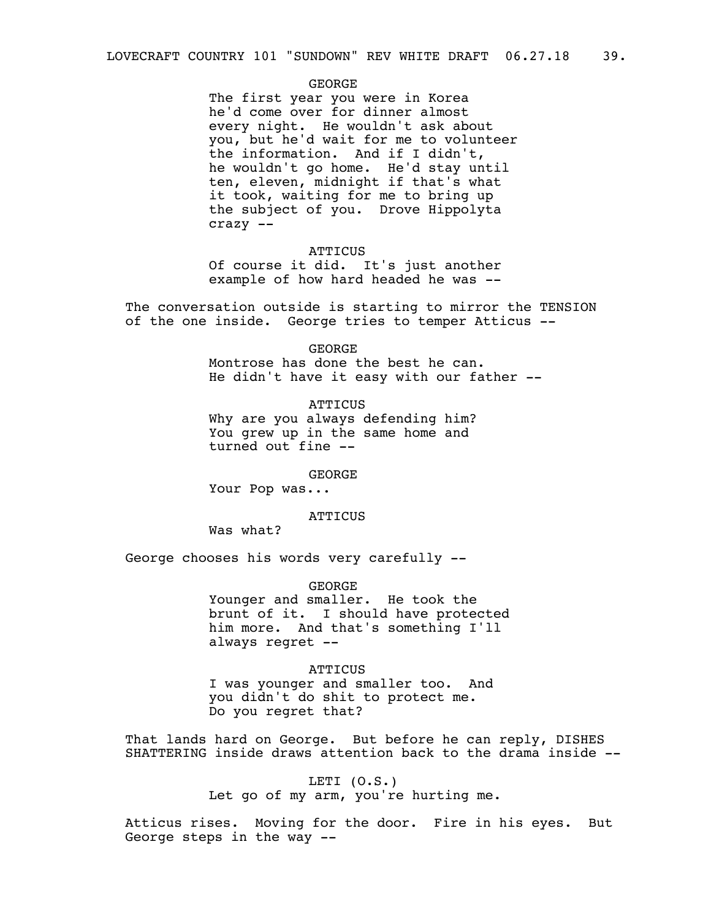GEORGE
The first year you were in Korea he'd come over for dinner almost every night. He wouldn't ask about you, but he'd wait for me to volunteer the information. And if I didn't, he wouldn't go home. He'd stay until ten, eleven, midnight if that's what it took, waiting for me to bring up the subject of you. Drove Hippolyta crazy --

ATTICUS
Of course it did. It's just another example of how hard headed he was --

The conversation outside is starting to mirror the TENSION of the one inside. George tries to temper Atticus --

GEORGE
Montrose has done the best he can. He didn't have it easy with our father --

ATTICUS
Why are you always defending him? You grew up in the same home and turned out fine --

GEORGE
Your Pop was...

ATTICUS
Was what?

George chooses his words very carefully --

GEORGE
Younger and smaller. He took the brunt of it. I should have protected him more. And that's something I'll always regret --

ATTICUS
I was younger and smaller too. And you didn't do shit to protect me. Do you regret that?

That lands hard on George. But before he can reply, DISHES SHATTERING inside draws attention back to the drama inside --

LETI (O.S.)
Let go of my arm, you're hurting me.

Atticus rises. Moving for the door. Fire in his eyes. But George steps in the way --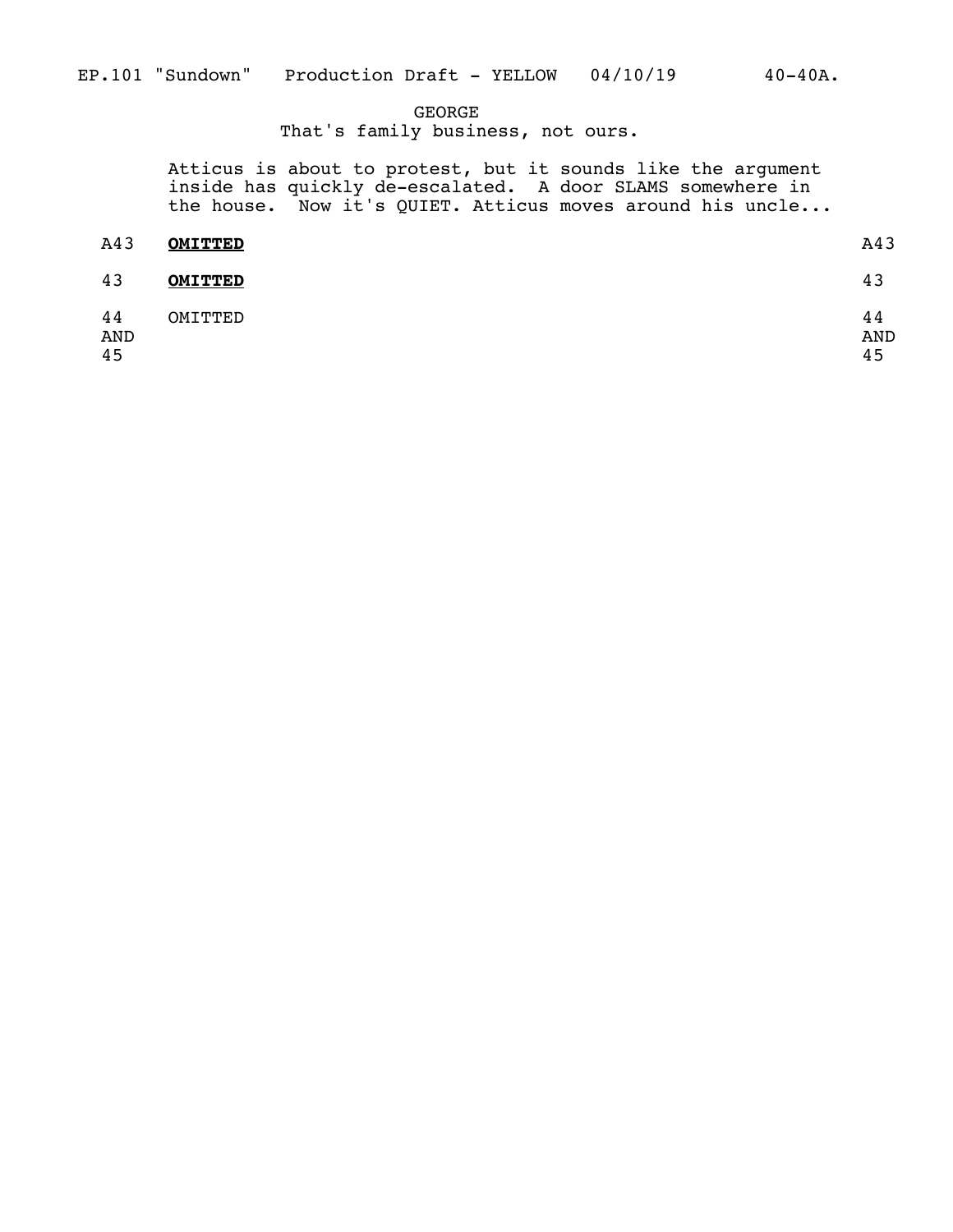GEORGE
That's family business, not ours.

Atticus is about to protest, but it sounds like the argument inside has quickly de-escalated. A door SLAMS somewhere in the house. Now it's QUIET. Atticus moves around his uncle...

A43 **OMITTED** A43

43 **OMITTED** 43

44 AND 45 OMITTED 44 AND 45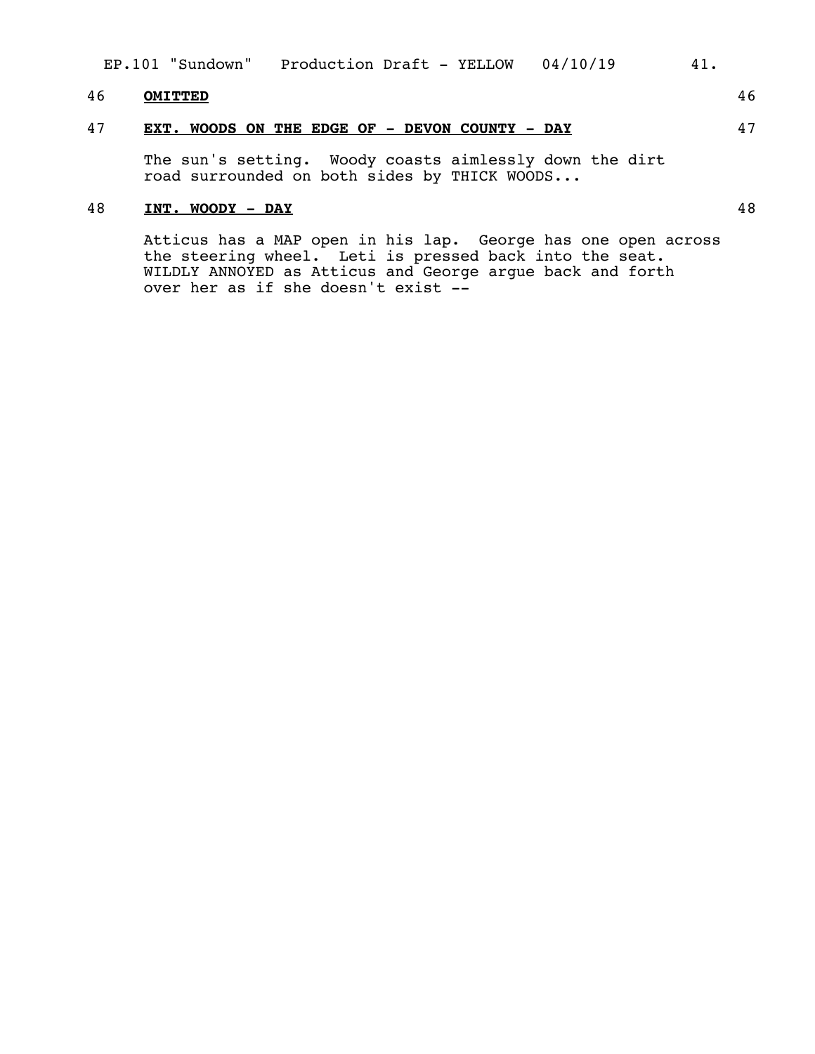46 **OMITTED** 46

47 **EXT. WOODS ON THE EDGE OF - DEVON COUNTY - DAY** 47

The sun's setting. Woody coasts aimlessly down the dirt road surrounded on both sides by THICK WOODS...

48 **INT. WOODY - DAY** 48

Atticus has a MAP open in his lap. George has one open across the steering wheel. Leti is pressed back into the seat. WILDLY ANNOYED as Atticus and George argue back and forth over her as if she doesn't exist --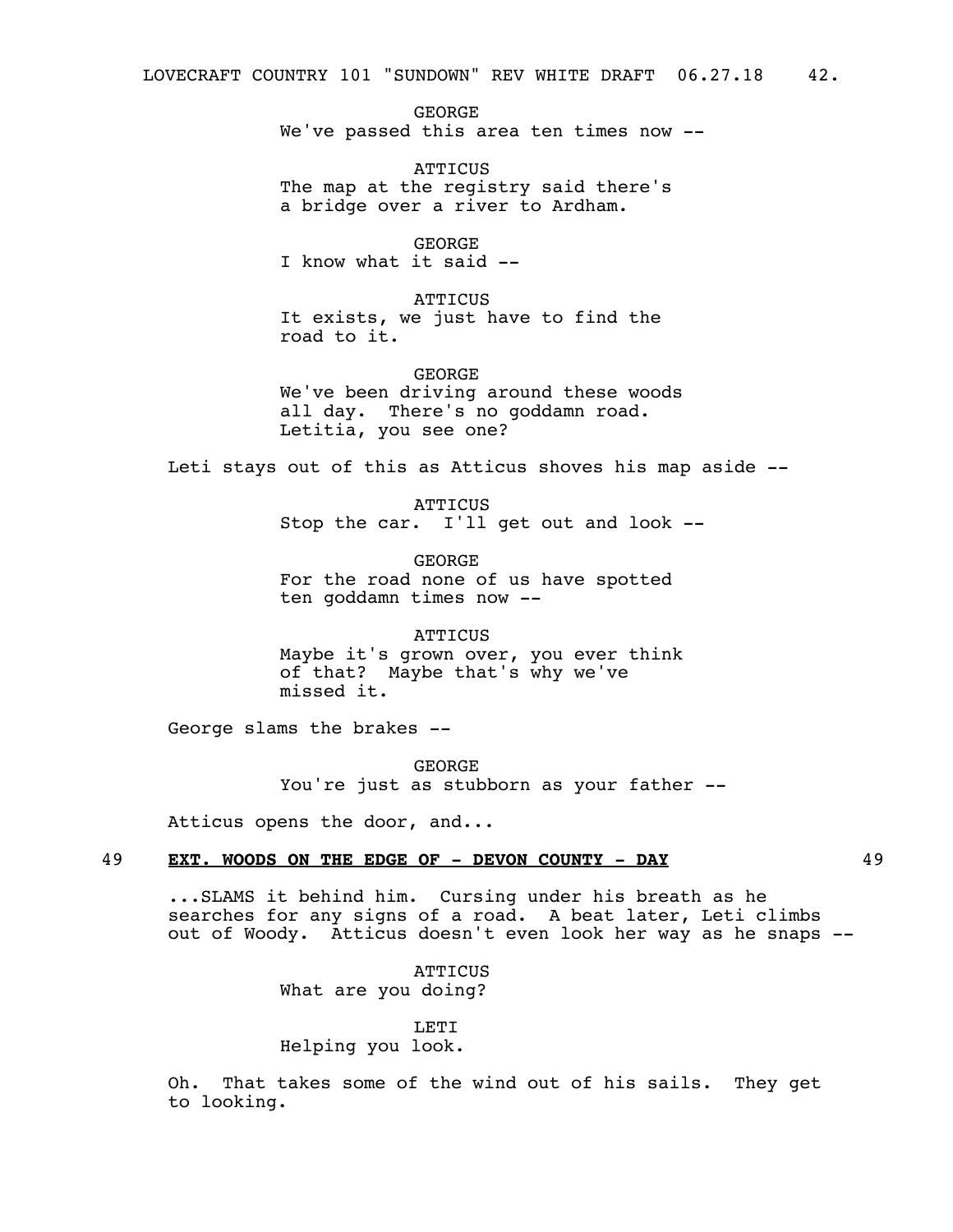GEORGE
We've passed this area ten times now --

ATTICUS
The map at the registry said there's a bridge over a river to Ardham.

GEORGE
I know what it said --

ATTICUS
It exists, we just have to find the road to it.

GEORGE
We've been driving around these woods all day. There's no goddamn road. Letitia, you see one?

Leti stays out of this as Atticus shoves his map aside --

ATTICUS
Stop the car. I'll get out and look --

GEORGE
For the road none of us have spotted ten goddamn times now --

ATTICUS
Maybe it's grown over, you ever think of that? Maybe that's why we've missed it.

George slams the brakes --

GEORGE
You're just as stubborn as your father --

Atticus opens the door, and...

**49 EXT. WOODS ON THE EDGE OF - DEVON COUNTY - DAY 49**

...SLAMS it behind him. Cursing under his breath as he searches for any signs of a road. A beat later, Leti climbs out of Woody. Atticus doesn't even look her way as he snaps --

ATTICUS
What are you doing?

LETI
Helping you look.

Oh. That takes some of the wind out of his sails. They get to looking.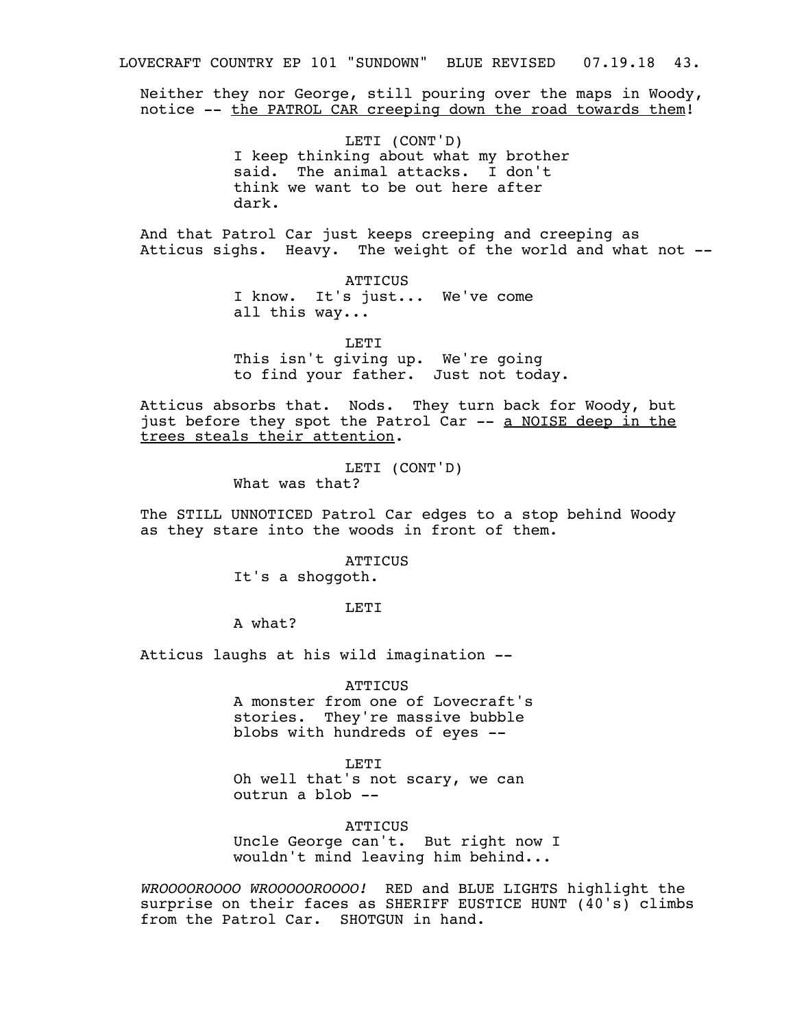Neither they nor George, still pouring over the maps in Woody, notice -- <u>the PATROL CAR creeping down the road towards them</u>!

LETI (CONT'D)
I keep thinking about what my brother said. The animal attacks. I don't think we want to be out here after dark.

And that Patrol Car just keeps creeping and creeping as Atticus sighs. Heavy. The weight of the world and what not --

ATTICUS
I know. It's just... We've come all this way...

LETI
This isn't giving up. We're going to find your father. Just not today.

Atticus absorbs that. Nods. They turn back for Woody, but just before they spot the Patrol Car -- <u>a NOISE deep in the trees steals their attention</u>.

LETI (CONT'D)
What was that?

The STILL UNNOTICED Patrol Car edges to a stop behind Woody as they stare into the woods in front of them.

ATTICUS
It's a shoggoth.

LETI
A what?

Atticus laughs at his wild imagination --

ATTICUS
A monster from one of Lovecraft's stories. They're massive bubble blobs with hundreds of eyes --

LETI
Oh well that's not scary, we can outrun a blob --

ATTICUS
Uncle George can't. But right now I wouldn't mind leaving him behind...

*WROOOOROOOO WROOOOOROOOO!* RED and BLUE LIGHTS highlight the surprise on their faces as SHERIFF EUSTICE HUNT (40's) climbs from the Patrol Car. SHOTGUN in hand.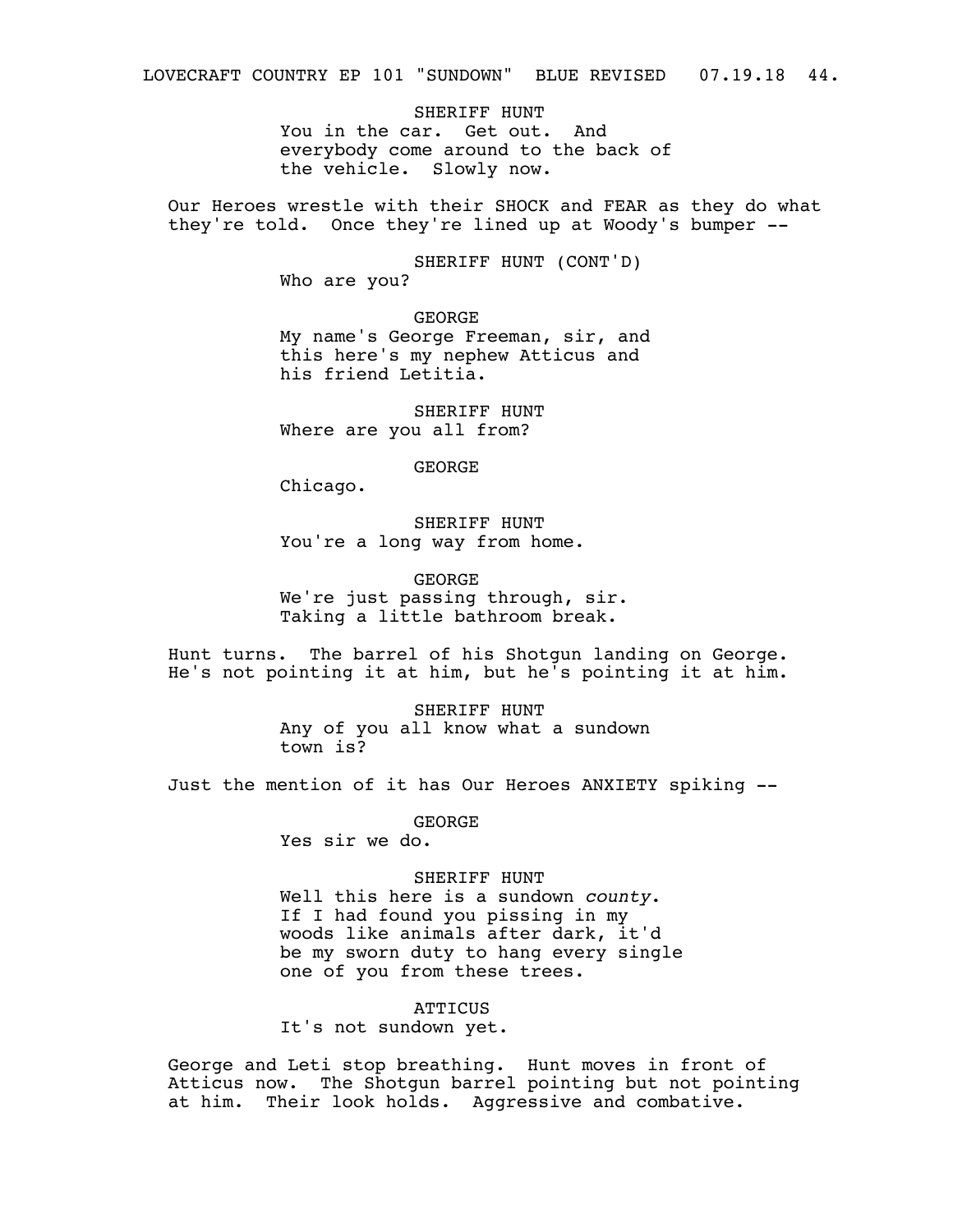SHERIFF HUNT

You in the car. Get out. And everybody come around to the back of the vehicle. Slowly now.

Our Heroes wrestle with their SHOCK and FEAR as they do what they're told. Once they're lined up at Woody's bumper --

SHERIFF HUNT (CONT'D)

Who are you?

GEORGE

My name's George Freeman, sir, and this here's my nephew Atticus and his friend Letitia.

SHERIFF HUNT

Where are you all from?

GEORGE

Chicago.

SHERIFF HUNT

You're a long way from home.

GEORGE

We're just passing through, sir. Taking a little bathroom break.

Hunt turns. The barrel of his Shotgun landing on George. He's not pointing it at him, but he's pointing it at him.

SHERIFF HUNT

Any of you all know what a sundown town is?

Just the mention of it has Our Heroes ANXIETY spiking --

GEORGE

Yes sir we do.

SHERIFF HUNT

Well this here is a sundown *county*. If I had found you pissing in my woods like animals after dark, it'd be my sworn duty to hang every single one of you from these trees.

ATTICUS

It's not sundown yet.

George and Leti stop breathing. Hunt moves in front of Atticus now. The Shotgun barrel pointing but not pointing at him. Their look holds. Aggressive and combative.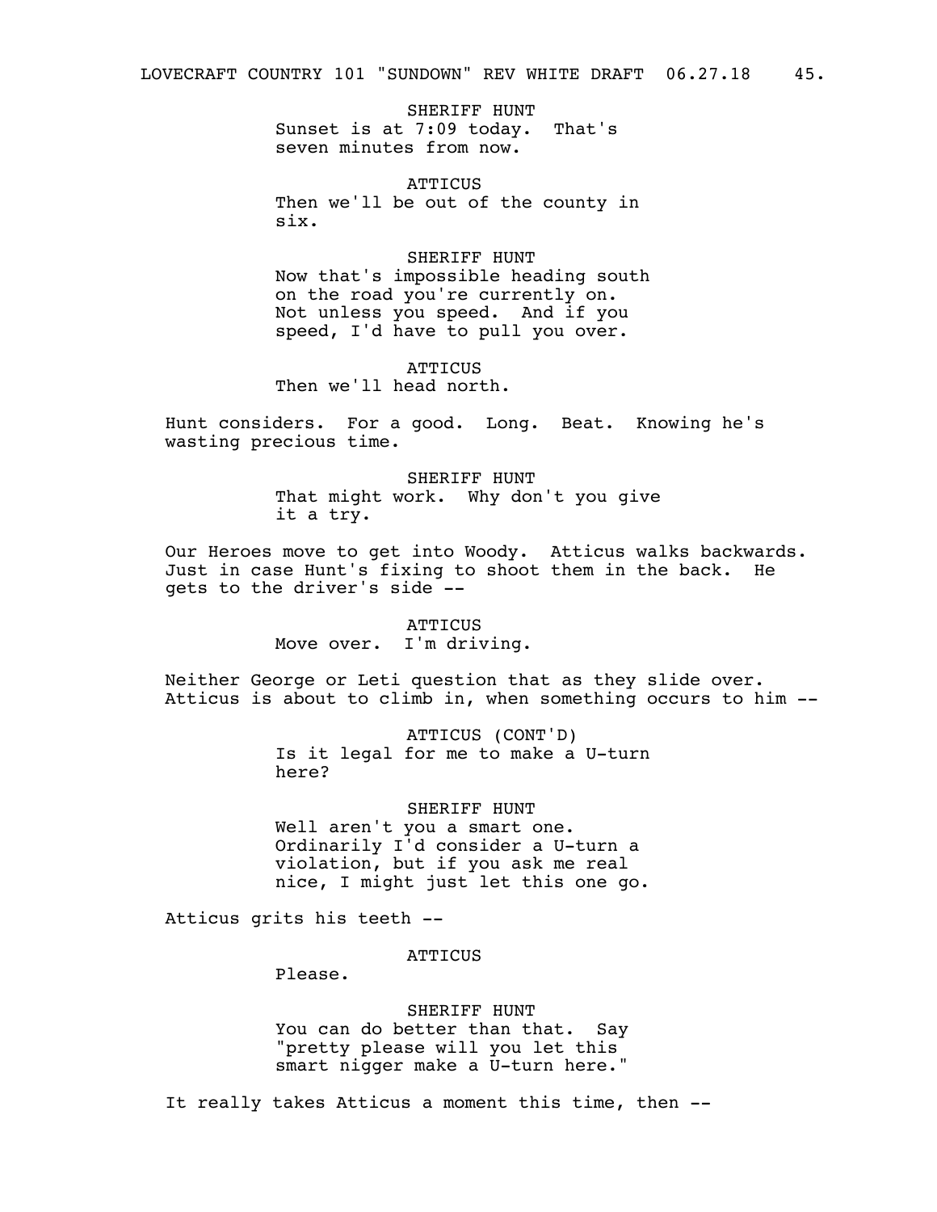SHERIFF HUNT
Sunset is at 7:09 today. That's seven minutes from now.

ATTICUS
Then we'll be out of the county in six.

SHERIFF HUNT
Now that's impossible heading south on the road you're currently on. Not unless you speed. And if you speed, I'd have to pull you over.

ATTICUS
Then we'll head north.

Hunt considers. For a good. Long. Beat. Knowing he's wasting precious time.

SHERIFF HUNT
That might work. Why don't you give it a try.

Our Heroes move to get into Woody. Atticus walks backwards. Just in case Hunt's fixing to shoot them in the back. He gets to the driver's side --

ATTICUS
Move over. I'm driving.

Neither George or Leti question that as they slide over. Atticus is about to climb in, when something occurs to him --

ATTICUS (CONT'D)
Is it legal for me to make a U-turn here?

SHERIFF HUNT
Well aren't you a smart one. Ordinarily I'd consider a U-turn a violation, but if you ask me real nice, I might just let this one go.

Atticus grits his teeth --

ATTICUS
Please.

SHERIFF HUNT
You can do better than that. Say "pretty please will you let this smart nigger make a U-turn here."

It really takes Atticus a moment this time, then --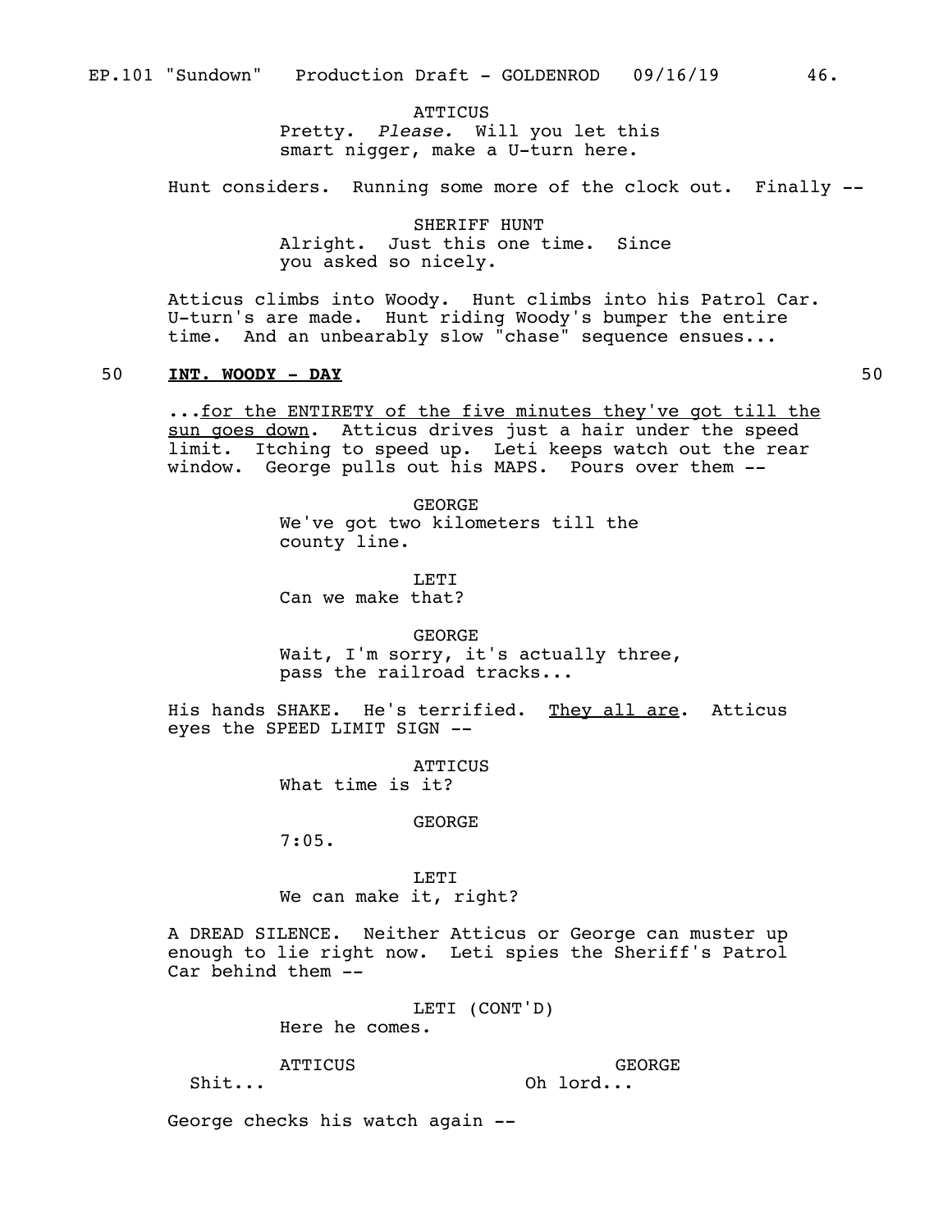ATTICUS
Pretty. *Please.* Will you let this smart nigger, make a U-turn here.

Hunt considers. Running some more of the clock out. Finally --

SHERIFF HUNT
Alright. Just this one time. Since you asked so nicely.

Atticus climbs into Woody. Hunt climbs into his Patrol Car. U-turn's are made. Hunt riding Woody's bumper the entire time. And an unbearably slow "chase" sequence ensues...

50 **INT. WOODY - DAY** 50

...for the ENTIRETY of the five minutes they've got till the sun goes down. Atticus drives just a hair under the speed limit. Itching to speed up. Leti keeps watch out the rear window. George pulls out his MAPS. Pours over them --

GEORGE
We've got two kilometers till the county line.

LETI
Can we make that?

GEORGE
Wait, I'm sorry, it's actually three, pass the railroad tracks...

His hands SHAKE. He's terrified. They all are. Atticus eyes the SPEED LIMIT SIGN --

ATTICUS
What time is it?

GEORGE
7:05.

LETI
We can make it, right?

A DREAD SILENCE. Neither Atticus or George can muster up enough to lie right now. Leti spies the Sheriff's Patrol Car behind them --

LETI (CONT'D)
Here he comes.

ATTICUS
Shit...

GEORGE
Oh lord...

George checks his watch again --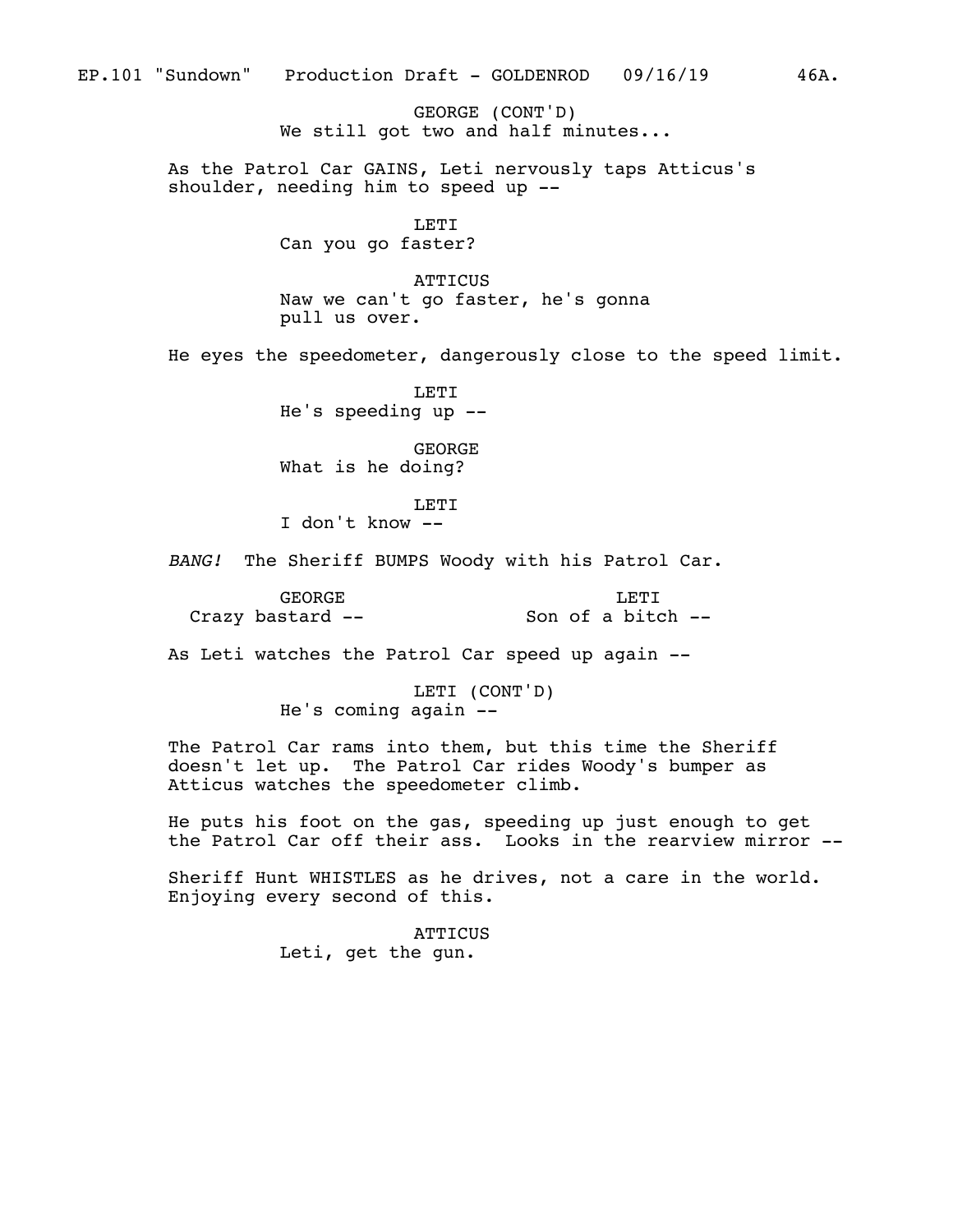GEORGE (CONT'D)
We still got two and half minutes...

As the Patrol Car GAINS, Leti nervously taps Atticus's shoulder, needing him to speed up --

LETI
Can you go faster?

ATTICUS
Naw we can't go faster, he's gonna pull us over.

He eyes the speedometer, dangerously close to the speed limit.

LETI
He's speeding up --

GEORGE
What is he doing?

LETI
I don't know --

*BANG!* The Sheriff BUMPS Woody with his Patrol Car.

GEORGE
Crazy bastard --

LETI
Son of a bitch --

As Leti watches the Patrol Car speed up again --

LETI (CONT'D)
He's coming again --

The Patrol Car rams into them, but this time the Sheriff doesn't let up. The Patrol Car rides Woody's bumper as Atticus watches the speedometer climb.

He puts his foot on the gas, speeding up just enough to get the Patrol Car off their ass. Looks in the rearview mirror --

Sheriff Hunt WHISTLES as he drives, not a care in the world. Enjoying every second of this.

ATTICUS
Leti, get the gun.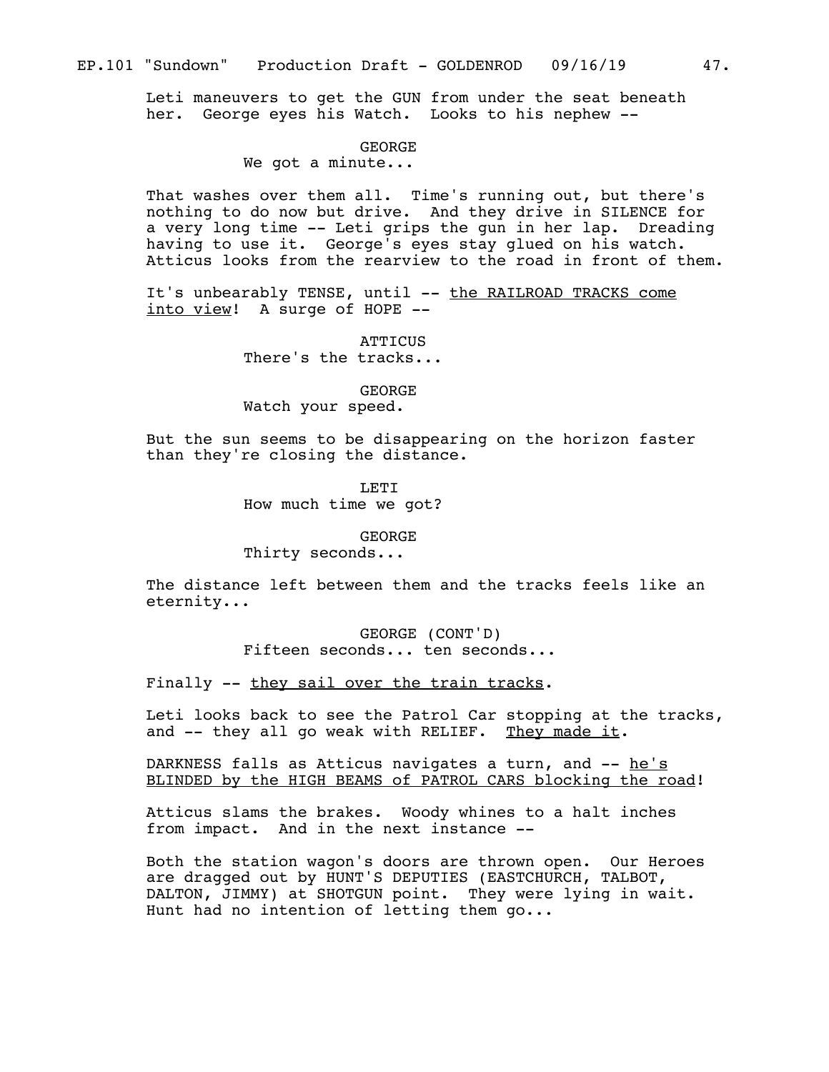Leti maneuvers to get the GUN from under the seat beneath her. George eyes his Watch. Looks to his nephew --

GEORGE
We got a minute...

That washes over them all. Time's running out, but there's nothing to do now but drive. And they drive in SILENCE for a very long time -- Leti grips the gun in her lap. Dreading having to use it. George's eyes stay glued on his watch. Atticus looks from the rearview to the road in front of them.

It's unbearably TENSE, until -- <u>the RAILROAD TRACKS come into view</u>! A surge of HOPE --

ATTICUS
There's the tracks...

GEORGE
Watch your speed.

But the sun seems to be disappearing on the horizon faster than they're closing the distance.

LETI
How much time we got?

GEORGE
Thirty seconds...

The distance left between them and the tracks feels like an eternity...

GEORGE (CONT'D)
Fifteen seconds... ten seconds...

Finally -- <u>they sail over the train tracks</u>.

Leti looks back to see the Patrol Car stopping at the tracks, and -- they all go weak with RELIEF. <u>They made it</u>.

DARKNESS falls as Atticus navigates a turn, and -- <u>he's BLINDED by the HIGH BEAMS of PATROL CARS blocking the road</u>!

Atticus slams the brakes. Woody whines to a halt inches from impact. And in the next instance --

Both the station wagon's doors are thrown open. Our Heroes are dragged out by HUNT'S DEPUTIES (EASTCHURCH, TALBOT, DALTON, JIMMY) at SHOTGUN point. They were lying in wait. Hunt had no intention of letting them go...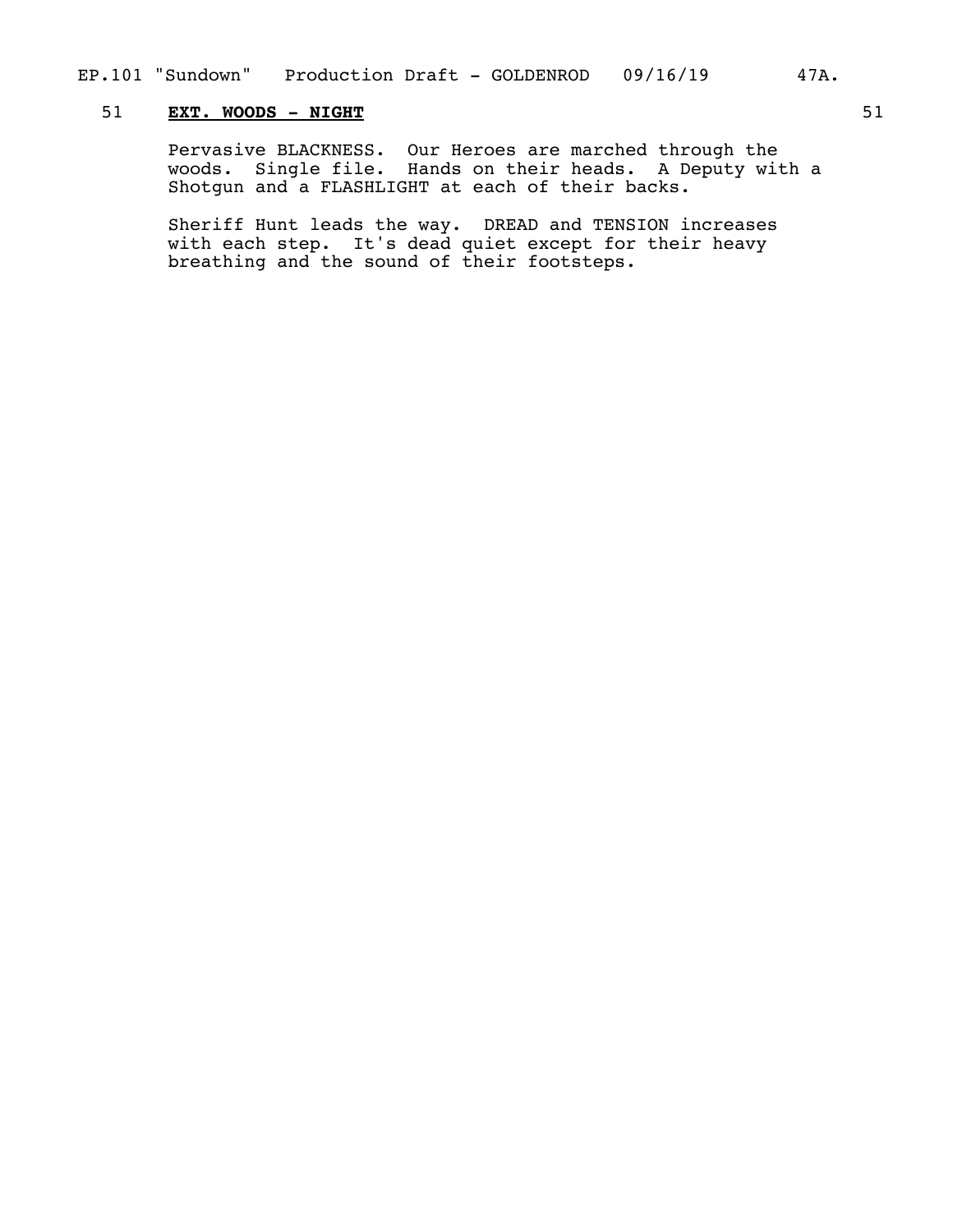51 **EXT. WOODS - NIGHT** 51

Pervasive BLACKNESS. Our Heroes are marched through the woods. Single file. Hands on their heads. A Deputy with a Shotgun and a FLASHLIGHT at each of their backs.

Sheriff Hunt leads the way. DREAD and TENSION increases with each step. It's dead quiet except for their heavy breathing and the sound of their footsteps.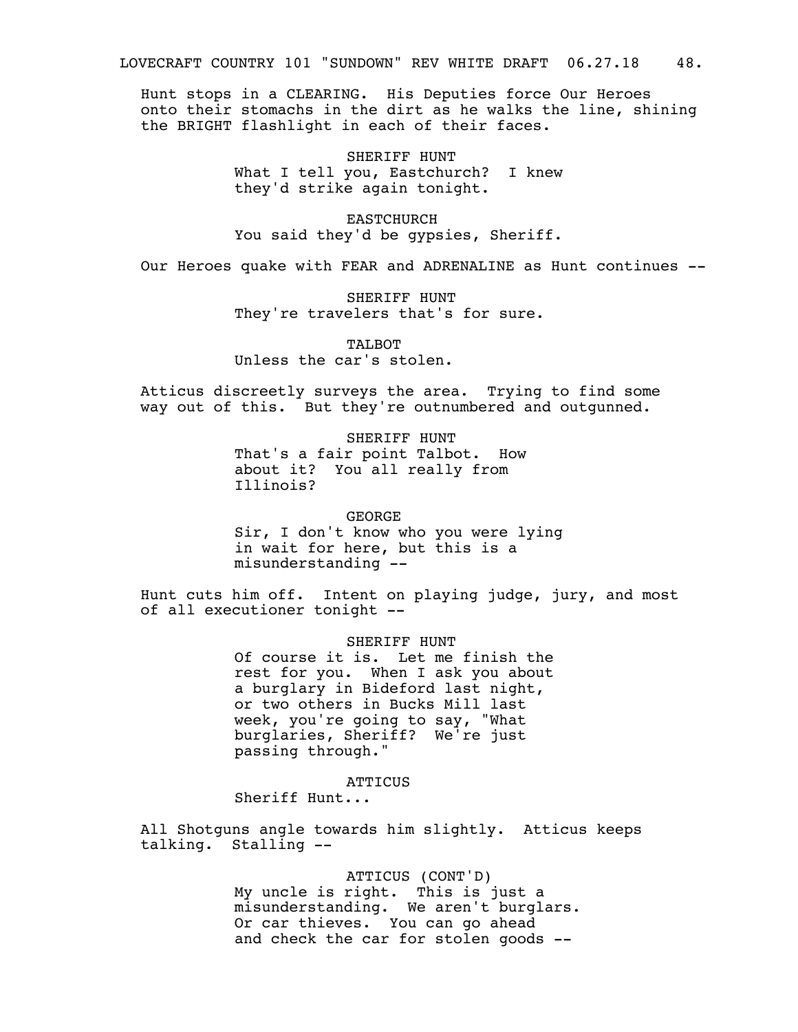Hunt stops in a CLEARING. His Deputies force Our Heroes onto their stomachs in the dirt as he walks the line, shining the BRIGHT flashlight in each of their faces.

SHERIFF HUNT
What I tell you, Eastchurch? I knew they'd strike again tonight.

EASTCHURCH
You said they'd be gypsies, Sheriff.

Our Heroes quake with FEAR and ADRENALINE as Hunt continues --

SHERIFF HUNT
They're travelers that's for sure.

TALBOT
Unless the car's stolen.

Atticus discreetly surveys the area. Trying to find some way out of this. But they're outnumbered and outgunned.

SHERIFF HUNT
That's a fair point Talbot. How about it? You all really from Illinois?

GEORGE
Sir, I don't know who you were lying in wait for here, but this is a misunderstanding --

Hunt cuts him off. Intent on playing judge, jury, and most of all executioner tonight --

SHERIFF HUNT
Of course it is. Let me finish the rest for you. When I ask you about a burglary in Bideford last night, or two others in Bucks Mill last week, you're going to say, "What burglaries, Sheriff? We're just passing through."

ATTICUS
Sheriff Hunt...

All Shotguns angle towards him slightly. Atticus keeps talking. Stalling --

ATTICUS (CONT'D)
My uncle is right. This is just a misunderstanding. We aren't burglars. Or car thieves. You can go ahead and check the car for stolen goods --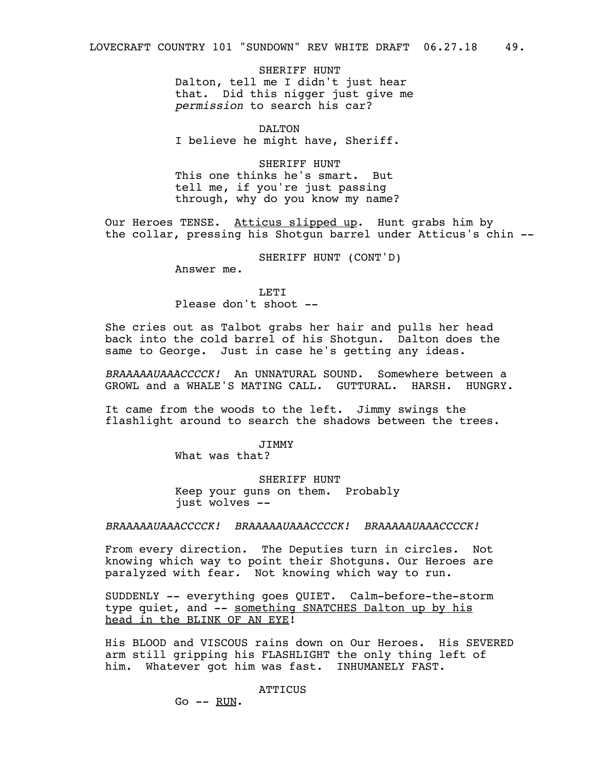SHERIFF HUNT
Dalton, tell me I didn't just hear that. Did this nigger just give me *permission* to search his car?

DALTON
I believe he might have, Sheriff.

SHERIFF HUNT
This one thinks he's smart. But tell me, if you're just passing through, why do you know my name?

Our Heroes TENSE. <u>Atticus slipped up</u>. Hunt grabs him by the collar, pressing his Shotgun barrel under Atticus's chin --

SHERIFF HUNT (CONT'D)
Answer me.

LETI
Please don't shoot --

She cries out as Talbot grabs her hair and pulls her head back into the cold barrel of his Shotgun. Dalton does the same to George. Just in case he's getting any ideas.

*BRAAAAAUAAACCCCK!* An UNNATURAL SOUND. Somewhere between a GROWL and a WHALE'S MATING CALL. GUTTURAL. HARSH. HUNGRY.

It came from the woods to the left. Jimmy swings the flashlight around to search the shadows between the trees.

JIMMY
What was that?

SHERIFF HUNT
Keep your guns on them. Probably just wolves --

*BRAAAAAUAAACCCCK! BRAAAAAUAAACCCCK! BRAAAAAUAAACCCCK!*

From every direction. The Deputies turn in circles. Not knowing which way to point their Shotguns. Our Heroes are paralyzed with fear. Not knowing which way to run.

SUDDENLY -- everything goes QUIET. Calm-before-the-storm type quiet, and -- <u>something SNATCHES Dalton up by his head in the BLINK OF AN EYE</u>!

His BLOOD and VISCOUS rains down on Our Heroes. His SEVERED arm still gripping his FLASHLIGHT the only thing left of him. Whatever got him was fast. INHUMANELY FAST.

ATTICUS
Go -- <u>RUN</u>.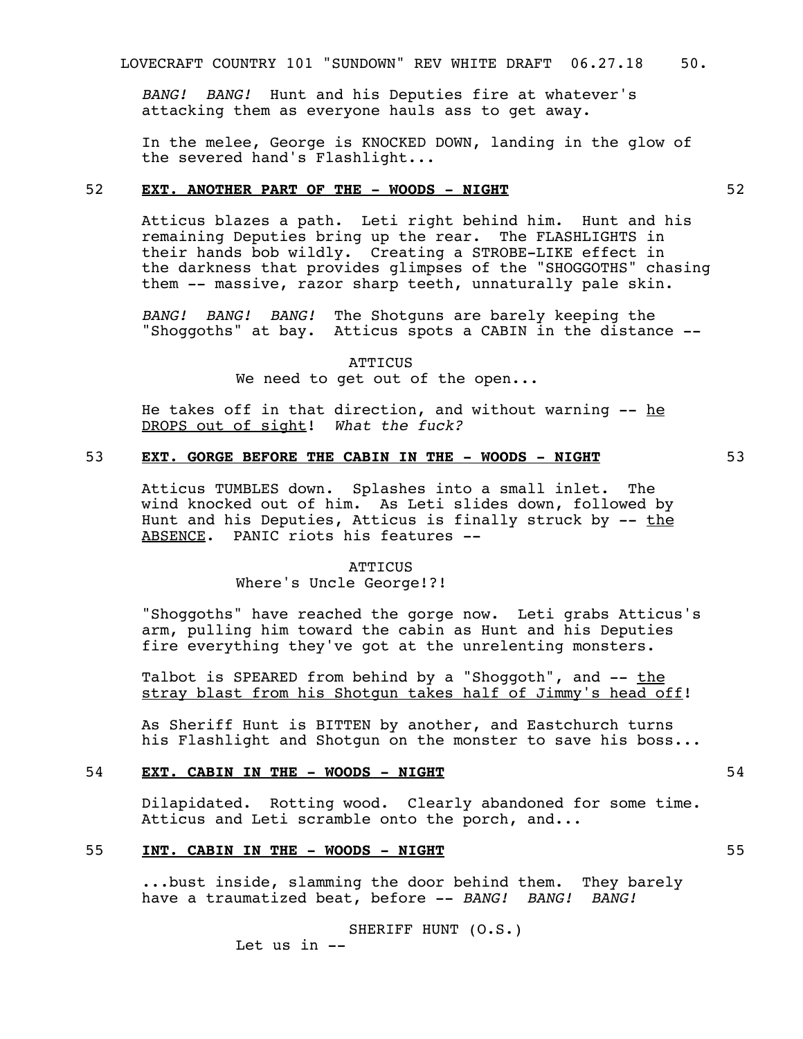*BANG! BANG!* Hunt and his Deputies fire at whatever's attacking them as everyone hauls ass to get away.

In the melee, George is KNOCKED DOWN, landing in the glow of the severed hand's Flashlight...

**52 EXT. ANOTHER PART OF THE - WOODS - NIGHT 52**

Atticus blazes a path. Leti right behind him. Hunt and his remaining Deputies bring up the rear. The FLASHLIGHTS in their hands bob wildly. Creating a STROBE-LIKE effect in the darkness that provides glimpses of the "SHOGGOTHS" chasing them -- massive, razor sharp teeth, unnaturally pale skin.

*BANG! BANG! BANG!* The Shotguns are barely keeping the "Shoggoths" at bay. Atticus spots a CABIN in the distance --

ATTICUS
We need to get out of the open...

He takes off in that direction, and without warning -- he DROPS out of sight! *What the fuck?*

**53 EXT. GORGE BEFORE THE CABIN IN THE - WOODS - NIGHT 53**

Atticus TUMBLES down. Splashes into a small inlet. The wind knocked out of him. As Leti slides down, followed by Hunt and his Deputies, Atticus is finally struck by -- the ABSENCE. PANIC riots his features --

ATTICUS
Where's Uncle George!?!

"Shoggoths" have reached the gorge now. Leti grabs Atticus's arm, pulling him toward the cabin as Hunt and his Deputies fire everything they've got at the unrelenting monsters.

Talbot is SPEARED from behind by a "Shoggoth", and -- the stray blast from his Shotgun takes half of Jimmy's head off!

As Sheriff Hunt is BITTEN by another, and Eastchurch turns his Flashlight and Shotgun on the monster to save his boss...

**54 EXT. CABIN IN THE - WOODS - NIGHT 54**

Dilapidated. Rotting wood. Clearly abandoned for some time. Atticus and Leti scramble onto the porch, and...

**55 INT. CABIN IN THE - WOODS - NIGHT 55**

...bust inside, slamming the door behind them. They barely have a traumatized beat, before -- *BANG! BANG! BANG!*

SHERIFF HUNT (O.S.)
Let us in --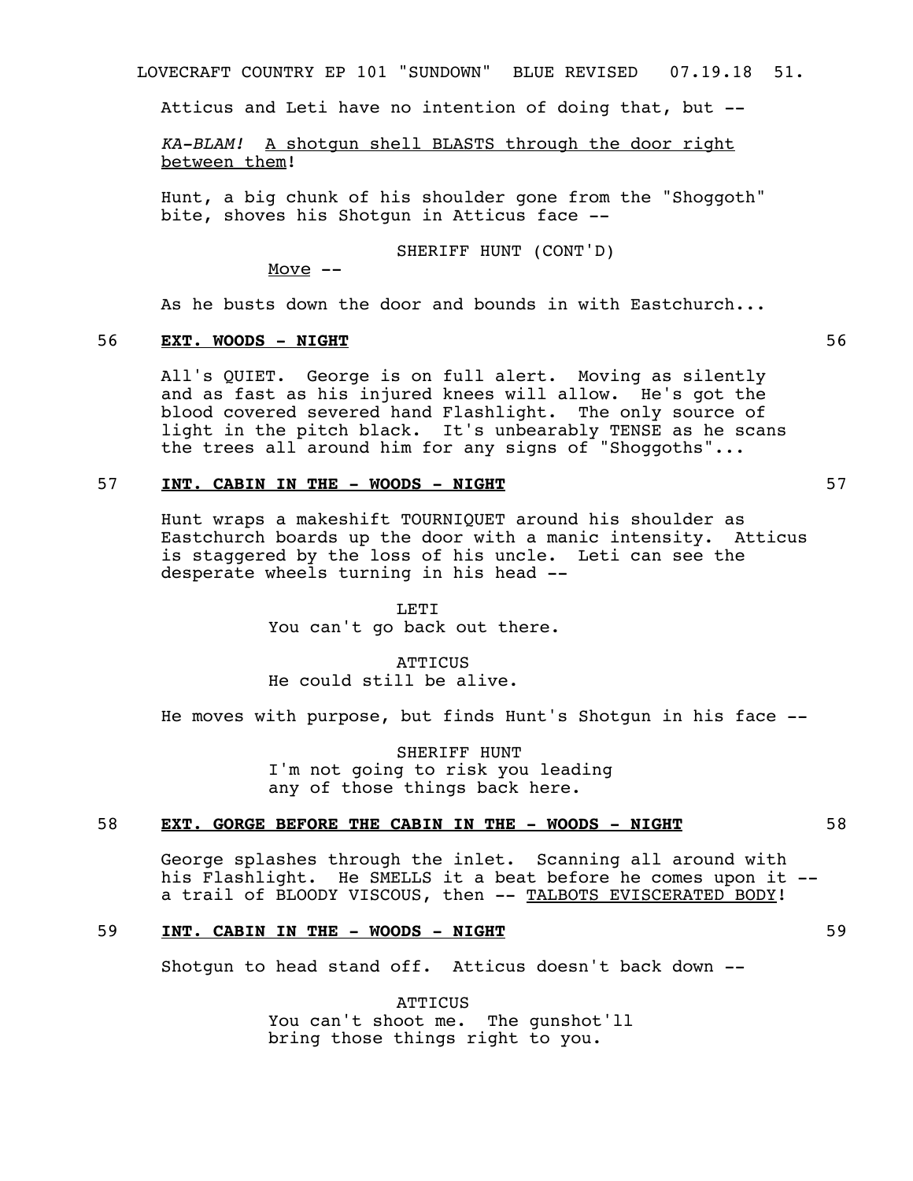Atticus and Leti have no intention of doing that, but --

*KA-BLAM!* <u>A shotgun shell BLASTS through the door right between them</u>!

Hunt, a big chunk of his shoulder gone from the "Shoggoth" bite, shoves his Shotgun in Atticus face --

SHERIFF HUNT (CONT'D)
<u>Move</u> --

As he busts down the door and bounds in with Eastchurch...

56 **<u>EXT. WOODS - NIGHT</u>** 56

All's QUIET. George is on full alert. Moving as silently and as fast as his injured knees will allow. He's got the blood covered severed hand Flashlight. The only source of light in the pitch black. It's unbearably TENSE as he scans the trees all around him for any signs of "Shoggoths"...

57 **<u>INT. CABIN IN THE - WOODS - NIGHT</u>** 57

Hunt wraps a makeshift TOURNIQUET around his shoulder as Eastchurch boards up the door with a manic intensity. Atticus is staggered by the loss of his uncle. Leti can see the desperate wheels turning in his head --

LETI
You can't go back out there.

ATTICUS
He could still be alive.

He moves with purpose, but finds Hunt's Shotgun in his face --

SHERIFF HUNT
I'm not going to risk you leading any of those things back here.

58 **<u>EXT. GORGE BEFORE THE CABIN IN THE - WOODS - NIGHT</u>** 58

George splashes through the inlet. Scanning all around with his Flashlight. He SMELLS it a beat before he comes upon it -- a trail of BLOODY VISCOUS, then -- <u>TALBOTS EVISCERATED BODY</u>!

59 **<u>INT. CABIN IN THE - WOODS - NIGHT</u>** 59

Shotgun to head stand off. Atticus doesn't back down --

ATTICUS
You can't shoot me. The gunshot'll bring those things right to you.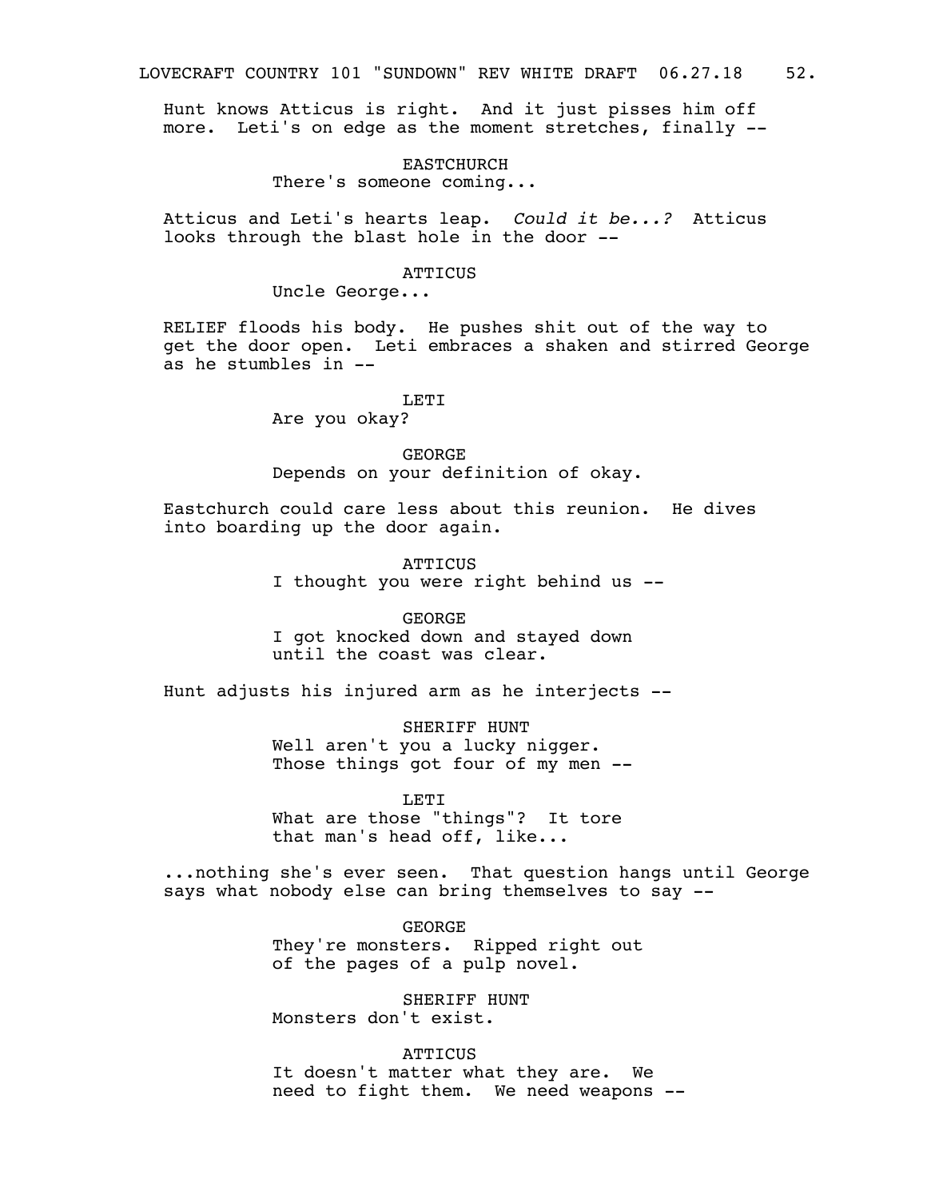Hunt knows Atticus is right. And it just pisses him off more. Leti's on edge as the moment stretches, finally --

EASTCHURCH
There's someone coming...

Atticus and Leti's hearts leap. *Could it be...?* Atticus looks through the blast hole in the door --

ATTICUS
Uncle George...

RELIEF floods his body. He pushes shit out of the way to get the door open. Leti embraces a shaken and stirred George as he stumbles in --

LETI
Are you okay?

GEORGE
Depends on your definition of okay.

Eastchurch could care less about this reunion. He dives into boarding up the door again.

ATTICUS
I thought you were right behind us --

GEORGE
I got knocked down and stayed down until the coast was clear.

Hunt adjusts his injured arm as he interjects --

SHERIFF HUNT
Well aren't you a lucky nigger. Those things got four of my men --

LETI
What are those "things"? It tore that man's head off, like...

...nothing she's ever seen. That question hangs until George says what nobody else can bring themselves to say --

GEORGE
They're monsters. Ripped right out of the pages of a pulp novel.

SHERIFF HUNT
Monsters don't exist.

ATTICUS
It doesn't matter what they are. We need to fight them. We need weapons --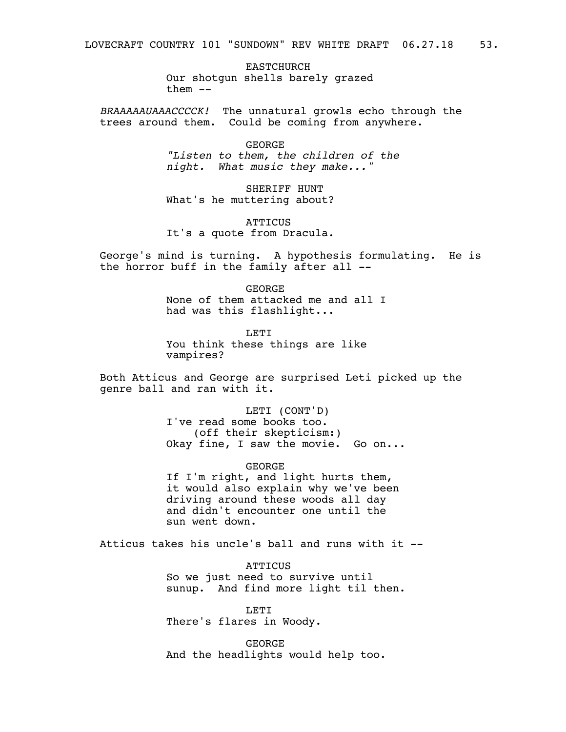EASTCHURCH
Our shotgun shells barely grazed them --

*BRAAAAAUAAACCCCK!* The unnatural growls echo through the trees around them. Could be coming from anywhere.

GEORGE
*"Listen to them, the children of the night. What music they make..."*

SHERIFF HUNT
What's he muttering about?

ATTICUS
It's a quote from Dracula.

George's mind is turning. A hypothesis formulating. He is the horror buff in the family after all --

GEORGE
None of them attacked me and all I had was this flashlight...

LETI
You think these things are like vampires?

Both Atticus and George are surprised Leti picked up the genre ball and ran with it.

LETI (CONT'D)
I've read some books too.
(off their skepticism:)
Okay fine, I saw the movie. Go on...

GEORGE
If I'm right, and light hurts them, it would also explain why we've been driving around these woods all day and didn't encounter one until the sun went down.

Atticus takes his uncle's ball and runs with it --

ATTICUS
So we just need to survive until sunup. And find more light til then.

LETI
There's flares in Woody.

GEORGE
And the headlights would help too.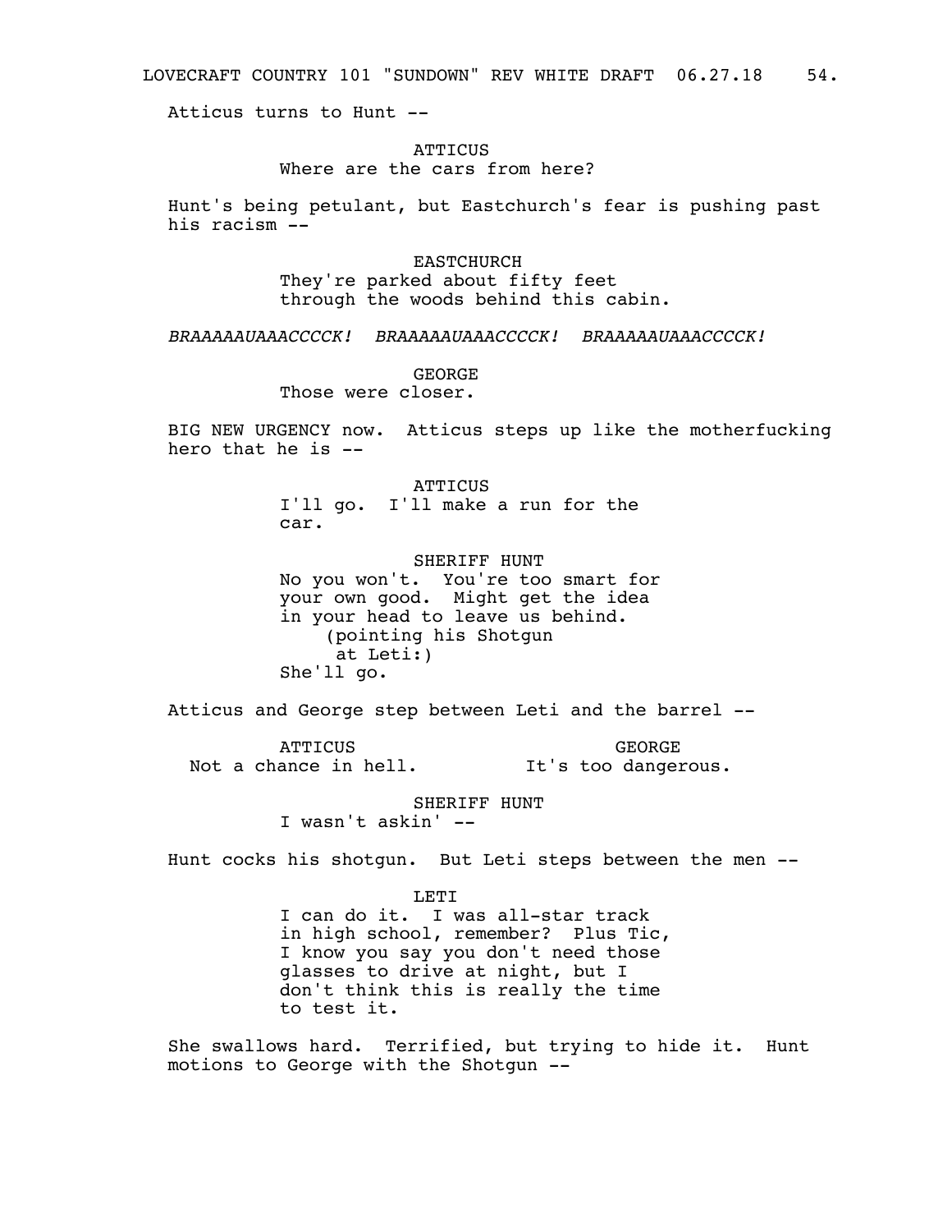Atticus turns to Hunt --

ATTICUS
Where are the cars from here?

Hunt's being petulant, but Eastchurch's fear is pushing past his racism --

EASTCHURCH
They're parked about fifty feet through the woods behind this cabin.

*BRAAAAAUAAACCCCK! BRAAAAAUAAACCCCK! BRAAAAAUAAACCCCK!*

GEORGE
Those were closer.

BIG NEW URGENCY now. Atticus steps up like the motherfucking hero that he is --

ATTICUS
I'll go. I'll make a run for the car.

SHERIFF HUNT
No you won't. You're too smart for your own good. Might get the idea in your head to leave us behind.
(pointing his Shotgun at Leti:)
She'll go.

Atticus and George step between Leti and the barrel --

ATTICUS
Not a chance in hell.

GEORGE
It's too dangerous.

SHERIFF HUNT
I wasn't askin' --

Hunt cocks his shotgun. But Leti steps between the men --

LETI
I can do it. I was all-star track in high school, remember? Plus Tic, I know you say you don't need those glasses to drive at night, but I don't think this is really the time to test it.

She swallows hard. Terrified, but trying to hide it. Hunt motions to George with the Shotgun --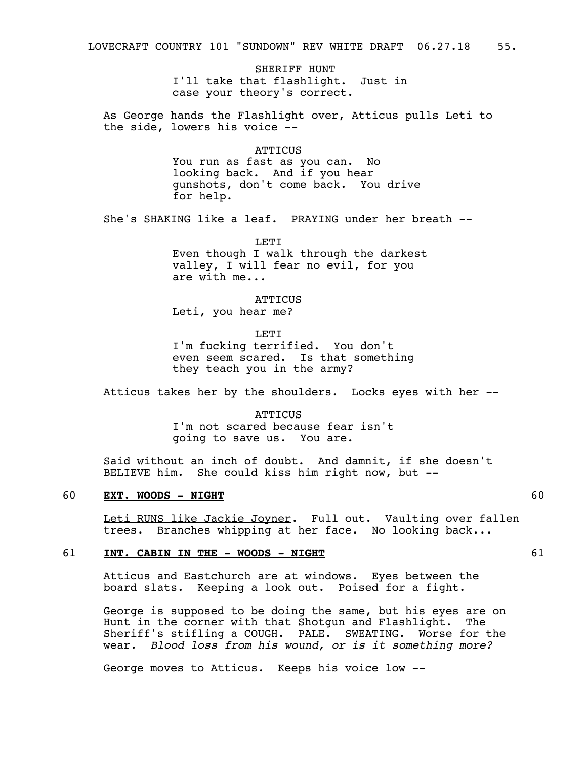SHERIFF HUNT
I'll take that flashlight. Just in case your theory's correct.

As George hands the Flashlight over, Atticus pulls Leti to the side, lowers his voice --

ATTICUS
You run as fast as you can. No looking back. And if you hear gunshots, don't come back. You drive for help.

She's SHAKING like a leaf. PRAYING under her breath --

LETI
Even though I walk through the darkest valley, I will fear no evil, for you are with me...

ATTICUS
Leti, you hear me?

LETI
I'm fucking terrified. You don't even seem scared. Is that something they teach you in the army?

Atticus takes her by the shoulders. Locks eyes with her --

ATTICUS
I'm not scared because fear isn't going to save us. You are.

Said without an inch of doubt. And damnit, if she doesn't BELIEVE him. She could kiss him right now, but --

**60 EXT. WOODS - NIGHT 60**

Leti RUNS like Jackie Joyner. Full out. Vaulting over fallen trees. Branches whipping at her face. No looking back...

**61 INT. CABIN IN THE - WOODS - NIGHT 61**

Atticus and Eastchurch are at windows. Eyes between the board slats. Keeping a look out. Poised for a fight.

George is supposed to be doing the same, but his eyes are on Hunt in the corner with that Shotgun and Flashlight. The Sheriff's stifling a COUGH. PALE. SWEATING. Worse for the wear. *Blood loss from his wound, or is it something more?*

George moves to Atticus. Keeps his voice low --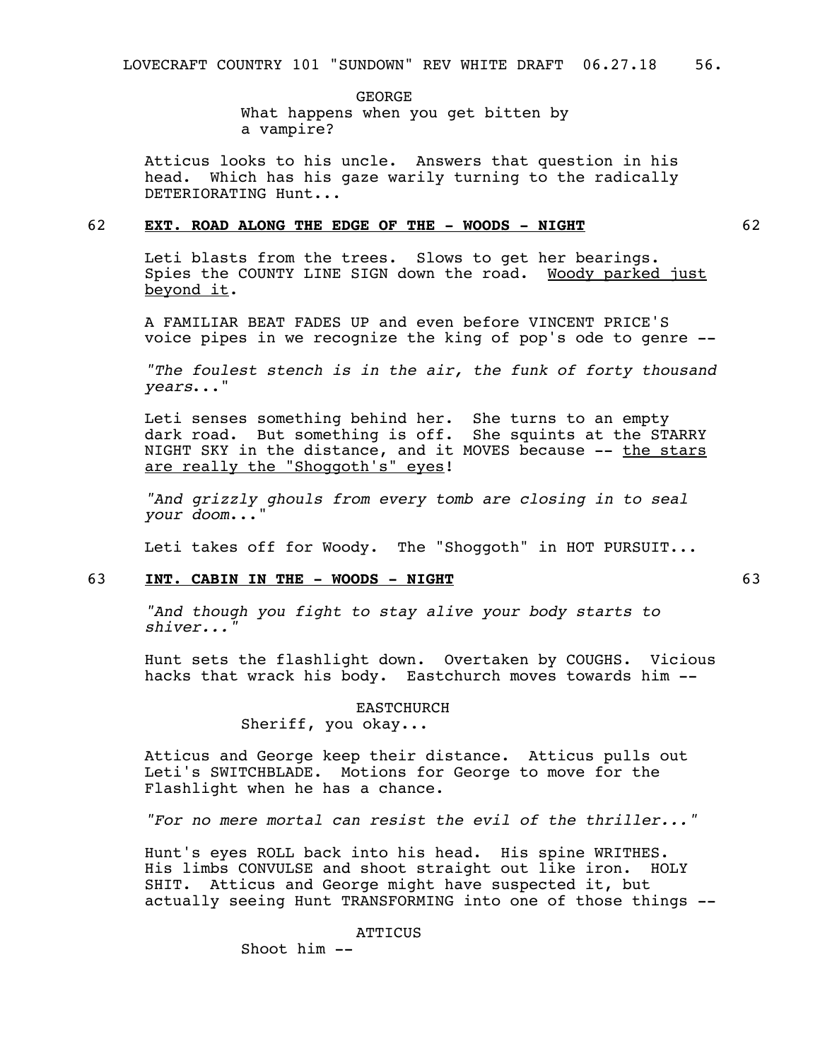GEORGE

What happens when you get bitten by a vampire?

Atticus looks to his uncle. Answers that question in his head. Which has his gaze warily turning to the radically DETERIORATING Hunt...

62 **EXT. ROAD ALONG THE EDGE OF THE - WOODS - NIGHT** 62

Leti blasts from the trees. Slows to get her bearings. Spies the COUNTY LINE SIGN down the road. Woody parked just beyond it.

A FAMILIAR BEAT FADES UP and even before VINCENT PRICE'S voice pipes in we recognize the king of pop's ode to genre --

*"The foulest stench is in the air, the funk of forty thousand years..."*

Leti senses something behind her. She turns to an empty dark road. But something is off. She squints at the STARRY NIGHT SKY in the distance, and it MOVES because -- the stars are really the "Shoggoth's" eyes!

*"And grizzly ghouls from every tomb are closing in to seal your doom..."*

Leti takes off for Woody. The "Shoggoth" in HOT PURSUIT...

63 **INT. CABIN IN THE - WOODS - NIGHT** 63

*"And though you fight to stay alive your body starts to shiver..."*

Hunt sets the flashlight down. Overtaken by COUGHS. Vicious hacks that wrack his body. Eastchurch moves towards him --

EASTCHURCH

Sheriff, you okay...

Atticus and George keep their distance. Atticus pulls out Leti's SWITCHBLADE. Motions for George to move for the Flashlight when he has a chance.

*"For no mere mortal can resist the evil of the thriller..."*

Hunt's eyes ROLL back into his head. His spine WRITHES. His limbs CONVULSE and shoot straight out like iron. HOLY SHIT. Atticus and George might have suspected it, but actually seeing Hunt TRANSFORMING into one of those things --

ATTICUS

Shoot him --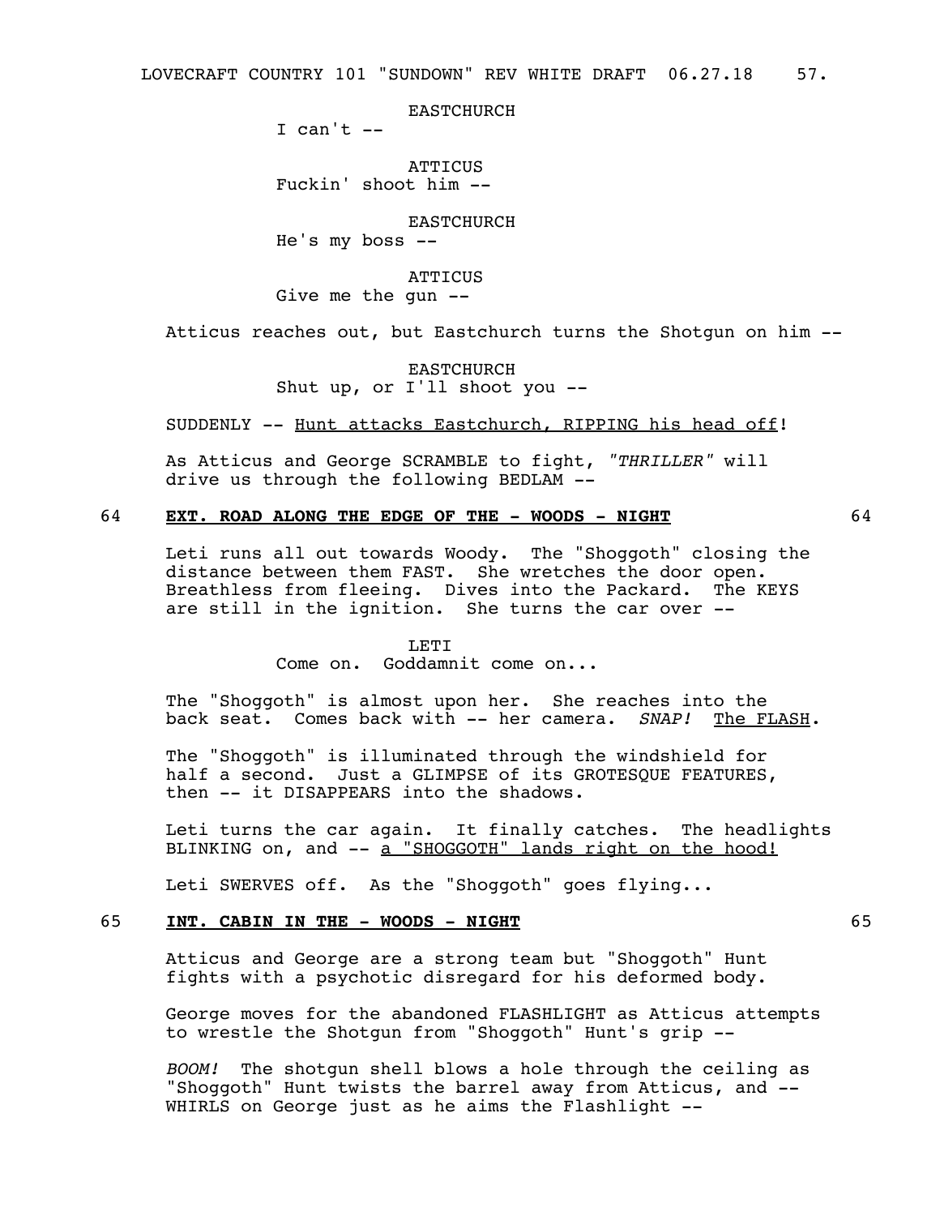EASTCHURCH
I can't --

ATTICUS
Fuckin' shoot him --

EASTCHURCH
He's my boss --

ATTICUS
Give me the gun --

Atticus reaches out, but Eastchurch turns the Shotgun on him --

EASTCHURCH
Shut up, or I'll shoot you --

SUDDENLY -- Hunt attacks Eastchurch, RIPPING his head off!

As Atticus and George SCRAMBLE to fight, *"THRILLER"* will drive us through the following BEDLAM --

**64 EXT. ROAD ALONG THE EDGE OF THE - WOODS - NIGHT 64**

Leti runs all out towards Woody. The "Shoggoth" closing the distance between them FAST. She wretches the door open. Breathless from fleeing. Dives into the Packard. The KEYS are still in the ignition. She turns the car over --

LETI
Come on. Goddamnit come on...

The "Shoggoth" is almost upon her. She reaches into the back seat. Comes back with -- her camera. *SNAP!* The FLASH.

The "Shoggoth" is illuminated through the windshield for half a second. Just a GLIMPSE of its GROTESQUE FEATURES, then -- it DISAPPEARS into the shadows.

Leti turns the car again. It finally catches. The headlights BLINKING on, and -- a "SHOGGOTH" lands right on the hood!

Leti SWERVES off. As the "Shoggoth" goes flying...

**65 INT. CABIN IN THE - WOODS - NIGHT 65**

Atticus and George are a strong team but "Shoggoth" Hunt fights with a psychotic disregard for his deformed body.

George moves for the abandoned FLASHLIGHT as Atticus attempts to wrestle the Shotgun from "Shoggoth" Hunt's grip --

*BOOM!* The shotgun shell blows a hole through the ceiling as "Shoggoth" Hunt twists the barrel away from Atticus, and -- WHIRLS on George just as he aims the Flashlight --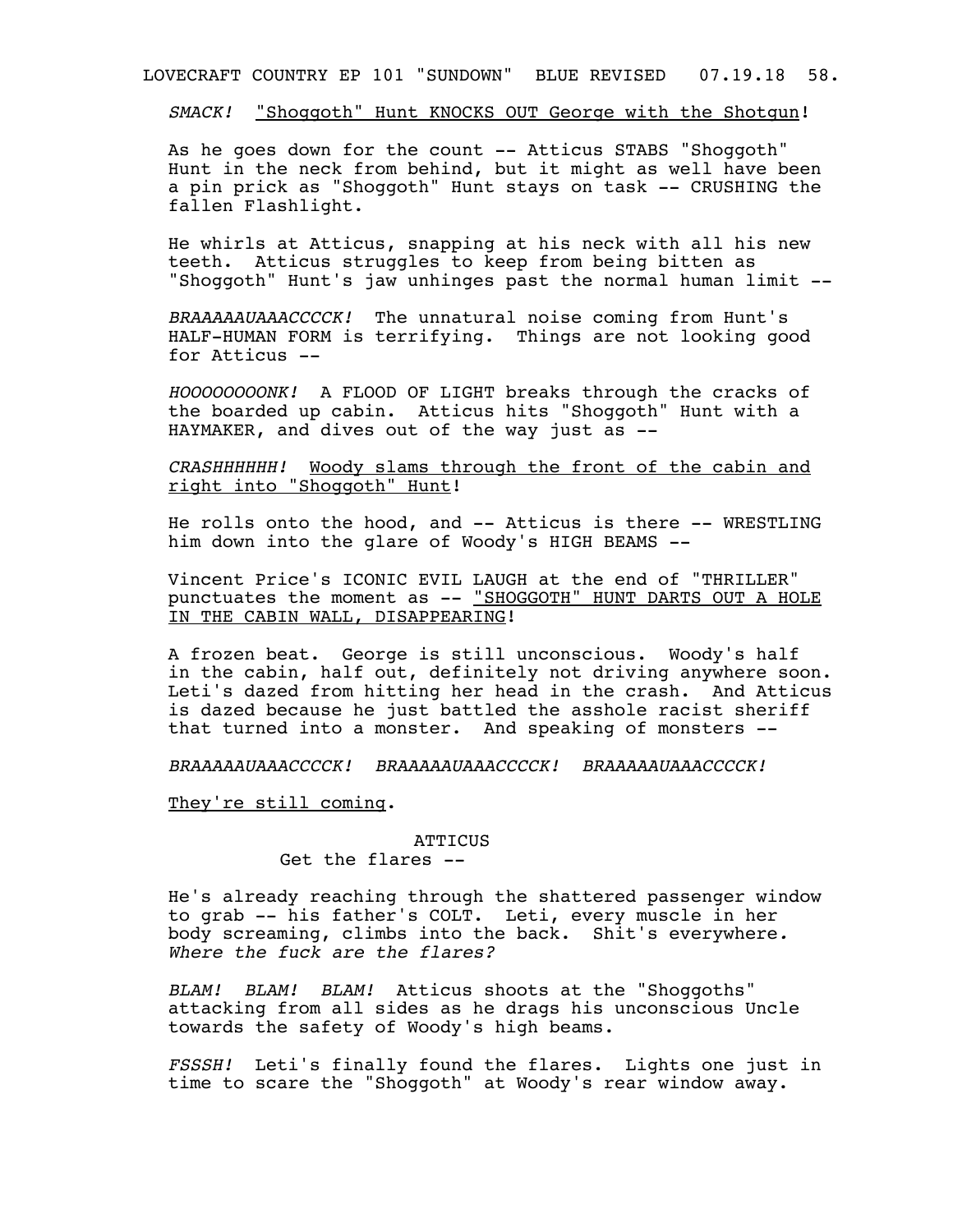*SMACK!* <u>"Shoggoth" Hunt KNOCKS OUT George with the Shotgun</u>!

As he goes down for the count -- Atticus STABS "Shoggoth" Hunt in the neck from behind, but it might as well have been a pin prick as "Shoggoth" Hunt stays on task -- CRUSHING the fallen Flashlight.

He whirls at Atticus, snapping at his neck with all his new teeth. Atticus struggles to keep from being bitten as "Shoggoth" Hunt's jaw unhinges past the normal human limit --

*BRAAAAAUAAACCCCK!* The unnatural noise coming from Hunt's HALF-HUMAN FORM is terrifying. Things are not looking good for Atticus --

*HOOOOOOOONK!* A FLOOD OF LIGHT breaks through the cracks of the boarded up cabin. Atticus hits "Shoggoth" Hunt with a HAYMAKER, and dives out of the way just as --

*CRASHHHHHH!* <u>Woody slams through the front of the cabin and right into "Shoggoth" Hunt</u>!

He rolls onto the hood, and -- Atticus is there -- WRESTLING him down into the glare of Woody's HIGH BEAMS --

Vincent Price's ICONIC EVIL LAUGH at the end of "THRILLER" punctuates the moment as -- <u>"SHOGGOTH" HUNT DARTS OUT A HOLE IN THE CABIN WALL, DISAPPEARING</u>!

A frozen beat. George is still unconscious. Woody's half in the cabin, half out, definitely not driving anywhere soon. Leti's dazed from hitting her head in the crash. And Atticus is dazed because he just battled the asshole racist sheriff that turned into a monster. And speaking of monsters --

*BRAAAAAUAAACCCCK! BRAAAAAUAAACCCCK! BRAAAAAUAAACCCCK!*

<u>They're still coming</u>.

ATTICUS

Get the flares --

He's already reaching through the shattered passenger window to grab -- his father's COLT. Leti, every muscle in her body screaming, climbs into the back. Shit's everywhere. *Where the fuck are the flares?*

*BLAM! BLAM! BLAM!* Atticus shoots at the "Shoggoths" attacking from all sides as he drags his unconscious Uncle towards the safety of Woody's high beams.

*FSSSH!* Leti's finally found the flares. Lights one just in time to scare the "Shoggoth" at Woody's rear window away.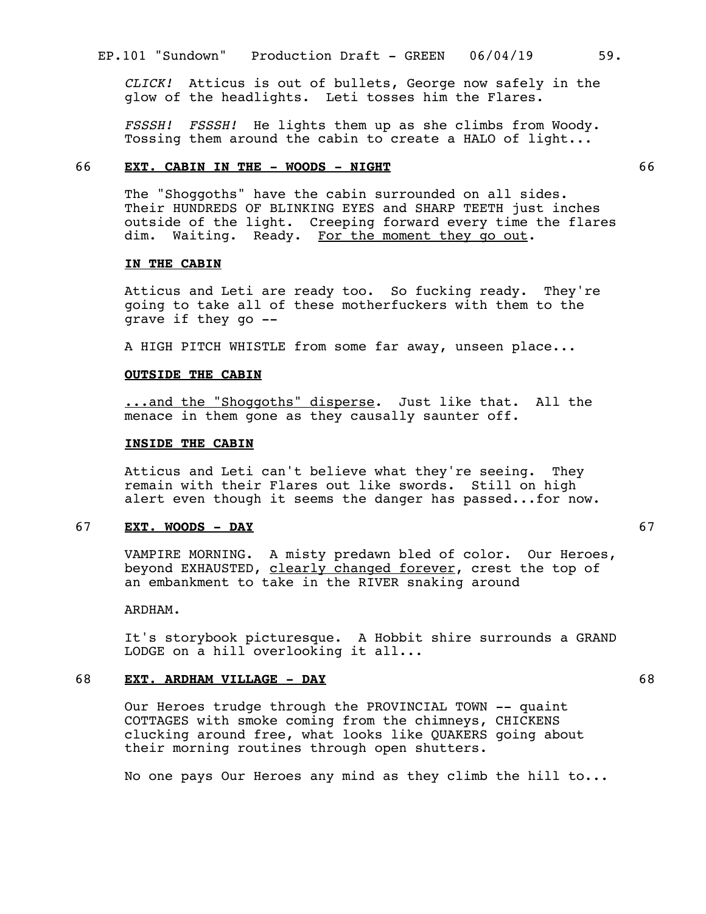*CLICK!* Atticus is out of bullets, George now safely in the glow of the headlights. Leti tosses him the Flares.

*FSSSH! FSSSH!* He lights them up as she climbs from Woody. Tossing them around the cabin to create a HALO of light...

66 **EXT. CABIN IN THE - WOODS - NIGHT** 66

The "Shoggoths" have the cabin surrounded on all sides. Their HUNDREDS OF BLINKING EYES and SHARP TEETH just inches outside of the light. Creeping forward every time the flares dim. Waiting. Ready. For the moment they go out.

**IN THE CABIN**

Atticus and Leti are ready too. So fucking ready. They're going to take all of these motherfuckers with them to the grave if they go --

A HIGH PITCH WHISTLE from some far away, unseen place...

**OUTSIDE THE CABIN**

...and the "Shoggoths" disperse. Just like that. All the menace in them gone as they causally saunter off.

**INSIDE THE CABIN**

Atticus and Leti can't believe what they're seeing. They remain with their Flares out like swords. Still on high alert even though it seems the danger has passed...for now.

67 **EXT. WOODS - DAY** 67

VAMPIRE MORNING. A misty predawn bled of color. Our Heroes, beyond EXHAUSTED, clearly changed forever, crest the top of an embankment to take in the RIVER snaking around

ARDHAM.

It's storybook picturesque. A Hobbit shire surrounds a GRAND LODGE on a hill overlooking it all...

68 **EXT. ARDHAM VILLAGE - DAY** 68

Our Heroes trudge through the PROVINCIAL TOWN -- quaint COTTAGES with smoke coming from the chimneys, CHICKENS clucking around free, what looks like QUAKERS going about their morning routines through open shutters.

No one pays Our Heroes any mind as they climb the hill to...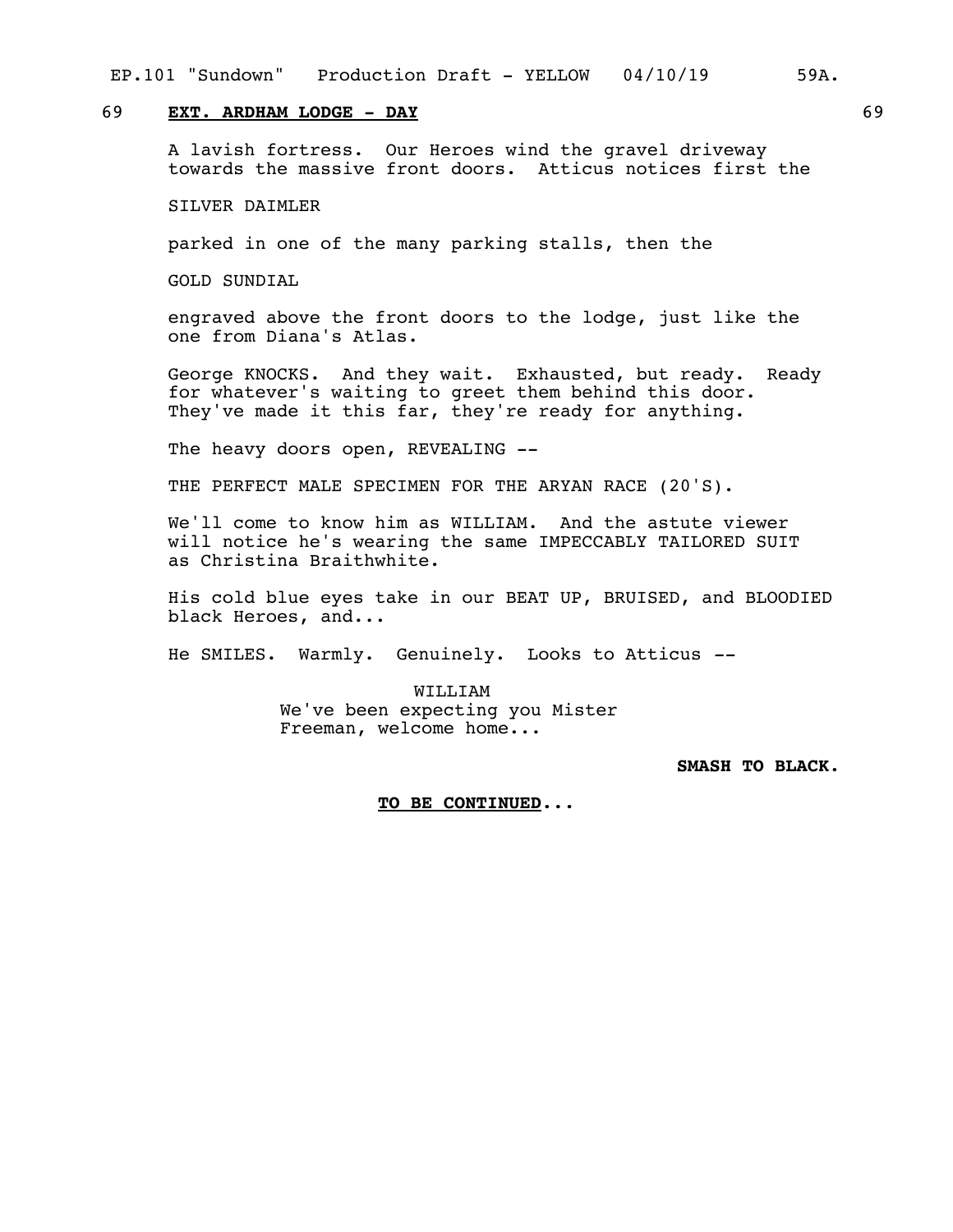69 **EXT. ARDHAM LODGE - DAY** 69

A lavish fortress. Our Heroes wind the gravel driveway towards the massive front doors. Atticus notices first the

SILVER DAIMLER

parked in one of the many parking stalls, then the

GOLD SUNDIAL

engraved above the front doors to the lodge, just like the one from Diana's Atlas.

George KNOCKS. And they wait. Exhausted, but ready. Ready for whatever's waiting to greet them behind this door. They've made it this far, they're ready for anything.

The heavy doors open, REVEALING --

THE PERFECT MALE SPECIMEN FOR THE ARYAN RACE (20'S).

We'll come to know him as WILLIAM. And the astute viewer will notice he's wearing the same IMPECCABLY TAILORED SUIT as Christina Braithwhite.

His cold blue eyes take in our BEAT UP, BRUISED, and BLOODIED black Heroes, and...

He SMILES. Warmly. Genuinely. Looks to Atticus --

WILLIAM
We've been expecting you Mister Freeman, welcome home...

**SMASH TO BLACK.**

**TO BE CONTINUED...**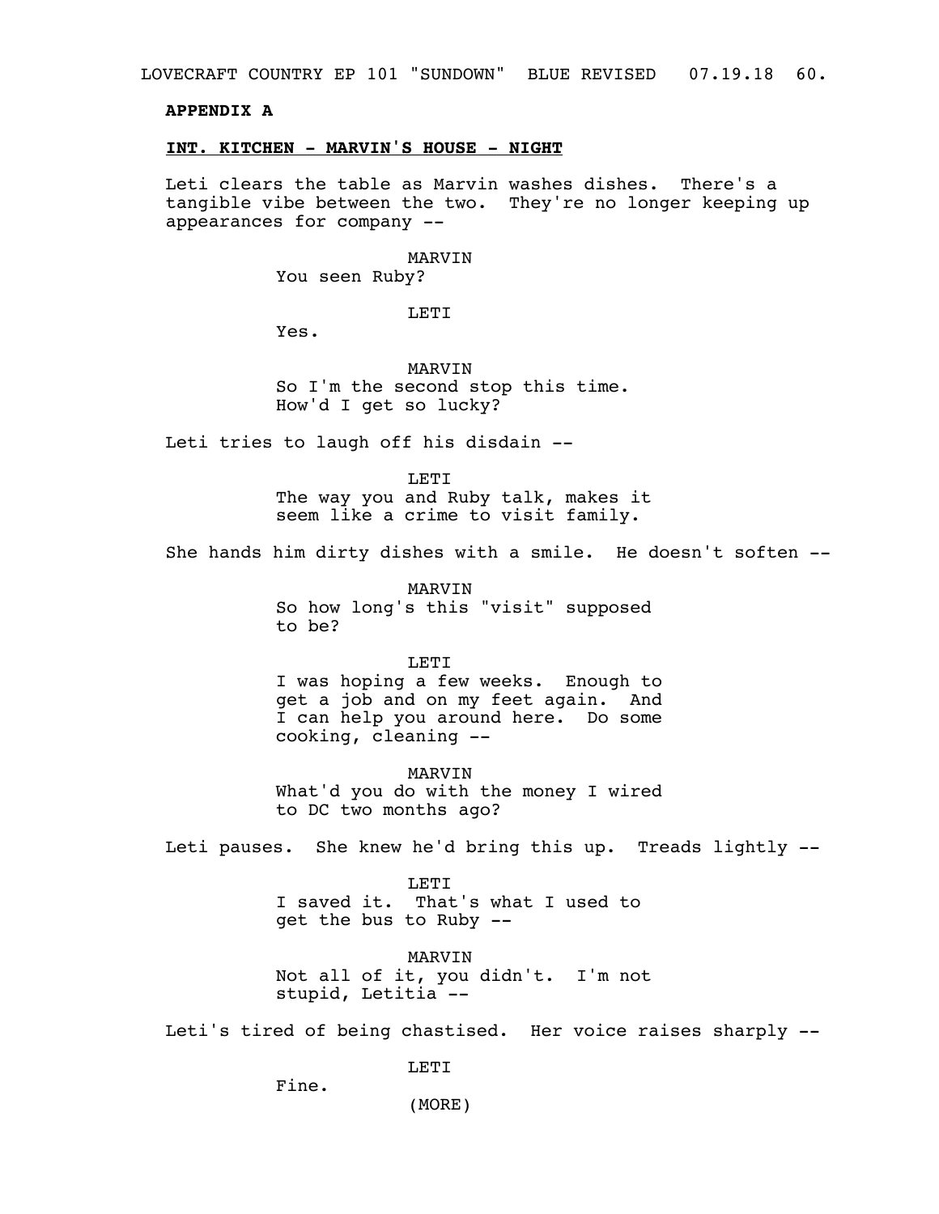**APPENDIX A**

**INT. KITCHEN - MARVIN'S HOUSE - NIGHT**

Leti clears the table as Marvin washes dishes. There's a tangible vibe between the two. They're no longer keeping up appearances for company --

MARVIN
You seen Ruby?

LETI
Yes.

MARVIN
So I'm the second stop this time. How'd I get so lucky?

Leti tries to laugh off his disdain --

LETI
The way you and Ruby talk, makes it seem like a crime to visit family.

She hands him dirty dishes with a smile. He doesn't soften --

MARVIN
So how long's this "visit" supposed to be?

LETI
I was hoping a few weeks. Enough to get a job and on my feet again. And I can help you around here. Do some cooking, cleaning --

MARVIN
What'd you do with the money I wired to DC two months ago?

Leti pauses. She knew he'd bring this up. Treads lightly --

LETI
I saved it. That's what I used to get the bus to Ruby --

MARVIN
Not all of it, you didn't. I'm not stupid, Letitia --

Leti's tired of being chastised. Her voice raises sharply --

LETI
Fine.
(MORE)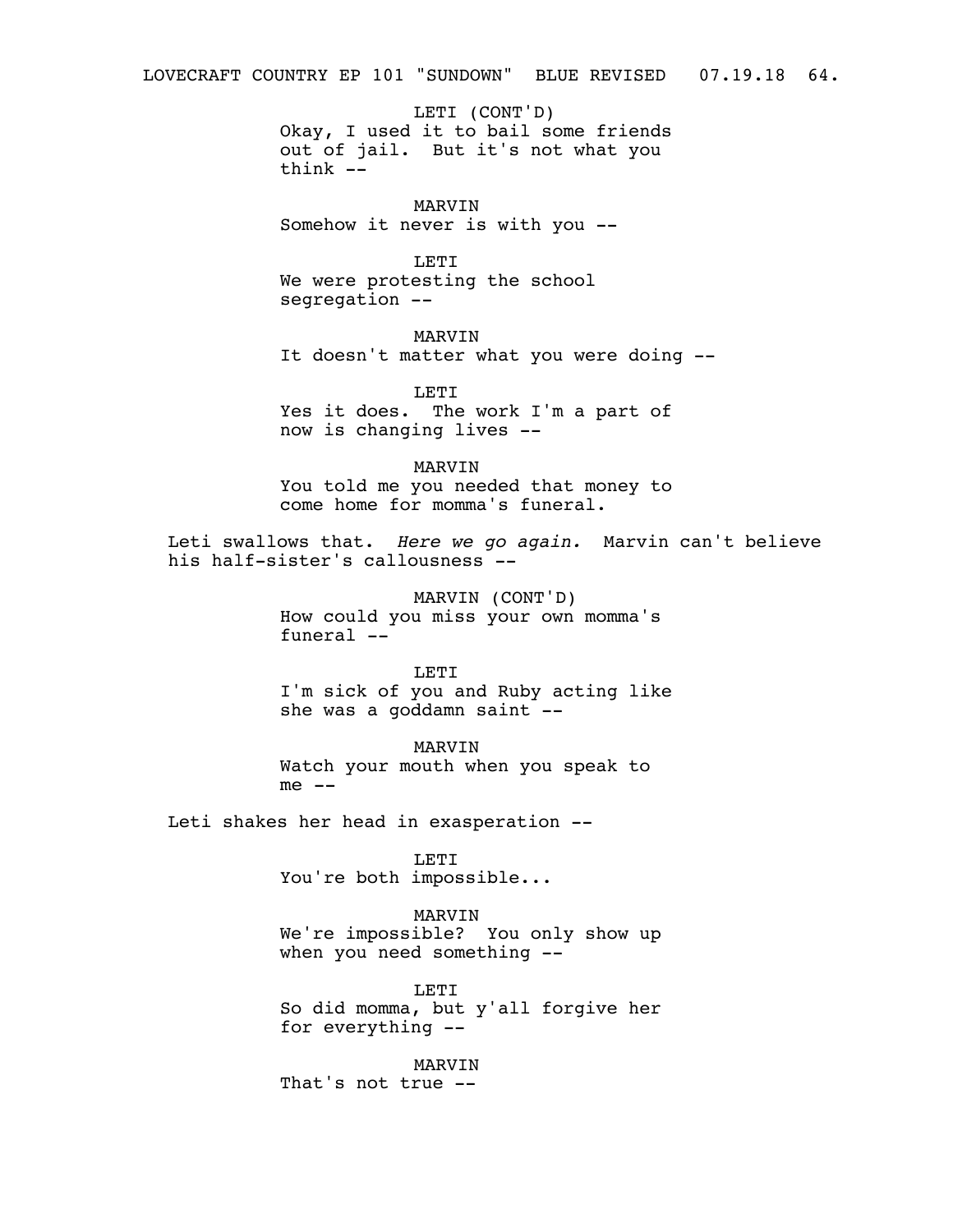LETI (CONT'D)
Okay, I used it to bail some friends out of jail. But it's not what you think --

MARVIN
Somehow it never is with you --

LETI
We were protesting the school segregation --

MARVIN
It doesn't matter what you were doing --

LETI
Yes it does. The work I'm a part of now is changing lives --

MARVIN
You told me you needed that money to come home for momma's funeral.

Leti swallows that. *Here we go again.* Marvin can't believe his half-sister's callousness --

MARVIN (CONT'D)
How could you miss your own momma's funeral --

LETI
I'm sick of you and Ruby acting like she was a goddamn saint --

MARVIN
Watch your mouth when you speak to me --

Leti shakes her head in exasperation --

LETI
You're both impossible...

MARVIN
We're impossible? You only show up when you need something --

LETI
So did momma, but y'all forgive her for everything --

MARVIN
That's not true --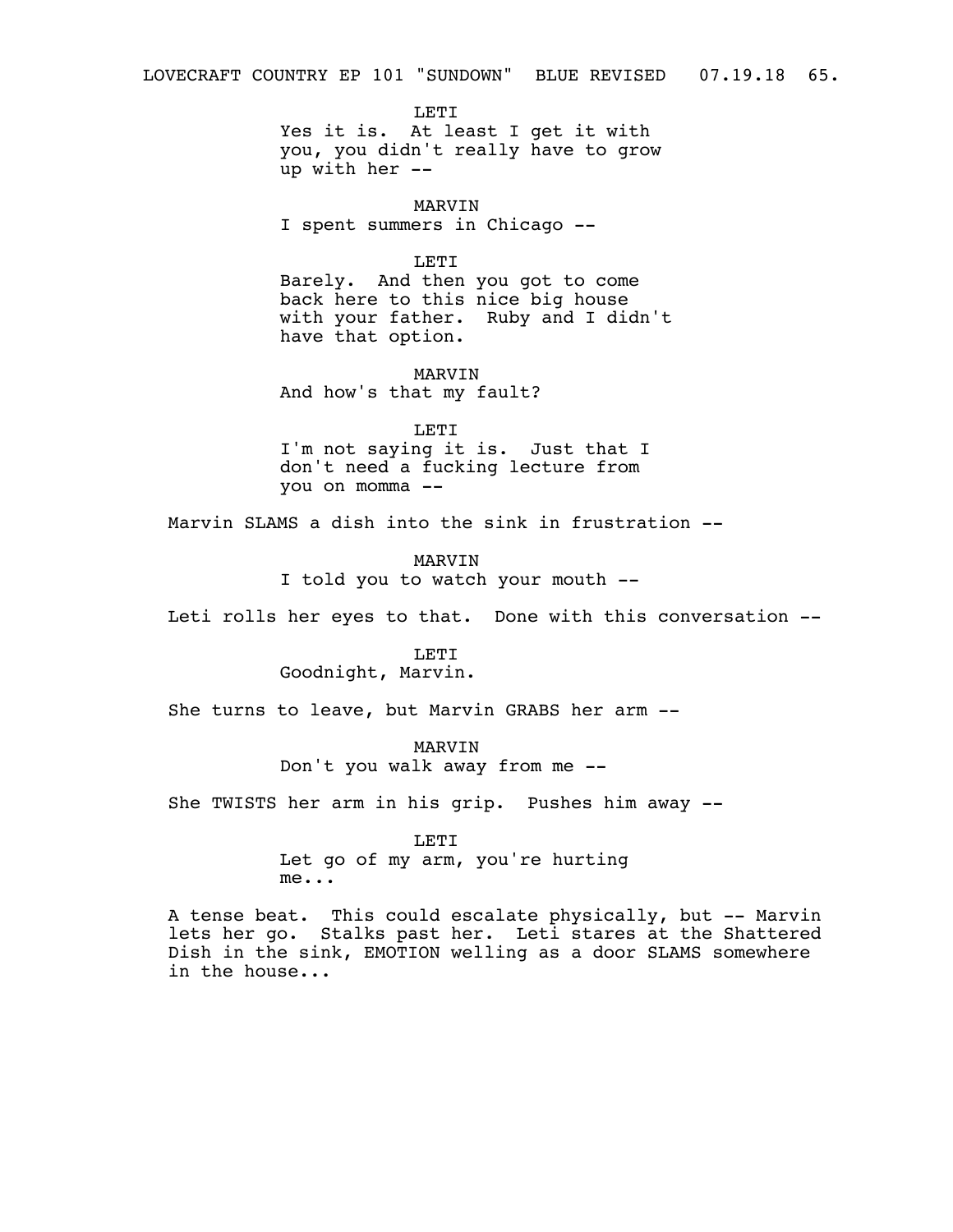LETI
Yes it is. At least I get it with you, you didn't really have to grow up with her --

MARVIN
I spent summers in Chicago --

LETI
Barely. And then you got to come back here to this nice big house with your father. Ruby and I didn't have that option.

MARVIN
And how's that my fault?

LETI
I'm not saying it is. Just that I don't need a fucking lecture from you on momma --

Marvin SLAMS a dish into the sink in frustration --

MARVIN
I told you to watch your mouth --

Leti rolls her eyes to that. Done with this conversation --

LETI
Goodnight, Marvin.

She turns to leave, but Marvin GRABS her arm --

MARVIN
Don't you walk away from me --

She TWISTS her arm in his grip. Pushes him away --

LETI
Let go of my arm, you're hurting me...

A tense beat. This could escalate physically, but -- Marvin lets her go. Stalks past her. Leti stares at the Shattered Dish in the sink, EMOTION welling as a door SLAMS somewhere in the house...